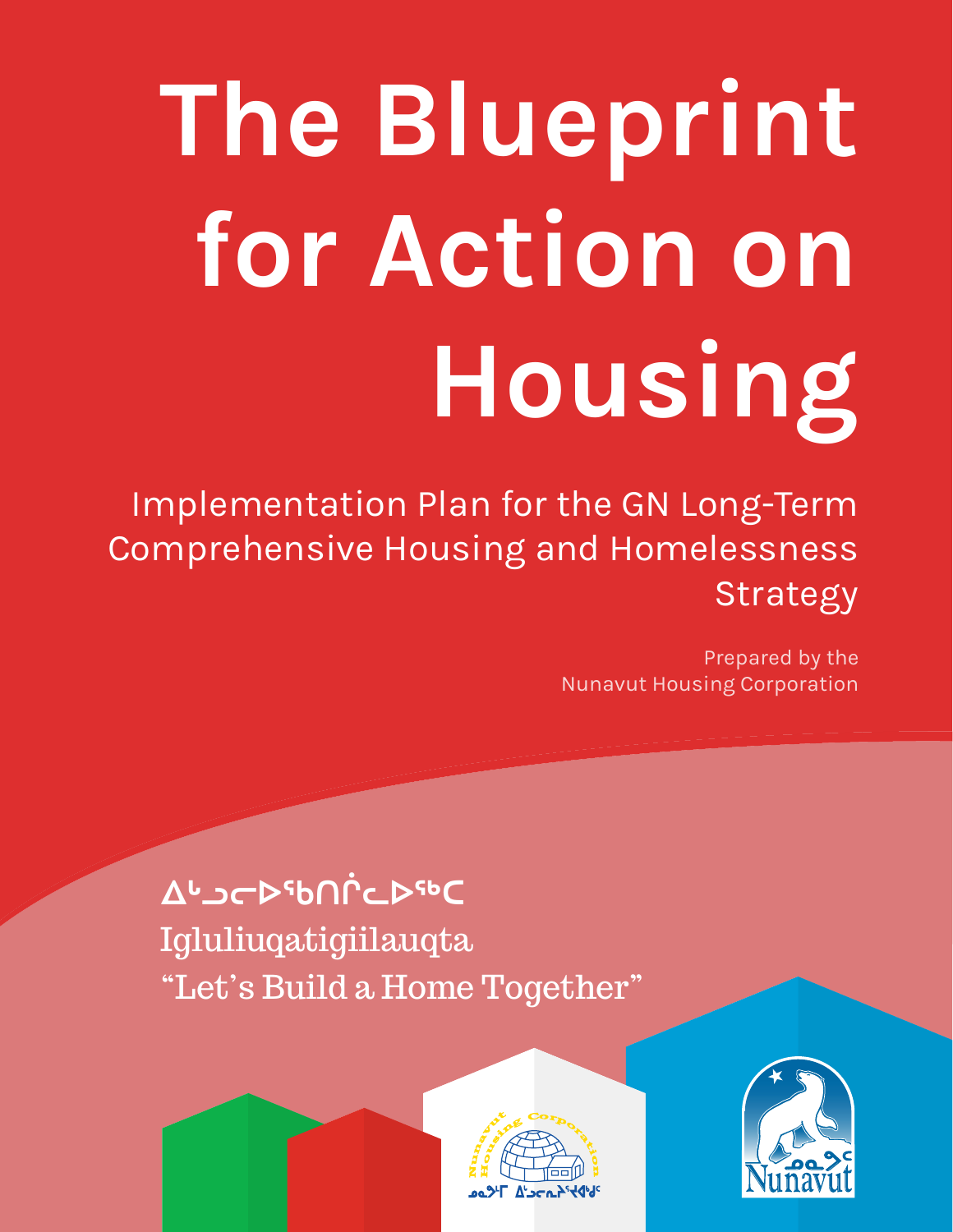# The Blueprint for Action on Housing

Implementation Plan for the GN Long-Term Comprehensive Housing and Homelessness Strategy

Prepared by the Nunavut Housing Corporation

ᐃᒡᓗᓕᐅᖃᑎᒌᓚᐅᖅᑕ

Igluliuqatigiilauqta

"Let's Build a Home Together"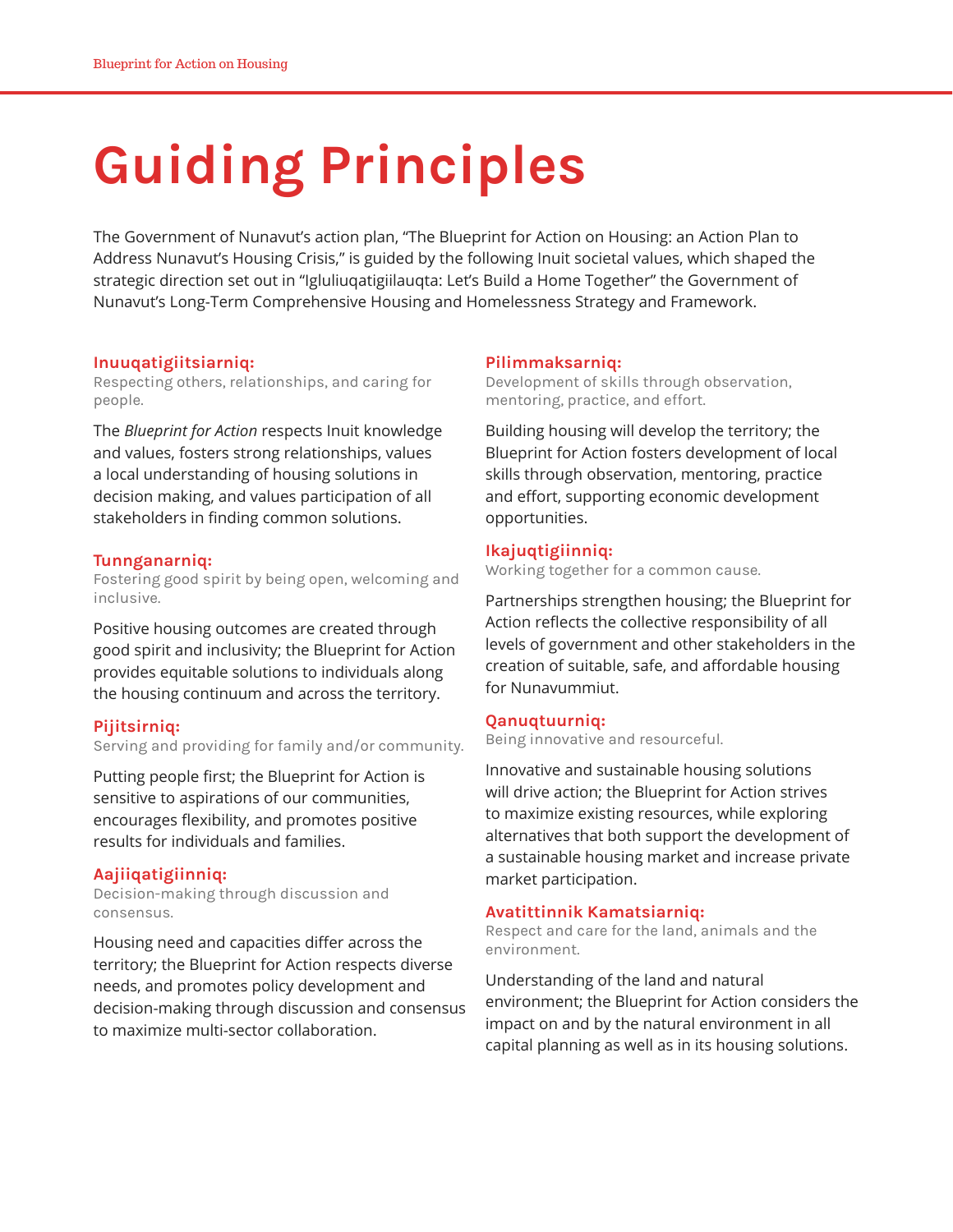# Guiding Principles

The Government of Nunavut's action plan, "The Blueprint for Action on Housing: an Action Plan to Address Nunavut's Housing Crisis," is guided by the following Inuit societal values, which shaped the strategic direction set out in "Igluliuqatigiilauqta: Let's Build a Home Together" the Government of Nunavut's Long-Term Comprehensive Housing and Homelessness Strategy and Framework.

### Inuuqatigiitsiarniq:

Respecting others, relationships, and caring for people.

The *Blueprint for Action* respects Inuit knowledge and values, fosters strong relationships, values a local understanding of housing solutions in decision making, and values participation of all stakeholders in finding common solutions.

### Tunnganarniq:

Fostering good spirit by being open, welcoming and inclusive.

Positive housing outcomes are created through good spirit and inclusivity; the Blueprint for Action provides equitable solutions to individuals along the housing continuum and across the territory.

### Pijitsirniq:

Serving and providing for family and/or community.

Putting people first; the Blueprint for Action is sensitive to aspirations of our communities, encourages flexibility, and promotes positive results for individuals and families.

### Aajiiqatigiinniq:

Decision-making through discussion and consensus.

Housing need and capacities differ across the territory; the Blueprint for Action respects diverse needs, and promotes policy development and decision-making through discussion and consensus to maximize multi-sector collaboration.

### Pilimmaksarniq:

Development of skills through observation, mentoring, practice, and effort.

Building housing will develop the territory; the Blueprint for Action fosters development of local skills through observation, mentoring, practice and effort, supporting economic development opportunities.

### Ikajuqtigiinniq:

Working together for a common cause.

Partnerships strengthen housing; the Blueprint for Action reflects the collective responsibility of all levels of government and other stakeholders in the creation of suitable, safe, and affordable housing for Nunavummiut.

### Qanuqtuurniq:

Being innovative and resourceful.

Innovative and sustainable housing solutions will drive action; the Blueprint for Action strives to maximize existing resources, while exploring alternatives that both support the development of a sustainable housing market and increase private market participation.

### Avatittinnik Kamatsiarniq:

Respect and care for the land, animals and the environment.

Understanding of the land and natural environment; the Blueprint for Action considers the impact on and by the natural environment in all capital planning as well as in its housing solutions.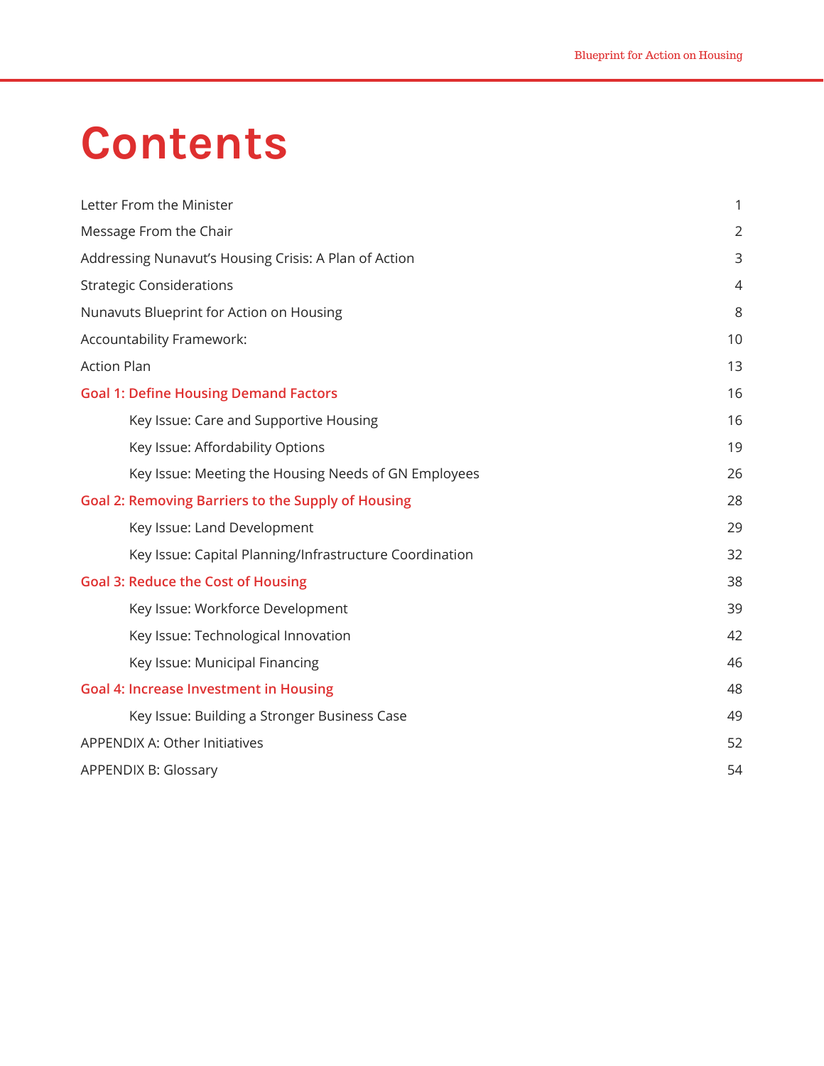# Contents

| | |
|---|---|
| Letter From the Minister | 1 |
| Message From the Chair | 2 |
| Addressing Nunavut's Housing Crisis: A Plan of Action | 3 |
| Strategic Considerations | 4 |
| Nunavuts Blueprint for Action on Housing | 8 |
| Accountability Framework: | 10 |
| Action Plan | 13 |
| **Goal 1: Define Housing Demand Factors** | 16 |
| Key Issue: Care and Supportive Housing | 16 |
| Key Issue: Affordability Options | 19 |
| Key Issue: Meeting the Housing Needs of GN Employees | 26 |
| **Goal 2: Removing Barriers to the Supply of Housing** | 28 |
| Key Issue: Land Development | 29 |
| Key Issue: Capital Planning/Infrastructure Coordination | 32 |
| **Goal 3: Reduce the Cost of Housing** | 38 |
| Key Issue: Workforce Development | 39 |
| Key Issue: Technological Innovation | 42 |
| Key Issue: Municipal Financing | 46 |
| **Goal 4: Increase Investment in Housing** | 48 |
| Key Issue: Building a Stronger Business Case | 49 |
| APPENDIX A: Other Initiatives | 52 |
| APPENDIX B: Glossary | 54 |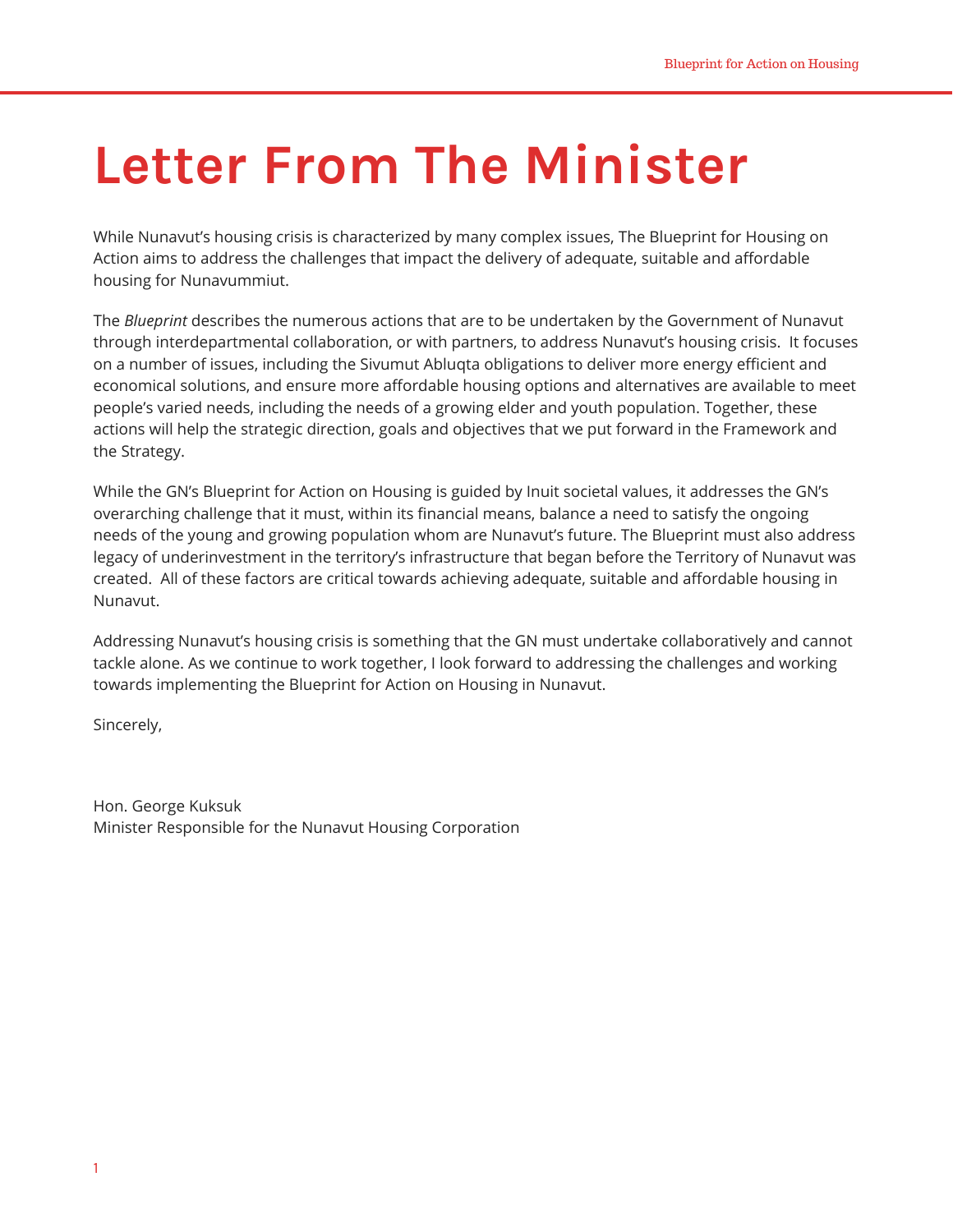# Letter From The Minister

While Nunavut's housing crisis is characterized by many complex issues, The Blueprint for Housing on Action aims to address the challenges that impact the delivery of adequate, suitable and affordable housing for Nunavummiut.

The *Blueprint* describes the numerous actions that are to be undertaken by the Government of Nunavut through interdepartmental collaboration, or with partners, to address Nunavut's housing crisis. It focuses on a number of issues, including the Sivumut Abluqta obligations to deliver more energy efficient and economical solutions, and ensure more affordable housing options and alternatives are available to meet people's varied needs, including the needs of a growing elder and youth population. Together, these actions will help the strategic direction, goals and objectives that we put forward in the Framework and the Strategy.

While the GN's Blueprint for Action on Housing is guided by Inuit societal values, it addresses the GN's overarching challenge that it must, within its financial means, balance a need to satisfy the ongoing needs of the young and growing population whom are Nunavut's future. The Blueprint must also address legacy of underinvestment in the territory's infrastructure that began before the Territory of Nunavut was created. All of these factors are critical towards achieving adequate, suitable and affordable housing in Nunavut.

Addressing Nunavut's housing crisis is something that the GN must undertake collaboratively and cannot tackle alone. As we continue to work together, I look forward to addressing the challenges and working towards implementing the Blueprint for Action on Housing in Nunavut.

Sincerely,

Hon. George Kuksuk
Minister Responsible for the Nunavut Housing Corporation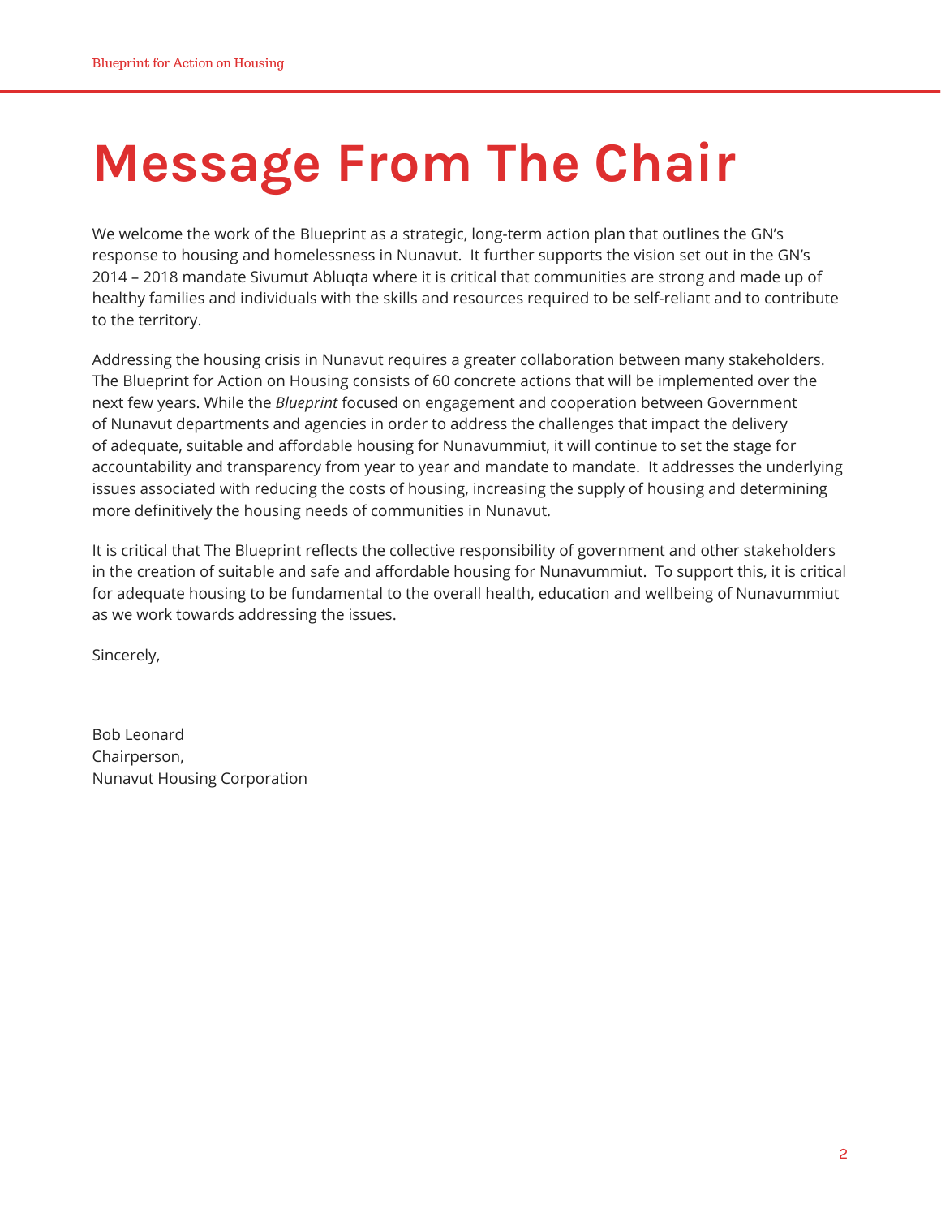# Message From The Chair

We welcome the work of the Blueprint as a strategic, long-term action plan that outlines the GN's response to housing and homelessness in Nunavut. It further supports the vision set out in the GN's 2014 – 2018 mandate Sivumut Abluqta where it is critical that communities are strong and made up of healthy families and individuals with the skills and resources required to be self-reliant and to contribute to the territory.

Addressing the housing crisis in Nunavut requires a greater collaboration between many stakeholders. The Blueprint for Action on Housing consists of 60 concrete actions that will be implemented over the next few years. While the *Blueprint* focused on engagement and cooperation between Government of Nunavut departments and agencies in order to address the challenges that impact the delivery of adequate, suitable and affordable housing for Nunavummiut, it will continue to set the stage for accountability and transparency from year to year and mandate to mandate. It addresses the underlying issues associated with reducing the costs of housing, increasing the supply of housing and determining more definitively the housing needs of communities in Nunavut.

It is critical that The Blueprint reflects the collective responsibility of government and other stakeholders in the creation of suitable and safe and affordable housing for Nunavummiut. To support this, it is critical for adequate housing to be fundamental to the overall health, education and wellbeing of Nunavummiut as we work towards addressing the issues.

Sincerely,

Bob Leonard
Chairperson,
Nunavut Housing Corporation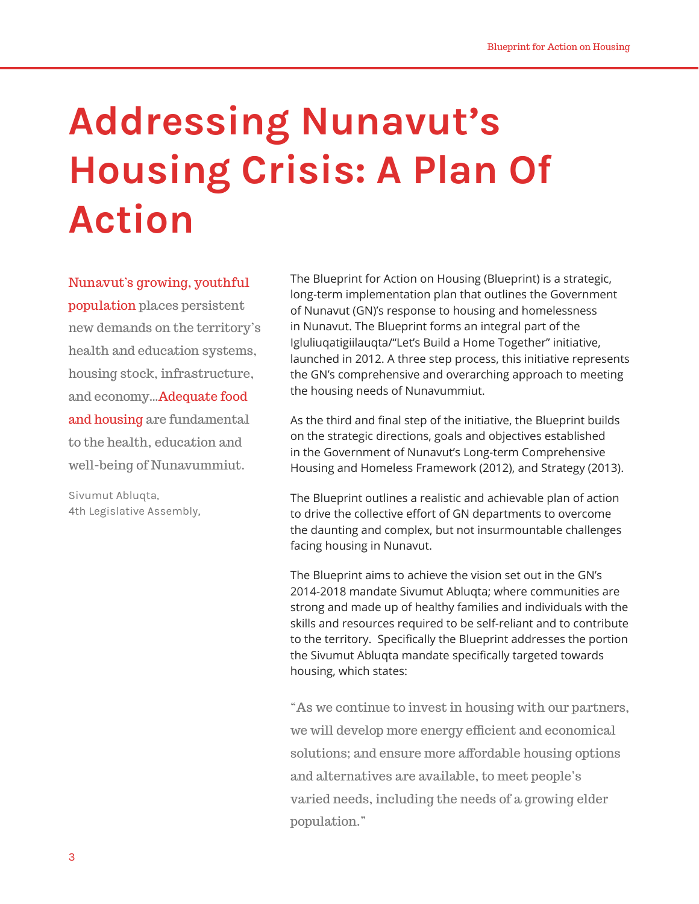# Addressing Nunavut's Housing Crisis: A Plan Of Action

> Nunavut's growing, youthful population places persistent new demands on the territory's health and education systems, housing stock, infrastructure, and economy...Adequate food and housing are fundamental to the health, education and well-being of Nunavummiut.
>
> Sivumut Abluqta,
> 4th Legislative Assembly,

The Blueprint for Action on Housing (Blueprint) is a strategic, long-term implementation plan that outlines the Government of Nunavut (GN)'s response to housing and homelessness in Nunavut. The Blueprint forms an integral part of the Igluliuqatigiilauqta/"Let's Build a Home Together" initiative, launched in 2012. A three step process, this initiative represents the GN's comprehensive and overarching approach to meeting the housing needs of Nunavummiut.

As the third and final step of the initiative, the Blueprint builds on the strategic directions, goals and objectives established in the Government of Nunavut's Long-term Comprehensive Housing and Homeless Framework (2012), and Strategy (2013).

The Blueprint outlines a realistic and achievable plan of action to drive the collective effort of GN departments to overcome the daunting and complex, but not insurmountable challenges facing housing in Nunavut.

The Blueprint aims to achieve the vision set out in the GN's 2014-2018 mandate Sivumut Abluqta; where communities are strong and made up of healthy families and individuals with the skills and resources required to be self-reliant and to contribute to the territory. Specifically the Blueprint addresses the portion the Sivumut Abluqta mandate specifically targeted towards housing, which states:

> "As we continue to invest in housing with our partners, we will develop more energy efficient and economical solutions; and ensure more affordable housing options and alternatives are available, to meet people's varied needs, including the needs of a growing elder population."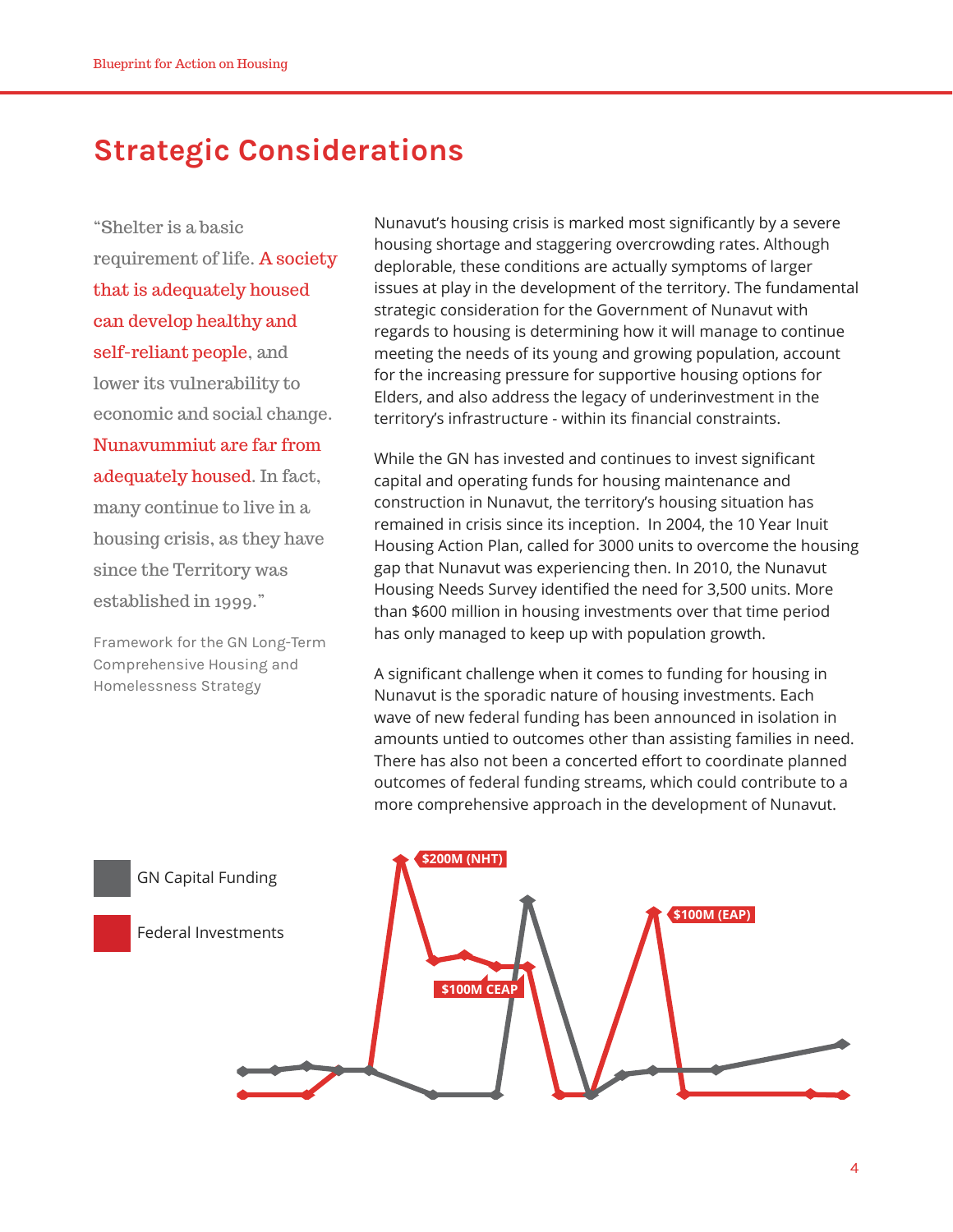# Strategic Considerations

> "Shelter is a basic requirement of life. A society that is adequately housed can develop healthy and self-reliant people, and lower its vulnerability to economic and social change. Nunavummiut are far from adequately housed. In fact, many continue to live in a housing crisis, as they have since the Territory was established in 1999."
>
> Framework for the GN Long-Term Comprehensive Housing and Homelessness Strategy

Nunavut's housing crisis is marked most significantly by a severe housing shortage and staggering overcrowding rates. Although deplorable, these conditions are actually symptoms of larger issues at play in the development of the territory. The fundamental strategic consideration for the Government of Nunavut with regards to housing is determining how it will manage to continue meeting the needs of its young and growing population, account for the increasing pressure for supportive housing options for Elders, and also address the legacy of underinvestment in the territory's infrastructure - within its financial constraints.

While the GN has invested and continues to invest significant capital and operating funds for housing maintenance and construction in Nunavut, the territory's housing situation has remained in crisis since its inception. In 2004, the 10 Year Inuit Housing Action Plan, called for 3000 units to overcome the housing gap that Nunavut was experiencing then. In 2010, the Nunavut Housing Needs Survey identified the need for 3,500 units. More than $600 million in housing investments over that time period has only managed to keep up with population growth.

A significant challenge when it comes to funding for housing in Nunavut is the sporadic nature of housing investments. Each wave of new federal funding has been announced in isolation in amounts untied to outcomes other than assisting families in need. There has also not been a concerted effort to coordinate planned outcomes of federal funding streams, which could contribute to a more comprehensive approach in the development of Nunavut.

GN Capital Funding

Federal Investments

$200M (NHT)

$100M CEAP

$100M (EAP)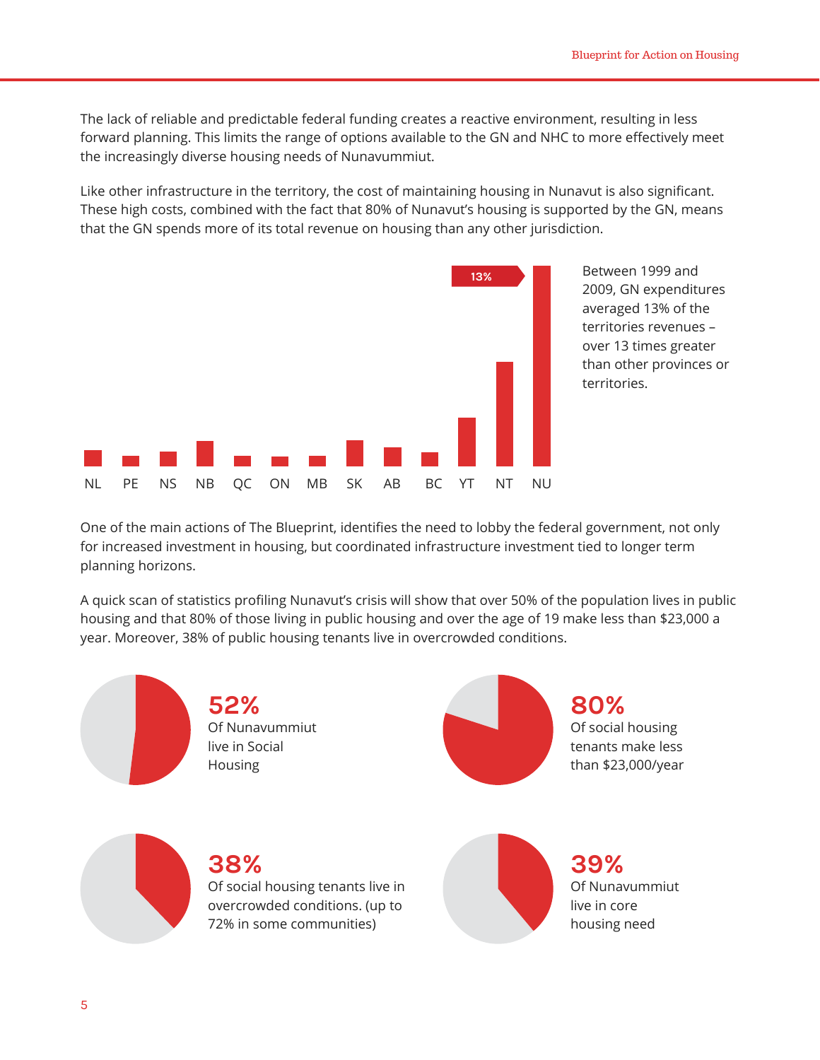The lack of reliable and predictable federal funding creates a reactive environment, resulting in less forward planning. This limits the range of options available to the GN and NHC to more effectively meet the increasingly diverse housing needs of Nunavummiut.

Like other infrastructure in the territory, the cost of maintaining housing in Nunavut is also significant. These high costs, combined with the fact that 80% of Nunavut's housing is supported by the GN, means that the GN spends more of its total revenue on housing than any other jurisdiction.

13%

NL PE NS NB QC ON MB SK AB BC YT NT NU

Between 1999 and 2009, GN expenditures averaged 13% of the territories revenues – over 13 times greater than other provinces or territories.

One of the main actions of The Blueprint, identifies the need to lobby the federal government, not only for increased investment in housing, but coordinated infrastructure investment tied to longer term planning horizons.

A quick scan of statistics profiling Nunavut's crisis will show that over 50% of the population lives in public housing and that 80% of those living in public housing and over the age of 19 make less than $23,000 a year. Moreover, 38% of public housing tenants live in overcrowded conditions.

**52%**
Of Nunavummiut live in Social Housing

**80%**
Of social housing tenants make less than $23,000/year

**38%**
Of social housing tenants live in overcrowded conditions. (up to 72% in some communities)

**39%**
Of Nunavummiut live in core housing need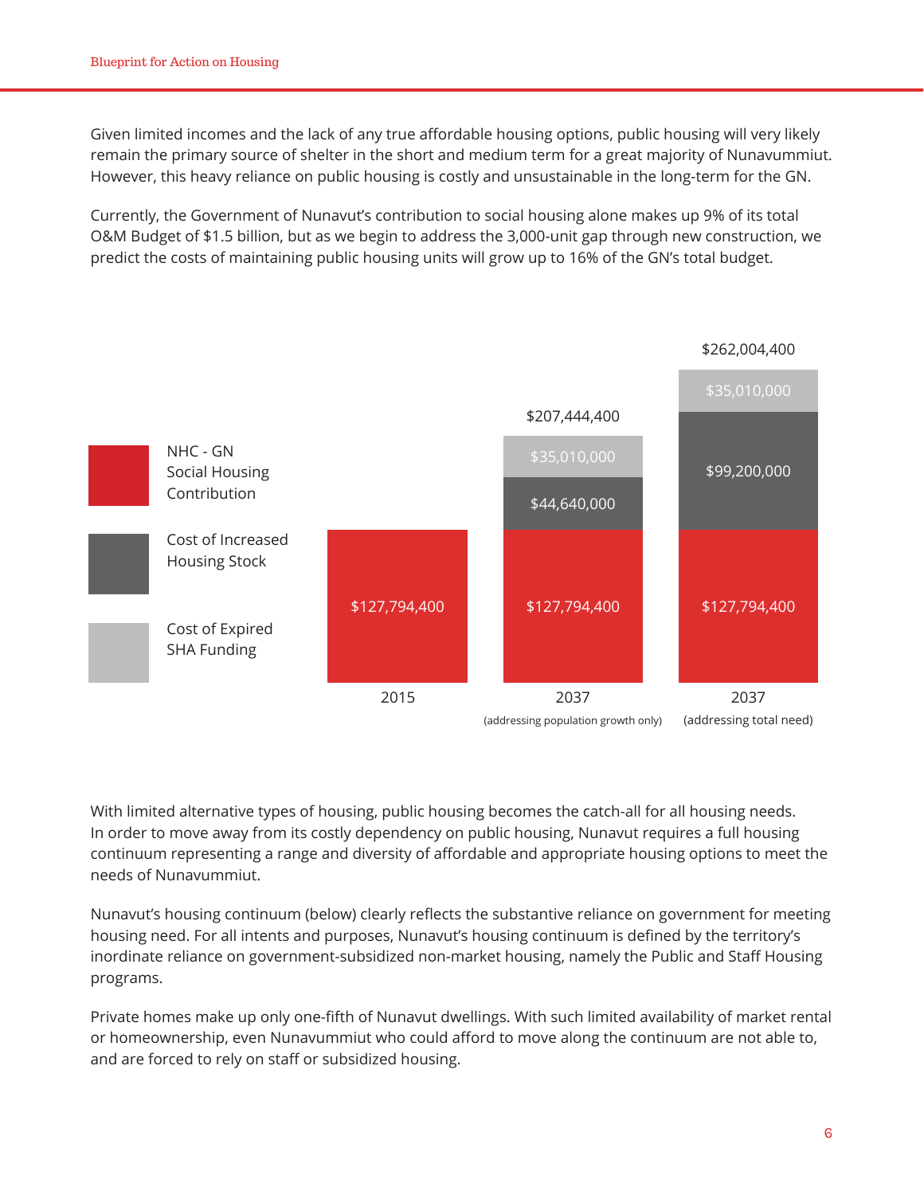Given limited incomes and the lack of any true affordable housing options, public housing will very likely remain the primary source of shelter in the short and medium term for a great majority of Nunavummiut. However, this heavy reliance on public housing is costly and unsustainable in the long-term for the GN.

Currently, the Government of Nunavut's contribution to social housing alone makes up 9% of its total O&M Budget of $1.5 billion, but as we begin to address the 3,000-unit gap through new construction, we predict the costs of maintaining public housing units will grow up to 16% of the GN's total budget.

| | 2015 | 2037 (addressing population growth only) | 2037 (addressing total need) |
|---|---|---|---|
| NHC - GN Social Housing Contribution | $127,794,400 | $127,794,400 | $127,794,400 |
| Cost of Increased Housing Stock | | $44,640,000 | $99,200,000 |
| Cost of Expired SHA Funding | | $35,010,000 | $35,010,000 |
| Total | | $207,444,400 | $262,004,400 |

With limited alternative types of housing, public housing becomes the catch-all for all housing needs. In order to move away from its costly dependency on public housing, Nunavut requires a full housing continuum representing a range and diversity of affordable and appropriate housing options to meet the needs of Nunavummiut.

Nunavut's housing continuum (below) clearly reflects the substantive reliance on government for meeting housing need. For all intents and purposes, Nunavut's housing continuum is defined by the territory's inordinate reliance on government-subsidized non-market housing, namely the Public and Staff Housing programs.

Private homes make up only one-fifth of Nunavut dwellings. With such limited availability of market rental or homeownership, even Nunavummiut who could afford to move along the continuum are not able to, and are forced to rely on staff or subsidized housing.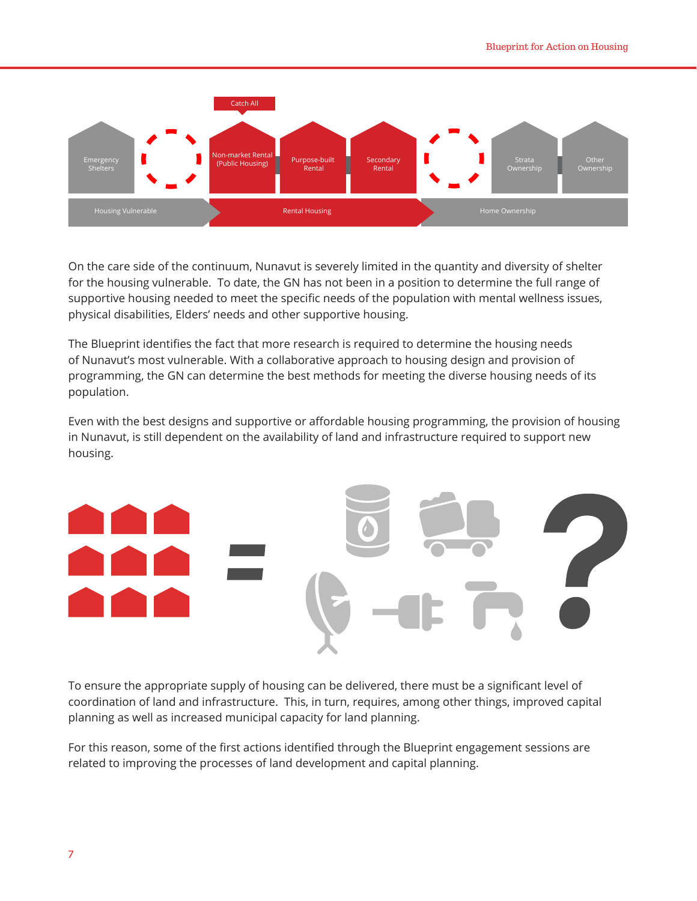Catch All

Emergency Shelters | Non-market Rental (Public Housing) | Purpose-built Rental | Secondary Rental | Strata Ownership | Other Ownership

Housing Vulnerable | Rental Housing | Home Ownership

On the care side of the continuum, Nunavut is severely limited in the quantity and diversity of shelter for the housing vulnerable. To date, the GN has not been in a position to determine the full range of supportive housing needed to meet the specific needs of the population with mental wellness issues, physical disabilities, Elders' needs and other supportive housing.

The Blueprint identifies the fact that more research is required to determine the housing needs of Nunavut's most vulnerable. With a collaborative approach to housing design and provision of programming, the GN can determine the best methods for meeting the diverse housing needs of its population.

Even with the best designs and supportive or affordable housing programming, the provision of housing in Nunavut, is still dependent on the availability of land and infrastructure required to support new housing.

To ensure the appropriate supply of housing can be delivered, there must be a significant level of coordination of land and infrastructure. This, in turn, requires, among other things, improved capital planning as well as increased municipal capacity for land planning.

For this reason, some of the first actions identified through the Blueprint engagement sessions are related to improving the processes of land development and capital planning.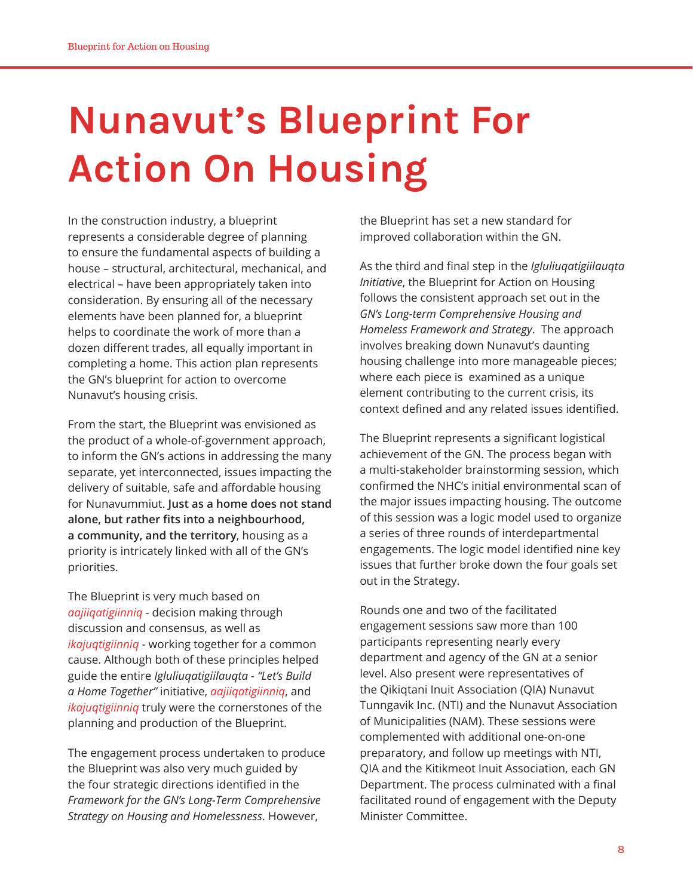# Nunavut's Blueprint For Action On Housing

In the construction industry, a blueprint represents a considerable degree of planning to ensure the fundamental aspects of building a house – structural, architectural, mechanical, and electrical – have been appropriately taken into consideration. By ensuring all of the necessary elements have been planned for, a blueprint helps to coordinate the work of more than a dozen different trades, all equally important in completing a home. This action plan represents the GN's blueprint for action to overcome Nunavut's housing crisis.

From the start, the Blueprint was envisioned as the product of a whole-of-government approach, to inform the GN's actions in addressing the many separate, yet interconnected, issues impacting the delivery of suitable, safe and affordable housing for Nunavummiut. **Just as a home does not stand alone, but rather fits into a neighbourhood, a community, and the territory**, housing as a priority is intricately linked with all of the GN's priorities.

The Blueprint is very much based on *aajiiqatigiinniq* - decision making through discussion and consensus, as well as *ikajuqtigiinniq* - working together for a common cause. Although both of these principles helped guide the entire *Igluliuqatigiilauqta - "Let's Build a Home Together"* initiative, *aajiiqatigiinniq*, and *ikajuqtigiinniq* truly were the cornerstones of the planning and production of the Blueprint.

The engagement process undertaken to produce the Blueprint was also very much guided by the four strategic directions identified in the *Framework for the GN's Long-Term Comprehensive Strategy on Housing and Homelessness*. However, the Blueprint has set a new standard for improved collaboration within the GN.

As the third and final step in the *Igluliuqatigiilauqta Initiative*, the Blueprint for Action on Housing follows the consistent approach set out in the *GN's Long-term Comprehensive Housing and Homeless Framework and Strategy*. The approach involves breaking down Nunavut's daunting housing challenge into more manageable pieces; where each piece is examined as a unique element contributing to the current crisis, its context defined and any related issues identified.

The Blueprint represents a significant logistical achievement of the GN. The process began with a multi-stakeholder brainstorming session, which confirmed the NHC's initial environmental scan of the major issues impacting housing. The outcome of this session was a logic model used to organize a series of three rounds of interdepartmental engagements. The logic model identified nine key issues that further broke down the four goals set out in the Strategy.

Rounds one and two of the facilitated engagement sessions saw more than 100 participants representing nearly every department and agency of the GN at a senior level. Also present were representatives of the Qikiqtani Inuit Association (QIA) Nunavut Tunngavik Inc. (NTI) and the Nunavut Association of Municipalities (NAM). These sessions were complemented with additional one-on-one preparatory, and follow up meetings with NTI, QIA and the Kitikmeot Inuit Association, each GN Department. The process culminated with a final facilitated round of engagement with the Deputy Minister Committee.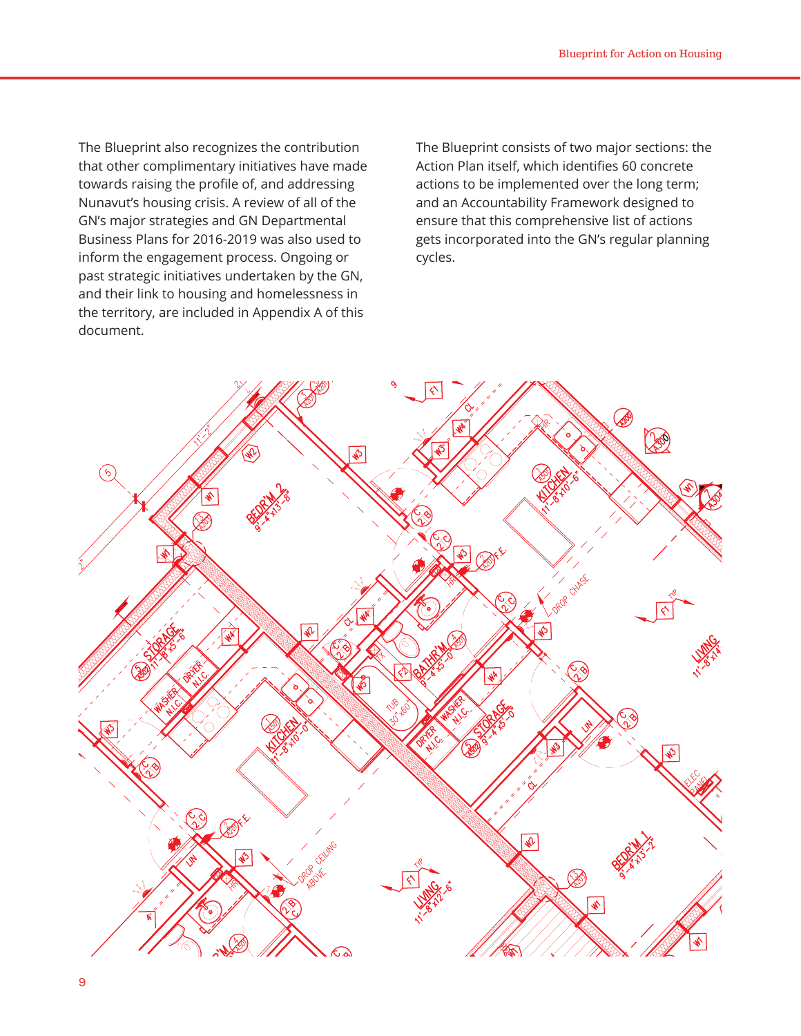The Blueprint also recognizes the contribution that other complimentary initiatives have made towards raising the profile of, and addressing Nunavut's housing crisis. A review of all of the GN's major strategies and GN Departmental Business Plans for 2016-2019 was also used to inform the engagement process. Ongoing or past strategic initiatives undertaken by the GN, and their link to housing and homelessness in the territory, are included in Appendix A of this document.

The Blueprint consists of two major sections: the Action Plan itself, which identifies 60 concrete actions to be implemented over the long term; and an Accountability Framework designed to ensure that this comprehensive list of actions gets incorporated into the GN's regular planning cycles.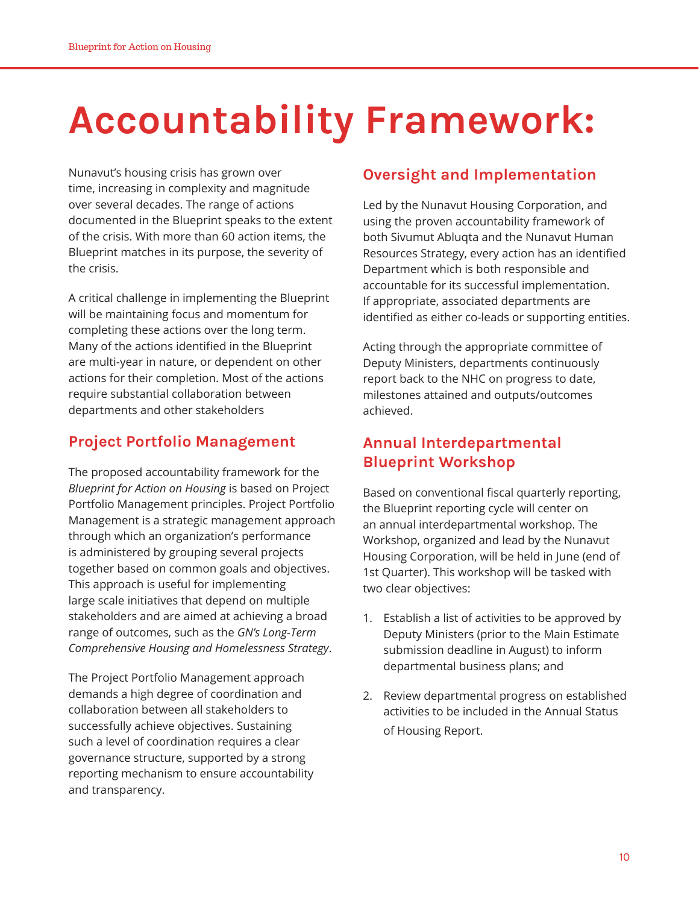# Accountability Framework:

Nunavut's housing crisis has grown over time, increasing in complexity and magnitude over several decades. The range of actions documented in the Blueprint speaks to the extent of the crisis. With more than 60 action items, the Blueprint matches in its purpose, the severity of the crisis.

A critical challenge in implementing the Blueprint will be maintaining focus and momentum for completing these actions over the long term. Many of the actions identified in the Blueprint are multi-year in nature, or dependent on other actions for their completion. Most of the actions require substantial collaboration between departments and other stakeholders

## Project Portfolio Management

The proposed accountability framework for the *Blueprint for Action on Housing* is based on Project Portfolio Management principles. Project Portfolio Management is a strategic management approach through which an organization's performance is administered by grouping several projects together based on common goals and objectives. This approach is useful for implementing large scale initiatives that depend on multiple stakeholders and are aimed at achieving a broad range of outcomes, such as the *GN's Long-Term Comprehensive Housing and Homelessness Strategy*.

The Project Portfolio Management approach demands a high degree of coordination and collaboration between all stakeholders to successfully achieve objectives. Sustaining such a level of coordination requires a clear governance structure, supported by a strong reporting mechanism to ensure accountability and transparency.

## Oversight and Implementation

Led by the Nunavut Housing Corporation, and using the proven accountability framework of both Sivumut Abluqta and the Nunavut Human Resources Strategy, every action has an identified Department which is both responsible and accountable for its successful implementation. If appropriate, associated departments are identified as either co-leads or supporting entities.

Acting through the appropriate committee of Deputy Ministers, departments continuously report back to the NHC on progress to date, milestones attained and outputs/outcomes achieved.

## Annual Interdepartmental Blueprint Workshop

Based on conventional fiscal quarterly reporting, the Blueprint reporting cycle will center on an annual interdepartmental workshop. The Workshop, organized and lead by the Nunavut Housing Corporation, will be held in June (end of 1st Quarter). This workshop will be tasked with two clear objectives:

1. Establish a list of activities to be approved by Deputy Ministers (prior to the Main Estimate submission deadline in August) to inform departmental business plans; and
2. Review departmental progress on established activities to be included in the Annual Status of Housing Report.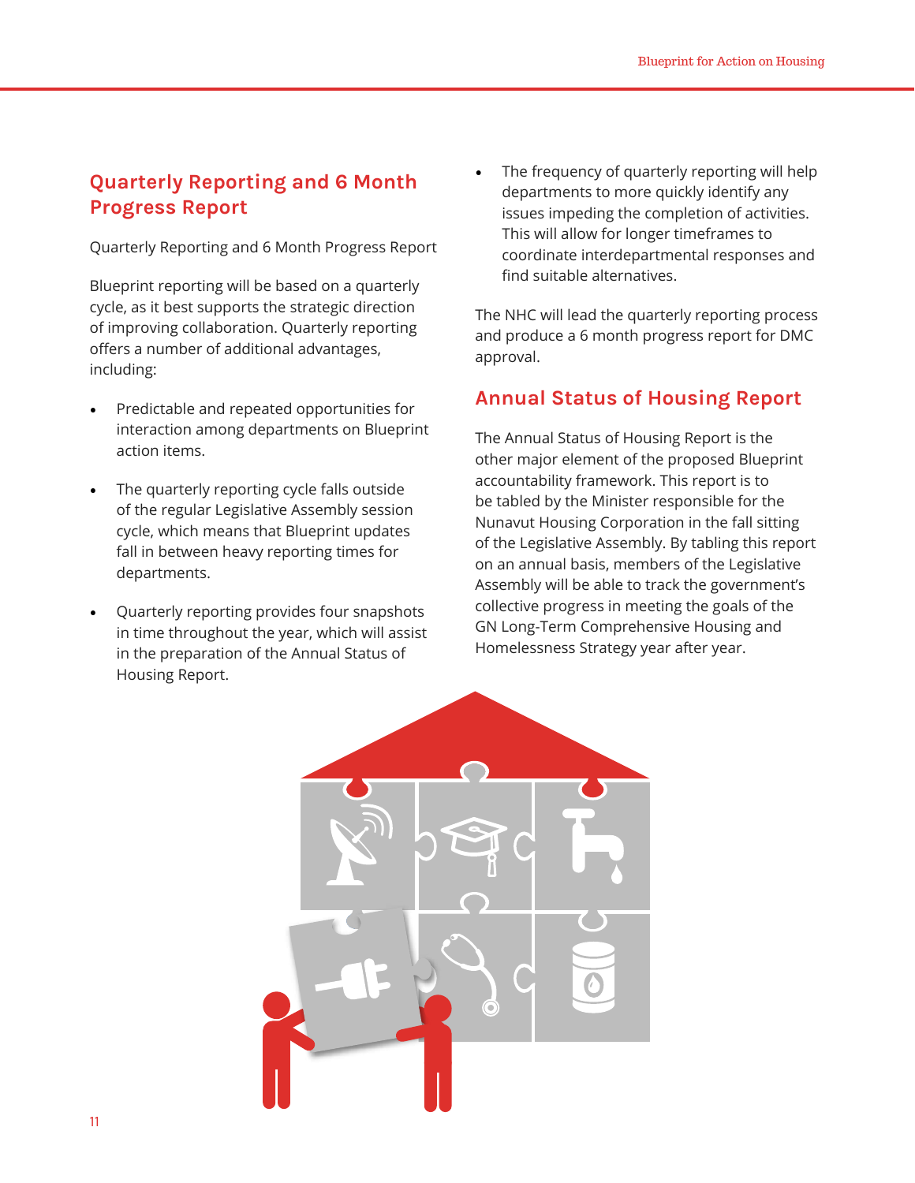## Quarterly Reporting and 6 Month Progress Report

Quarterly Reporting and 6 Month Progress Report

Blueprint reporting will be based on a quarterly cycle, as it best supports the strategic direction of improving collaboration. Quarterly reporting offers a number of additional advantages, including:

- Predictable and repeated opportunities for interaction among departments on Blueprint action items.
- The quarterly reporting cycle falls outside of the regular Legislative Assembly session cycle, which means that Blueprint updates fall in between heavy reporting times for departments.
- Quarterly reporting provides four snapshots in time throughout the year, which will assist in the preparation of the Annual Status of Housing Report.
- The frequency of quarterly reporting will help departments to more quickly identify any issues impeding the completion of activities. This will allow for longer timeframes to coordinate interdepartmental responses and find suitable alternatives.

The NHC will lead the quarterly reporting process and produce a 6 month progress report for DMC approval.

## Annual Status of Housing Report

The Annual Status of Housing Report is the other major element of the proposed Blueprint accountability framework. This report is to be tabled by the Minister responsible for the Nunavut Housing Corporation in the fall sitting of the Legislative Assembly. By tabling this report on an annual basis, members of the Legislative Assembly will be able to track the government's collective progress in meeting the goals of the GN Long-Term Comprehensive Housing and Homelessness Strategy year after year.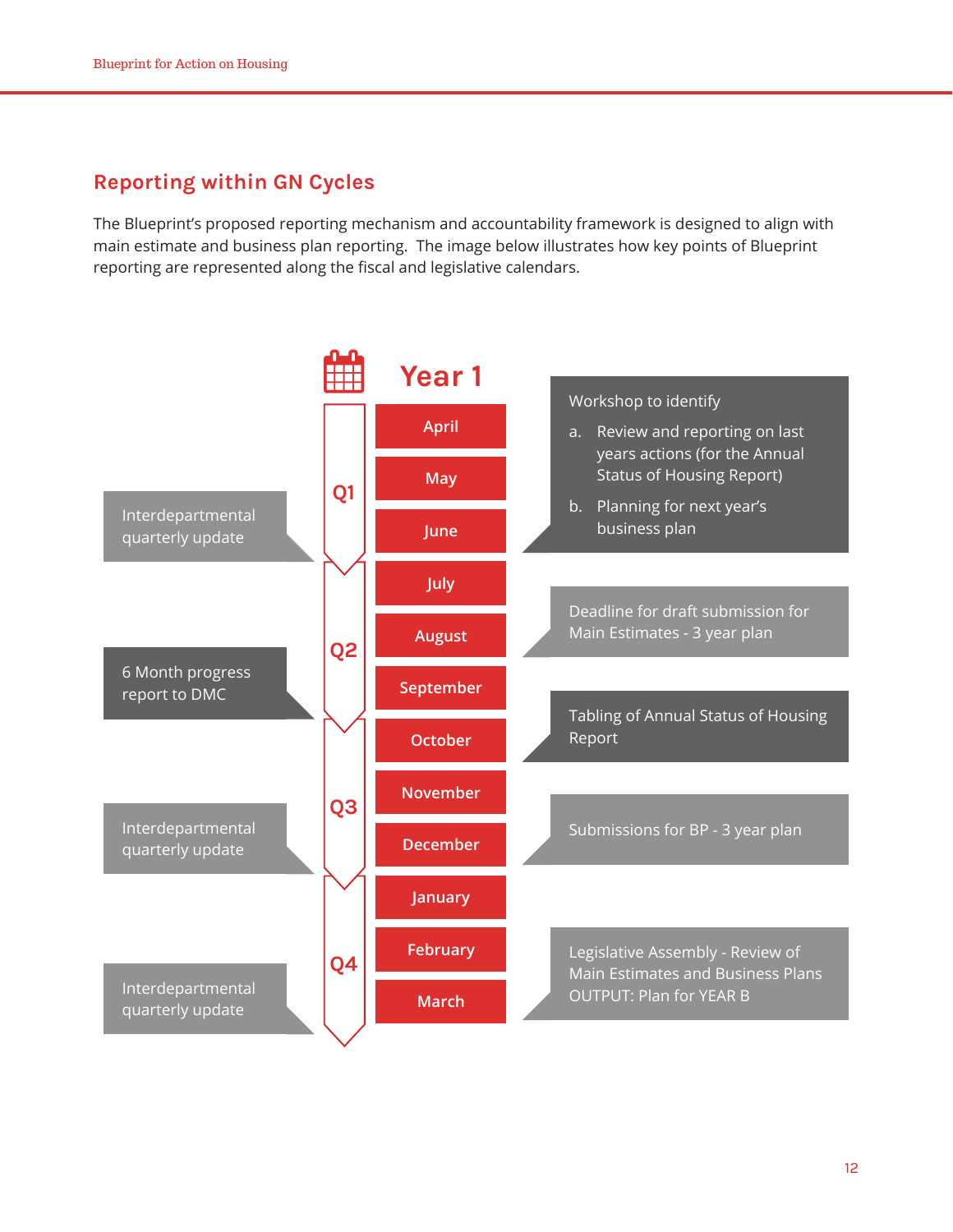## Reporting within GN Cycles

The Blueprint's proposed reporting mechanism and accountability framework is designed to align with main estimate and business plan reporting. The image below illustrates how key points of Blueprint reporting are represented along the fiscal and legislative calendars.

**Year 1**

| Quarter | Left-side reporting | Month | Right-side reporting |
|---|---|---|---|
| Q1 | | April | Workshop to identify<br>a. Review and reporting on last years actions (for the Annual Status of Housing Report)<br>b. Planning for next year's business plan |
| | | May | |
| | Interdepartmental quarterly update | June | |
| Q2 | | July | Deadline for draft submission for Main Estimates - 3 year plan |
| | | August | |
| | 6 Month progress report to DMC | September | Tabling of Annual Status of Housing Report |
| Q3 | | October | |
| | | November | Submissions for BP - 3 year plan |
| | Interdepartmental quarterly update | December | |
| Q4 | | January | |
| | | February | Legislative Assembly - Review of Main Estimates and Business Plans<br>OUTPUT: Plan for YEAR B |
| | Interdepartmental quarterly update | March | |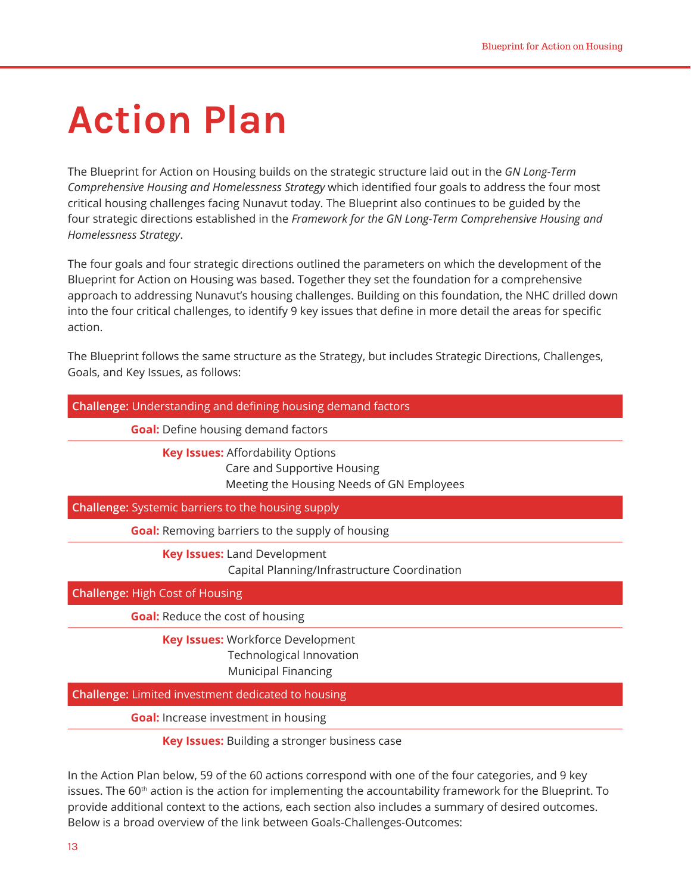# Action Plan

The Blueprint for Action on Housing builds on the strategic structure laid out in the *GN Long-Term Comprehensive Housing and Homelessness Strategy* which identified four goals to address the four most critical housing challenges facing Nunavut today. The Blueprint also continues to be guided by the four strategic directions established in the *Framework for the GN Long-Term Comprehensive Housing and Homelessness Strategy*.

The four goals and four strategic directions outlined the parameters on which the development of the Blueprint for Action on Housing was based. Together they set the foundation for a comprehensive approach to addressing Nunavut's housing challenges. Building on this foundation, the NHC drilled down into the four critical challenges, to identify 9 key issues that define in more detail the areas for specific action.

The Blueprint follows the same structure as the Strategy, but includes Strategic Directions, Challenges, Goals, and Key Issues, as follows:

**Challenge:** Understanding and defining housing demand factors

- **Goal:** Define housing demand factors
  - **Key Issues:** Affordability Options; Care and Supportive Housing; Meeting the Housing Needs of GN Employees

**Challenge:** Systemic barriers to the housing supply

- **Goal:** Removing barriers to the supply of housing
  - **Key Issues:** Land Development; Capital Planning/Infrastructure Coordination

**Challenge:** High Cost of Housing

- **Goal:** Reduce the cost of housing
  - **Key Issues:** Workforce Development; Technological Innovation; Municipal Financing

**Challenge:** Limited investment dedicated to housing

- **Goal:** Increase investment in housing
  - **Key Issues:** Building a stronger business case

In the Action Plan below, 59 of the 60 actions correspond with one of the four categories, and 9 key issues. The 60th action is the action for implementing the accountability framework for the Blueprint. To provide additional context to the actions, each section also includes a summary of desired outcomes. Below is a broad overview of the link between Goals-Challenges-Outcomes: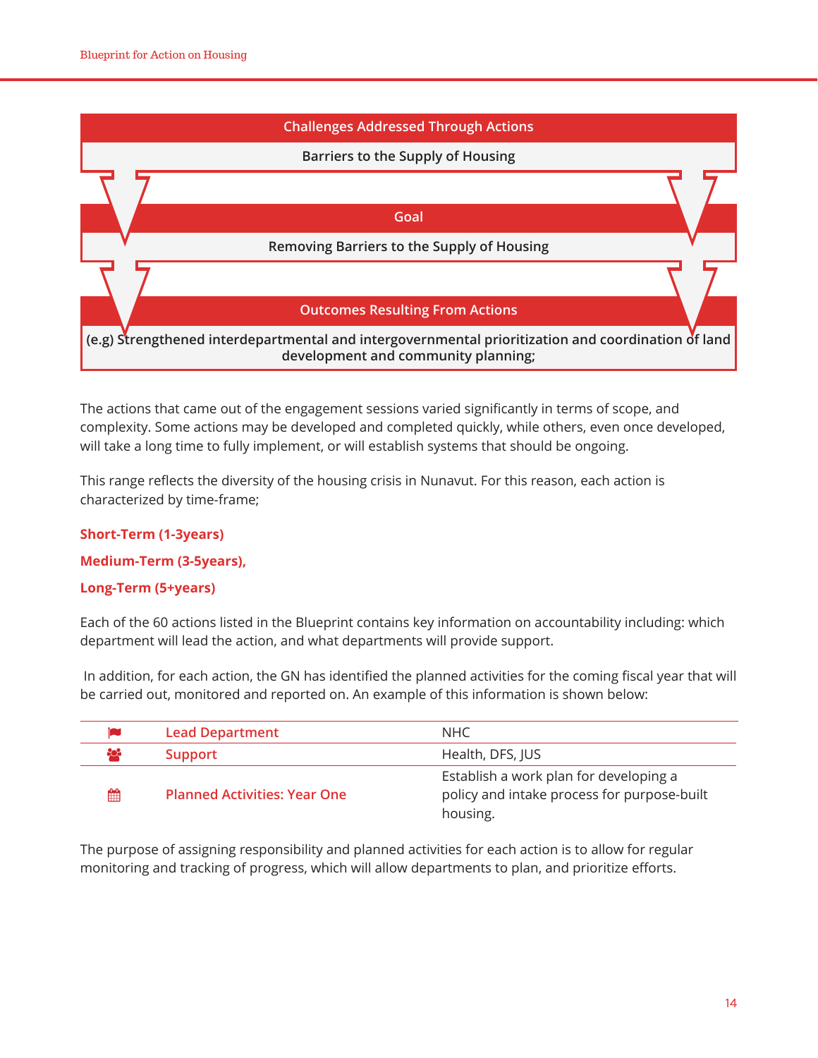| Challenges Addressed Through Actions |
| --- |
| Barriers to the Supply of Housing |

| Goal |
| --- |
| Removing Barriers to the Supply of Housing |

| Outcomes Resulting From Actions |
| --- |
| (e.g) Strengthened interdepartmental and intergovernmental prioritization and coordination of land development and community planning; |

The actions that came out of the engagement sessions varied significantly in terms of scope, and complexity. Some actions may be developed and completed quickly, while others, even once developed, will take a long time to fully implement, or will establish systems that should be ongoing.

This range reflects the diversity of the housing crisis in Nunavut. For this reason, each action is characterized by time-frame;

**Short-Term (1-3years)**

**Medium-Term (3-5years),**

**Long-Term (5+years)**

Each of the 60 actions listed in the Blueprint contains key information on accountability including: which department will lead the action, and what departments will provide support.

In addition, for each action, the GN has identified the planned activities for the coming fiscal year that will be carried out, monitored and reported on. An example of this information is shown below:

| Lead Department | NHC |
| --- | --- |
| Support | Health, DFS, JUS |
| Planned Activities: Year One | Establish a work plan for developing a policy and intake process for purpose-built housing. |

The purpose of assigning responsibility and planned activities for each action is to allow for regular monitoring and tracking of progress, which will allow departments to plan, and prioritize efforts.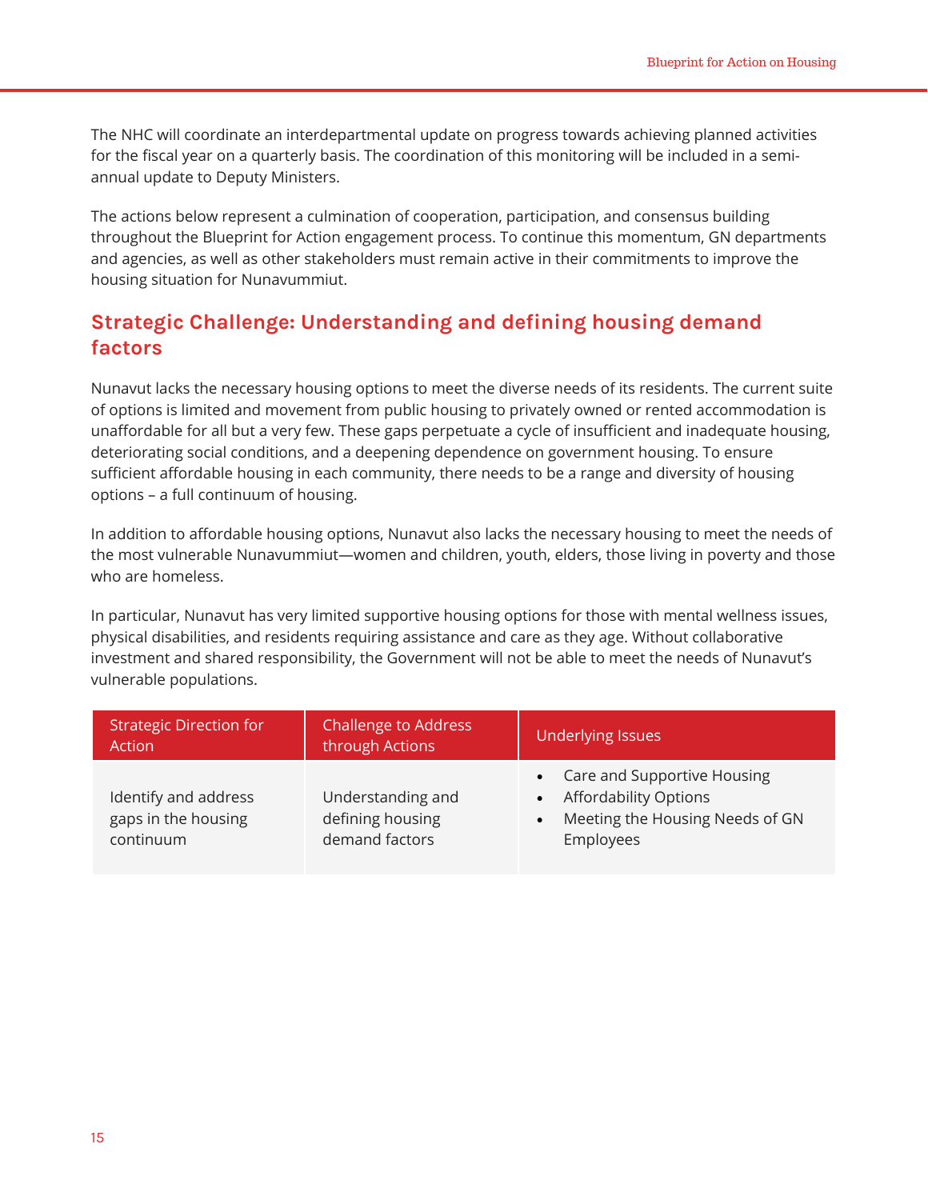The NHC will coordinate an interdepartmental update on progress towards achieving planned activities for the fiscal year on a quarterly basis. The coordination of this monitoring will be included in a semi-annual update to Deputy Ministers.

The actions below represent a culmination of cooperation, participation, and consensus building throughout the Blueprint for Action engagement process. To continue this momentum, GN departments and agencies, as well as other stakeholders must remain active in their commitments to improve the housing situation for Nunavummiut.

## Strategic Challenge: Understanding and defining housing demand factors

Nunavut lacks the necessary housing options to meet the diverse needs of its residents. The current suite of options is limited and movement from public housing to privately owned or rented accommodation is unaffordable for all but a very few. These gaps perpetuate a cycle of insufficient and inadequate housing, deteriorating social conditions, and a deepening dependence on government housing. To ensure sufficient affordable housing in each community, there needs to be a range and diversity of housing options – a full continuum of housing.

In addition to affordable housing options, Nunavut also lacks the necessary housing to meet the needs of the most vulnerable Nunavummiut—women and children, youth, elders, those living in poverty and those who are homeless.

In particular, Nunavut has very limited supportive housing options for those with mental wellness issues, physical disabilities, and residents requiring assistance and care as they age. Without collaborative investment and shared responsibility, the Government will not be able to meet the needs of Nunavut's vulnerable populations.

| Strategic Direction for Action | Challenge to Address through Actions | Underlying Issues |
|---|---|---|
| Identify and address gaps in the housing continuum | Understanding and defining housing demand factors | • Care and Supportive Housing<br>• Affordability Options<br>• Meeting the Housing Needs of GN Employees |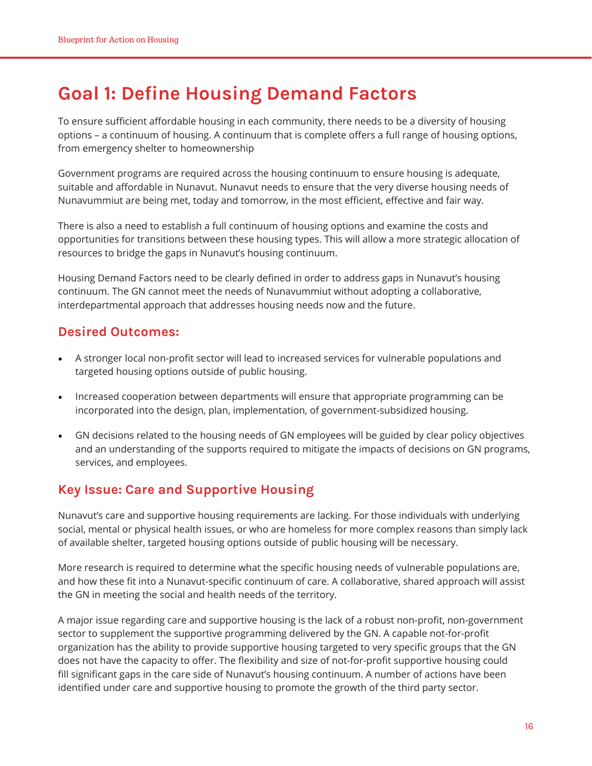# Goal 1: Define Housing Demand Factors

To ensure sufficient affordable housing in each community, there needs to be a diversity of housing options – a continuum of housing. A continuum that is complete offers a full range of housing options, from emergency shelter to homeownership

Government programs are required across the housing continuum to ensure housing is adequate, suitable and affordable in Nunavut. Nunavut needs to ensure that the very diverse housing needs of Nunavummiut are being met, today and tomorrow, in the most efficient, effective and fair way.

There is also a need to establish a full continuum of housing options and examine the costs and opportunities for transitions between these housing types. This will allow a more strategic allocation of resources to bridge the gaps in Nunavut's housing continuum.

Housing Demand Factors need to be clearly defined in order to address gaps in Nunavut's housing continuum. The GN cannot meet the needs of Nunavummiut without adopting a collaborative, interdepartmental approach that addresses housing needs now and the future.

## Desired Outcomes:

- A stronger local non-profit sector will lead to increased services for vulnerable populations and targeted housing options outside of public housing.
- Increased cooperation between departments will ensure that appropriate programming can be incorporated into the design, plan, implementation, of government-subsidized housing.
- GN decisions related to the housing needs of GN employees will be guided by clear policy objectives and an understanding of the supports required to mitigate the impacts of decisions on GN programs, services, and employees.

## Key Issue: Care and Supportive Housing

Nunavut's care and supportive housing requirements are lacking. For those individuals with underlying social, mental or physical health issues, or who are homeless for more complex reasons than simply lack of available shelter, targeted housing options outside of public housing will be necessary.

More research is required to determine what the specific housing needs of vulnerable populations are, and how these fit into a Nunavut-specific continuum of care. A collaborative, shared approach will assist the GN in meeting the social and health needs of the territory.

A major issue regarding care and supportive housing is the lack of a robust non-profit, non-government sector to supplement the supportive programming delivered by the GN. A capable not-for-profit organization has the ability to provide supportive housing targeted to very specific groups that the GN does not have the capacity to offer. The flexibility and size of not-for-profit supportive housing could fill significant gaps in the care side of Nunavut's housing continuum. A number of actions have been identified under care and supportive housing to promote the growth of the third party sector.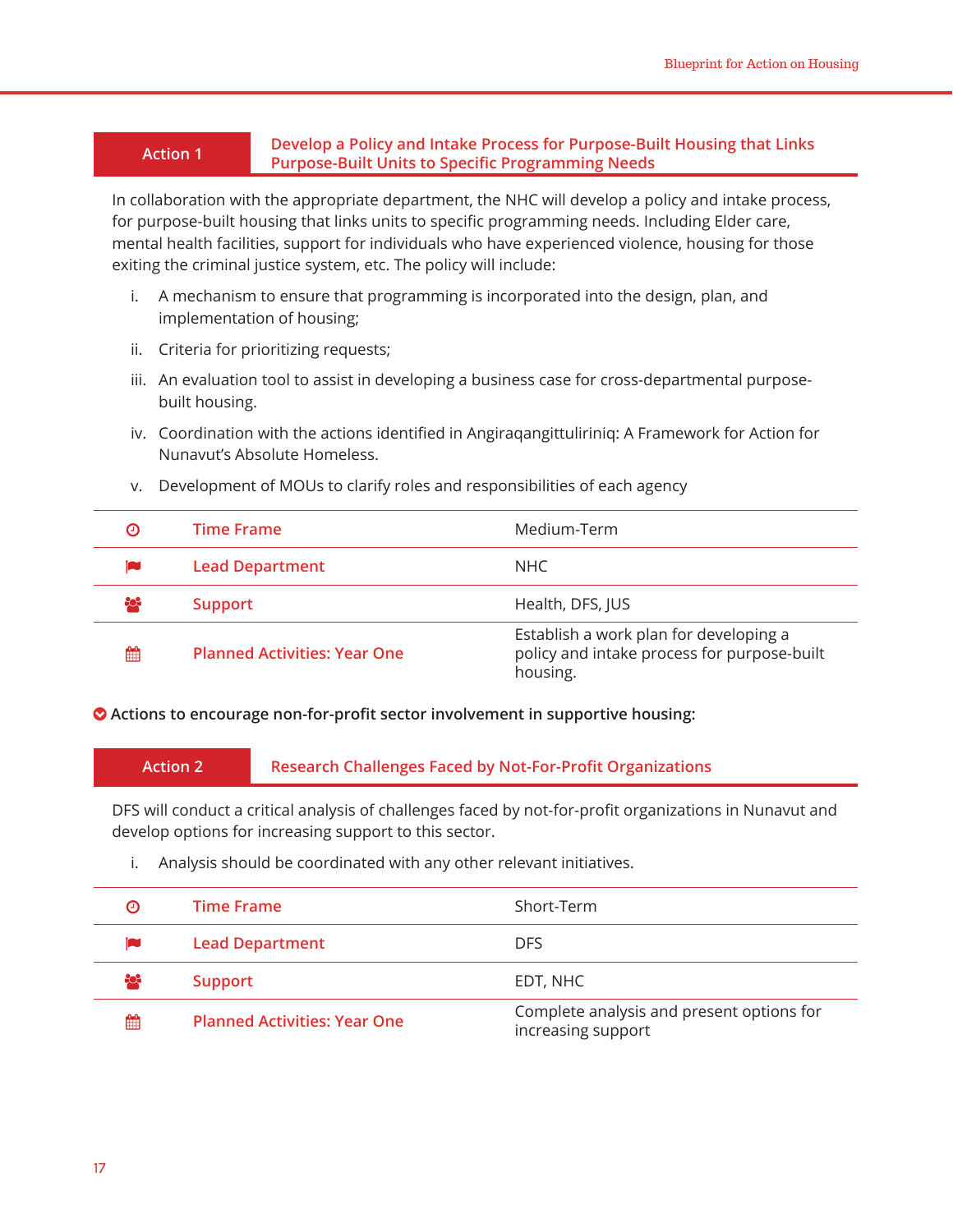## Action 1 — Develop a Policy and Intake Process for Purpose-Built Housing that Links Purpose-Built Units to Specific Programming Needs

In collaboration with the appropriate department, the NHC will develop a policy and intake process, for purpose-built housing that links units to specific programming needs. Including Elder care, mental health facilities, support for individuals who have experienced violence, housing for those exiting the criminal justice system, etc. The policy will include:

i. A mechanism to ensure that programming is incorporated into the design, plan, and implementation of housing;

ii. Criteria for prioritizing requests;

iii. An evaluation tool to assist in developing a business case for cross-departmental purpose-built housing.

iv. Coordination with the actions identified in Angiraqangittuliriniq: A Framework for Action for Nunavut's Absolute Homeless.

v. Development of MOUs to clarify roles and responsibilities of each agency

| | |
|---|---|
| Time Frame | Medium-Term |
| Lead Department | NHC |
| Support | Health, DFS, JUS |
| Planned Activities: Year One | Establish a work plan for developing a policy and intake process for purpose-built housing. |

**Actions to encourage non-for-profit sector involvement in supportive housing:**

## Action 2 — Research Challenges Faced by Not-For-Profit Organizations

DFS will conduct a critical analysis of challenges faced by not-for-profit organizations in Nunavut and develop options for increasing support to this sector.

i. Analysis should be coordinated with any other relevant initiatives.

| | |
|---|---|
| Time Frame | Short-Term |
| Lead Department | DFS |
| Support | EDT, NHC |
| Planned Activities: Year One | Complete analysis and present options for increasing support |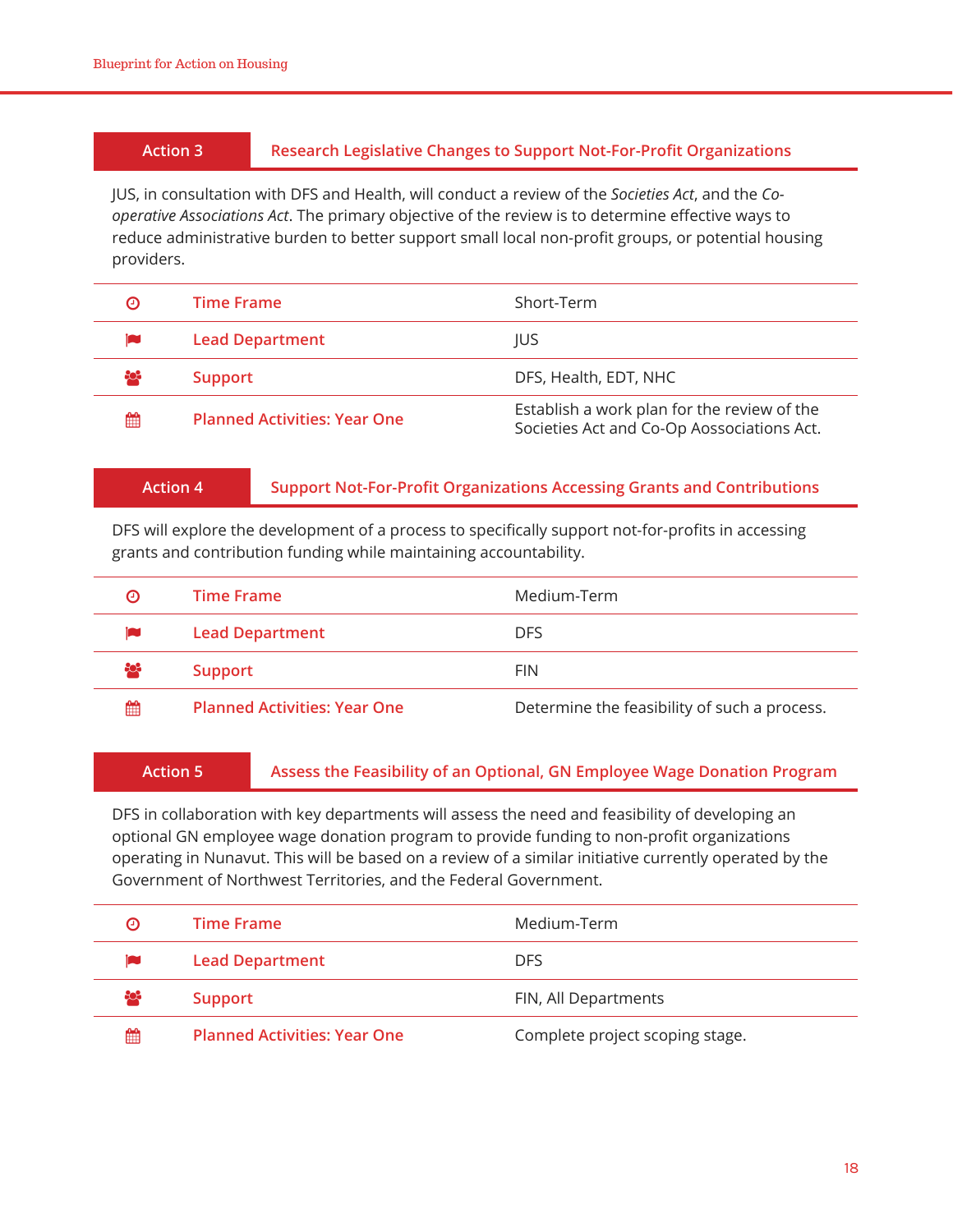## Action 3 — Research Legislative Changes to Support Not-For-Profit Organizations

JUS, in consultation with DFS and Health, will conduct a review of the *Societies Act*, and the *Co-operative Associations Act*. The primary objective of the review is to determine effective ways to reduce administrative burden to better support small local non-profit groups, or potential housing providers.

| | |
|---|---|
| **Time Frame** | Short-Term |
| **Lead Department** | JUS |
| **Support** | DFS, Health, EDT, NHC |
| **Planned Activities: Year One** | Establish a work plan for the review of the Societies Act and Co-Op Aossociations Act. |

## Action 4 — Support Not-For-Profit Organizations Accessing Grants and Contributions

DFS will explore the development of a process to specifically support not-for-profits in accessing grants and contribution funding while maintaining accountability.

| | |
|---|---|
| **Time Frame** | Medium-Term |
| **Lead Department** | DFS |
| **Support** | FIN |
| **Planned Activities: Year One** | Determine the feasibility of such a process. |

## Action 5 — Assess the Feasibility of an Optional, GN Employee Wage Donation Program

DFS in collaboration with key departments will assess the need and feasibility of developing an optional GN employee wage donation program to provide funding to non-profit organizations operating in Nunavut. This will be based on a review of a similar initiative currently operated by the Government of Northwest Territories, and the Federal Government.

| | |
|---|---|
| **Time Frame** | Medium-Term |
| **Lead Department** | DFS |
| **Support** | FIN, All Departments |
| **Planned Activities: Year One** | Complete project scoping stage. |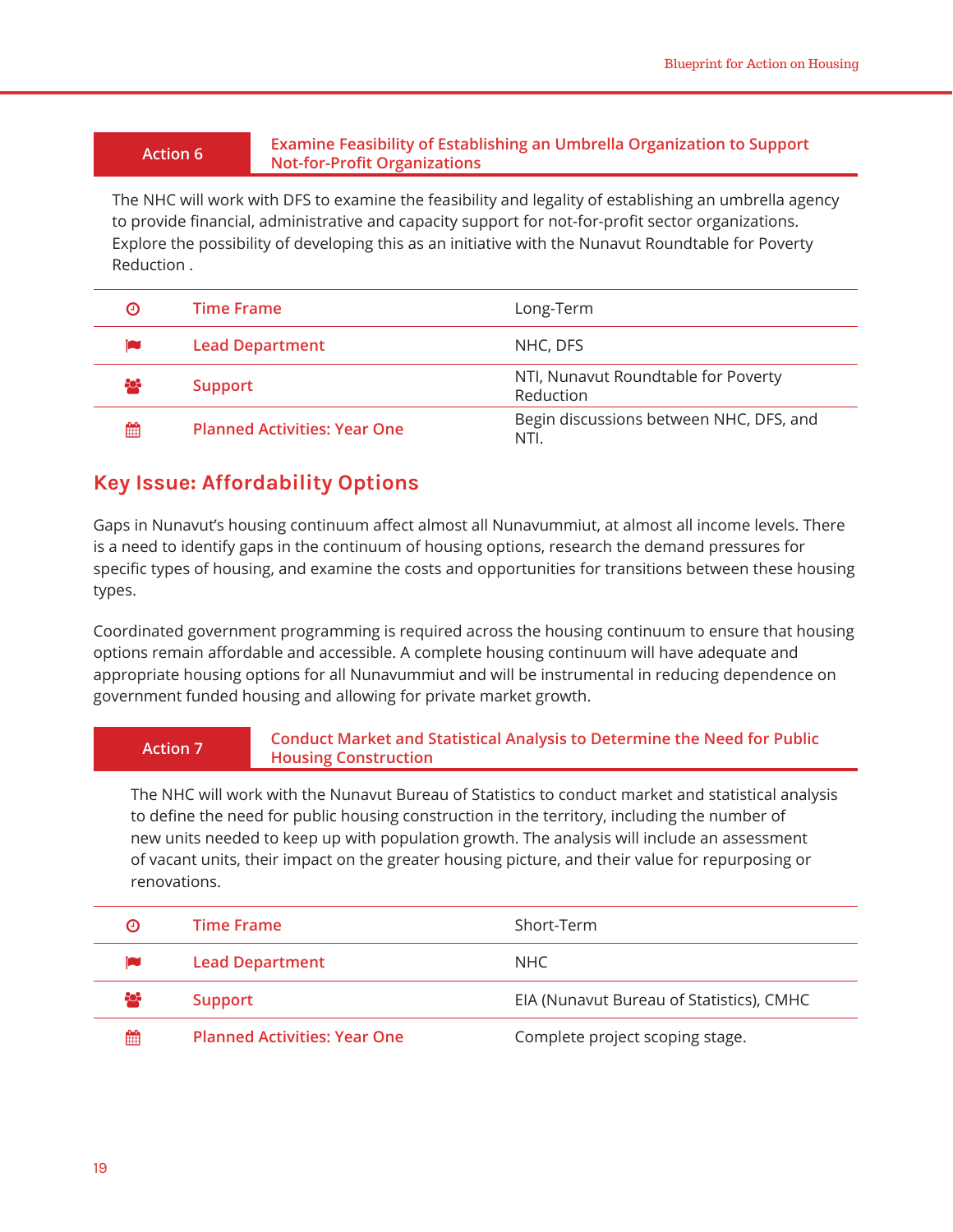## Action 6 — Examine Feasibility of Establishing an Umbrella Organization to Support Not-for-Profit Organizations

The NHC will work with DFS to examine the feasibility and legality of establishing an umbrella agency to provide financial, administrative and capacity support for not-for-profit sector organizations. Explore the possibility of developing this as an initiative with the Nunavut Roundtable for Poverty Reduction .

| | |
|---|---|
| Time Frame | Long-Term |
| Lead Department | NHC, DFS |
| Support | NTI, Nunavut Roundtable for Poverty Reduction |
| Planned Activities: Year One | Begin discussions between NHC, DFS, and NTI. |

## Key Issue: Affordability Options

Gaps in Nunavut's housing continuum affect almost all Nunavummiut, at almost all income levels. There is a need to identify gaps in the continuum of housing options, research the demand pressures for specific types of housing, and examine the costs and opportunities for transitions between these housing types.

Coordinated government programming is required across the housing continuum to ensure that housing options remain affordable and accessible. A complete housing continuum will have adequate and appropriate housing options for all Nunavummiut and will be instrumental in reducing dependence on government funded housing and allowing for private market growth.

## Action 7 — Conduct Market and Statistical Analysis to Determine the Need for Public Housing Construction

The NHC will work with the Nunavut Bureau of Statistics to conduct market and statistical analysis to define the need for public housing construction in the territory, including the number of new units needed to keep up with population growth. The analysis will include an assessment of vacant units, their impact on the greater housing picture, and their value for repurposing or renovations.

| | |
|---|---|
| Time Frame | Short-Term |
| Lead Department | NHC |
| Support | EIA (Nunavut Bureau of Statistics), CMHC |
| Planned Activities: Year One | Complete project scoping stage. |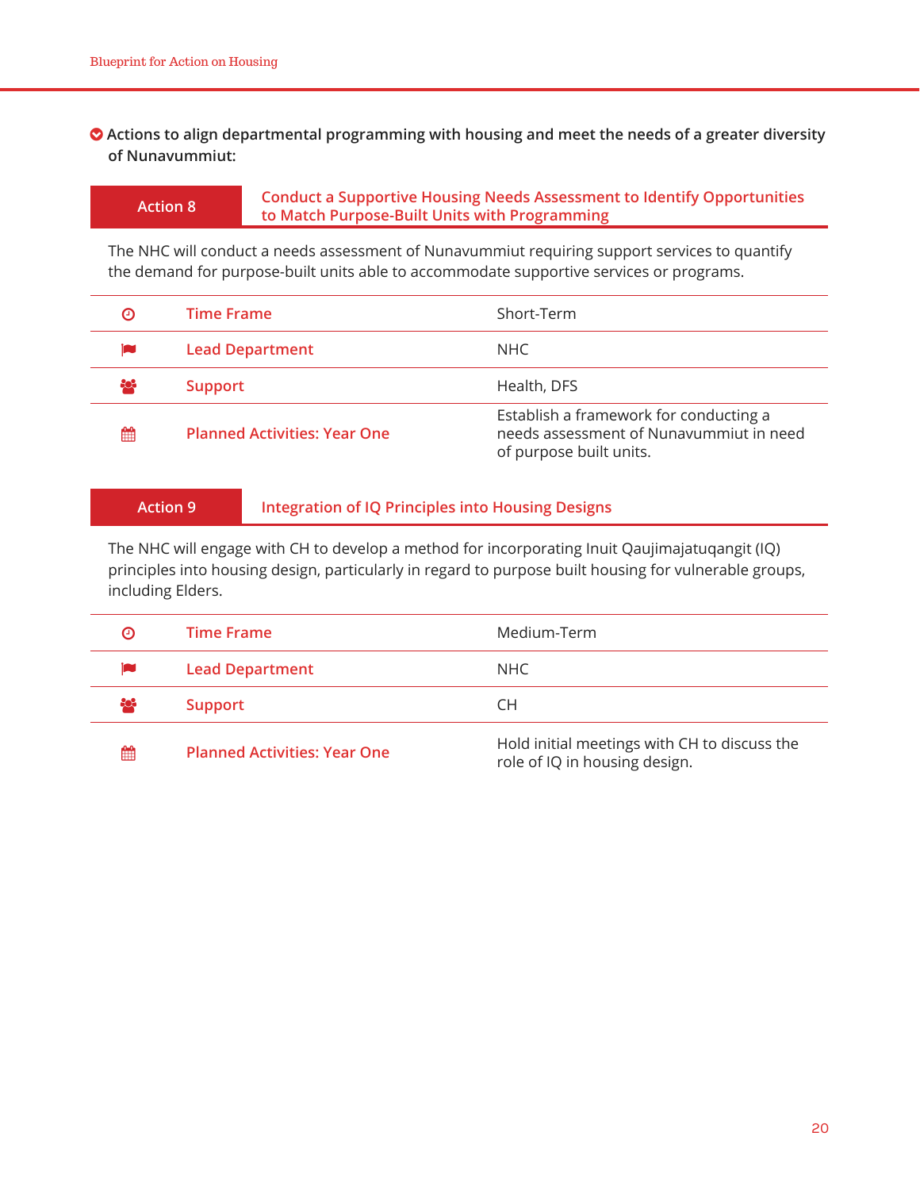**Actions to align departmental programming with housing and meet the needs of a greater diversity of Nunavummiut:**

## Action 8 — Conduct a Supportive Housing Needs Assessment to Identify Opportunities to Match Purpose-Built Units with Programming

The NHC will conduct a needs assessment of Nunavummiut requiring support services to quantify the demand for purpose-built units able to accommodate supportive services or programs.

| | |
|---|---|
| Time Frame | Short-Term |
| Lead Department | NHC |
| Support | Health, DFS |
| Planned Activities: Year One | Establish a framework for conducting a needs assessment of Nunavummiut in need of purpose built units. |

## Action 9 — Integration of IQ Principles into Housing Designs

The NHC will engage with CH to develop a method for incorporating Inuit Qaujimajatuqangit (IQ) principles into housing design, particularly in regard to purpose built housing for vulnerable groups, including Elders.

| | |
|---|---|
| Time Frame | Medium-Term |
| Lead Department | NHC |
| Support | CH |
| Planned Activities: Year One | Hold initial meetings with CH to discuss the role of IQ in housing design. |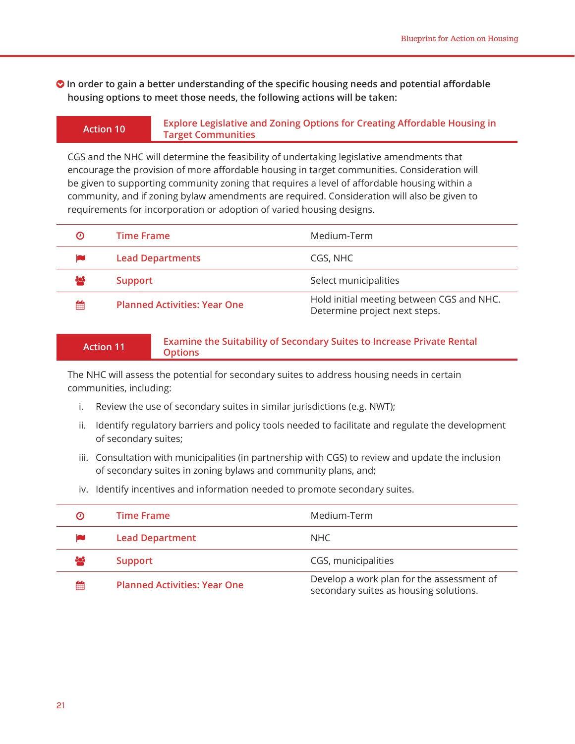**In order to gain a better understanding of the specific housing needs and potential affordable housing options to meet those needs, the following actions will be taken:**

## Action 10 — Explore Legislative and Zoning Options for Creating Affordable Housing in Target Communities

CGS and the NHC will determine the feasibility of undertaking legislative amendments that encourage the provision of more affordable housing in target communities. Consideration will be given to supporting community zoning that requires a level of affordable housing within a community, and if zoning bylaw amendments are required. Consideration will also be given to requirements for incorporation or adoption of varied housing designs.

| | |
|---|---|
| Time Frame | Medium-Term |
| Lead Departments | CGS, NHC |
| Support | Select municipalities |
| Planned Activities: Year One | Hold initial meeting between CGS and NHC. Determine project next steps. |

## Action 11 — Examine the Suitability of Secondary Suites to Increase Private Rental Options

The NHC will assess the potential for secondary suites to address housing needs in certain communities, including:

i. Review the use of secondary suites in similar jurisdictions (e.g. NWT);

ii. Identify regulatory barriers and policy tools needed to facilitate and regulate the development of secondary suites;

iii. Consultation with municipalities (in partnership with CGS) to review and update the inclusion of secondary suites in zoning bylaws and community plans, and;

iv. Identify incentives and information needed to promote secondary suites.

| | |
|---|---|
| Time Frame | Medium-Term |
| Lead Department | NHC |
| Support | CGS, municipalities |
| Planned Activities: Year One | Develop a work plan for the assessment of secondary suites as housing solutions. |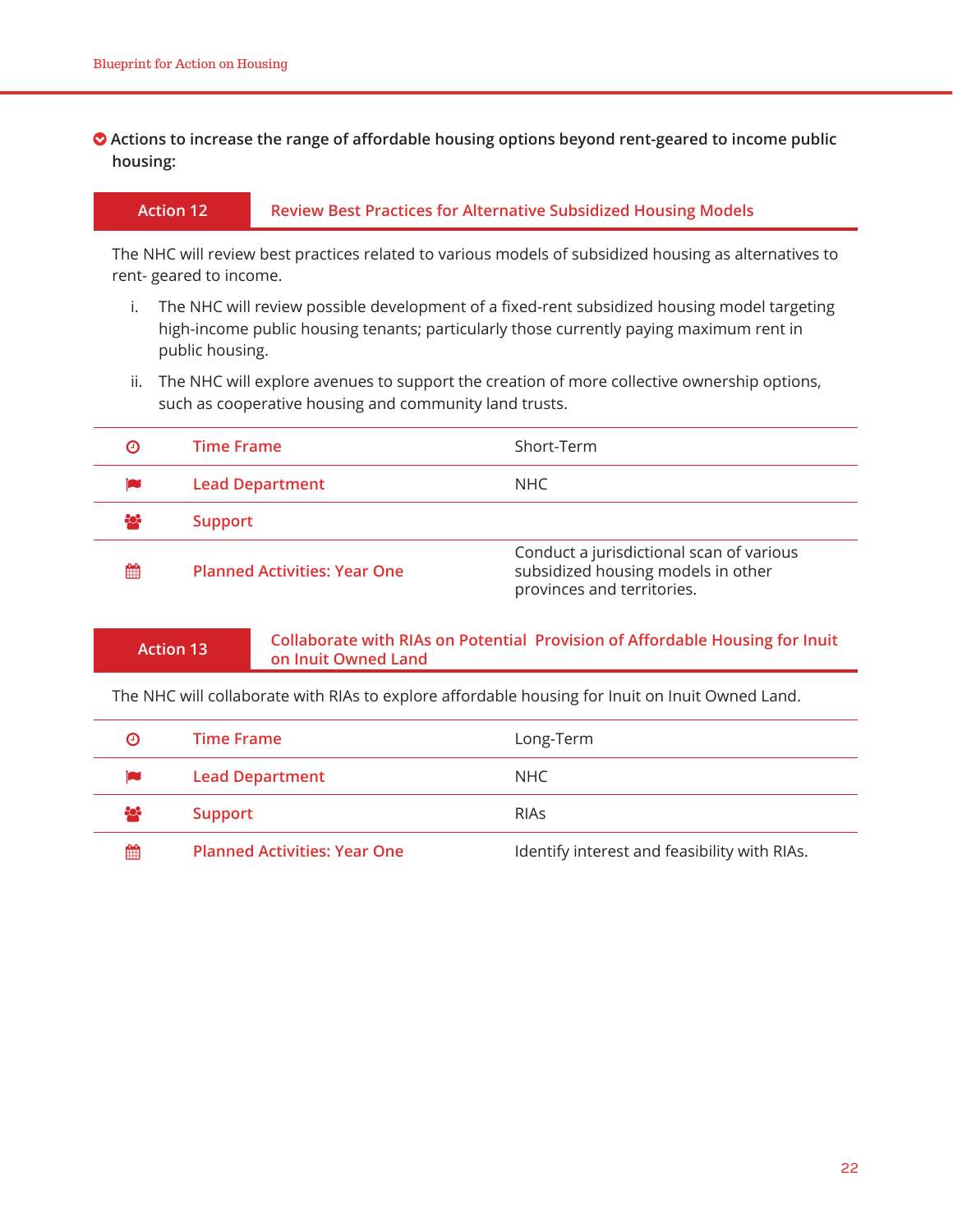**Actions to increase the range of affordable housing options beyond rent-geared to income public housing:**

## Action 12 — Review Best Practices for Alternative Subsidized Housing Models

The NHC will review best practices related to various models of subsidized housing as alternatives to rent- geared to income.

i. The NHC will review possible development of a fixed-rent subsidized housing model targeting high-income public housing tenants; particularly those currently paying maximum rent in public housing.

ii. The NHC will explore avenues to support the creation of more collective ownership options, such as cooperative housing and community land trusts.

| | |
|---|---|
| Time Frame | Short-Term |
| Lead Department | NHC |
| Support | |
| Planned Activities: Year One | Conduct a jurisdictional scan of various subsidized housing models in other provinces and territories. |

## Action 13 — Collaborate with RIAs on Potential Provision of Affordable Housing for Inuit on Inuit Owned Land

The NHC will collaborate with RIAs to explore affordable housing for Inuit on Inuit Owned Land.

| | |
|---|---|
| Time Frame | Long-Term |
| Lead Department | NHC |
| Support | RIAs |
| Planned Activities: Year One | Identify interest and feasibility with RIAs. |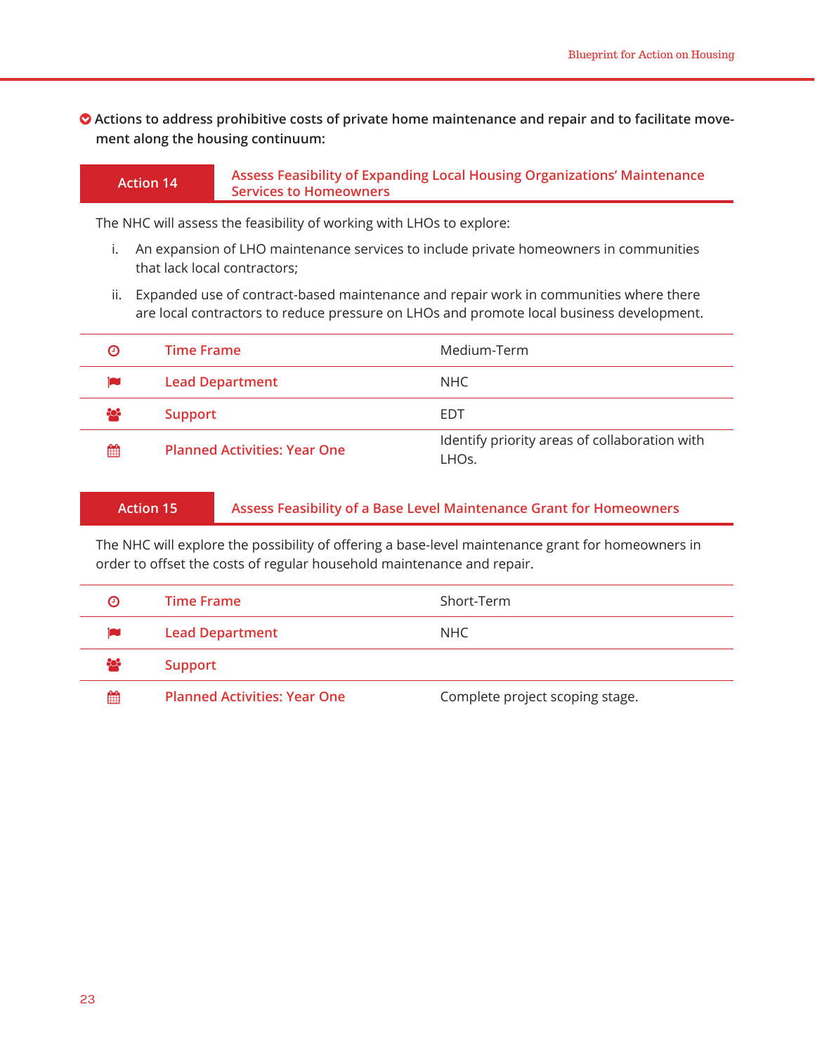**Actions to address prohibitive costs of private home maintenance and repair and to facilitate movement along the housing continuum:**

## Action 14 — Assess Feasibility of Expanding Local Housing Organizations' Maintenance Services to Homeowners

The NHC will assess the feasibility of working with LHOs to explore:

i. An expansion of LHO maintenance services to include private homeowners in communities that lack local contractors;

ii. Expanded use of contract-based maintenance and repair work in communities where there are local contractors to reduce pressure on LHOs and promote local business development.

| | |
|---|---|
| Time Frame | Medium-Term |
| Lead Department | NHC |
| Support | EDT |
| Planned Activities: Year One | Identify priority areas of collaboration with LHOs. |

## Action 15 — Assess Feasibility of a Base Level Maintenance Grant for Homeowners

The NHC will explore the possibility of offering a base-level maintenance grant for homeowners in order to offset the costs of regular household maintenance and repair.

| | |
|---|---|
| Time Frame | Short-Term |
| Lead Department | NHC |
| Support | |
| Planned Activities: Year One | Complete project scoping stage. |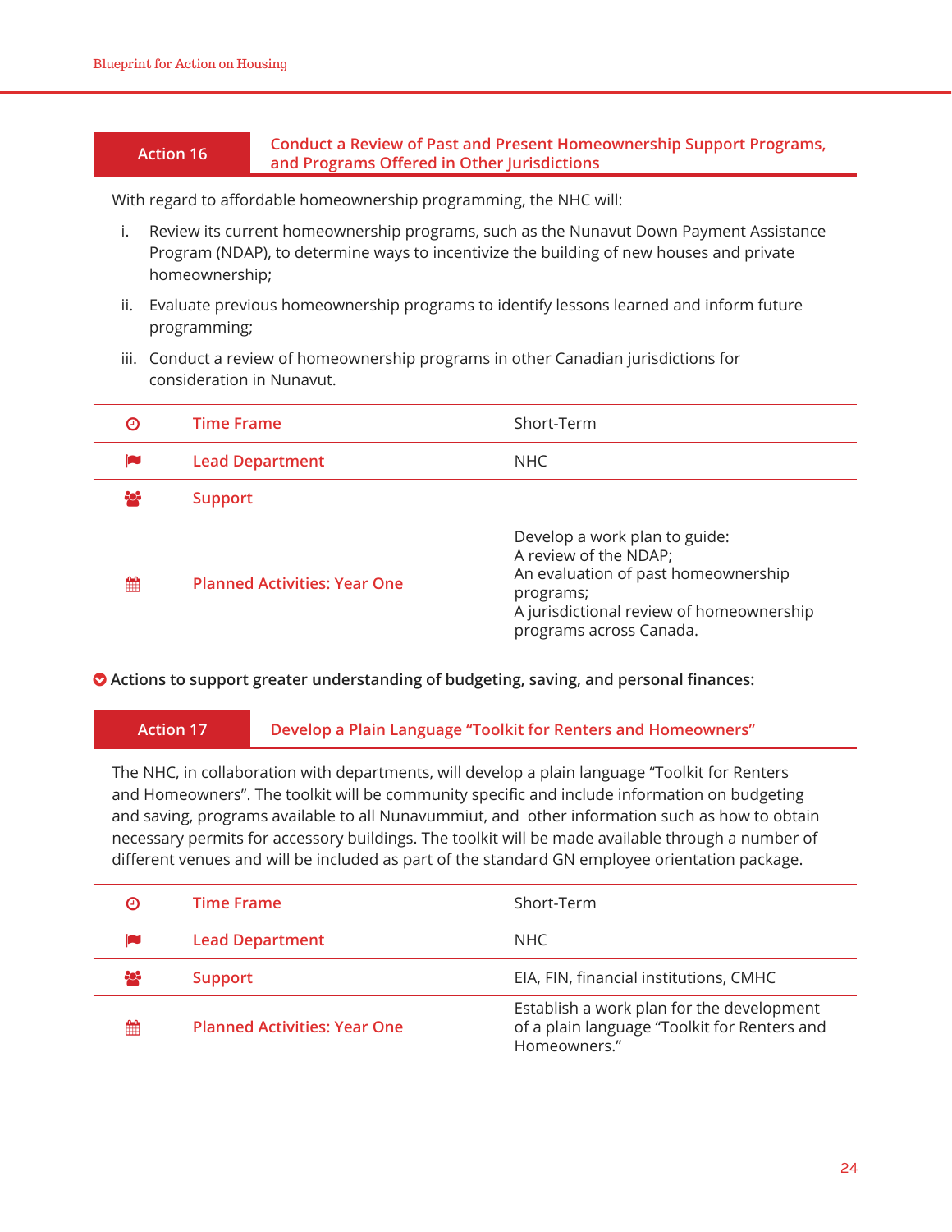## Action 16 — Conduct a Review of Past and Present Homeownership Support Programs, and Programs Offered in Other Jurisdictions

With regard to affordable homeownership programming, the NHC will:

i. Review its current homeownership programs, such as the Nunavut Down Payment Assistance Program (NDAP), to determine ways to incentivize the building of new houses and private homeownership;

ii. Evaluate previous homeownership programs to identify lessons learned and inform future programming;

iii. Conduct a review of homeownership programs in other Canadian jurisdictions for consideration in Nunavut.

| | |
|---|---|
| Time Frame | Short-Term |
| Lead Department | NHC |
| Support | |
| Planned Activities: Year One | Develop a work plan to guide:<br>A review of the NDAP;<br>An evaluation of past homeownership programs;<br>A jurisdictional review of homeownership programs across Canada. |

**Actions to support greater understanding of budgeting, saving, and personal finances:**

## Action 17 — Develop a Plain Language "Toolkit for Renters and Homeowners"

The NHC, in collaboration with departments, will develop a plain language "Toolkit for Renters and Homeowners". The toolkit will be community specific and include information on budgeting and saving, programs available to all Nunavummiut, and other information such as how to obtain necessary permits for accessory buildings. The toolkit will be made available through a number of different venues and will be included as part of the standard GN employee orientation package.

| | |
|---|---|
| Time Frame | Short-Term |
| Lead Department | NHC |
| Support | EIA, FIN, financial institutions, CMHC |
| Planned Activities: Year One | Establish a work plan for the development of a plain language "Toolkit for Renters and Homeowners." |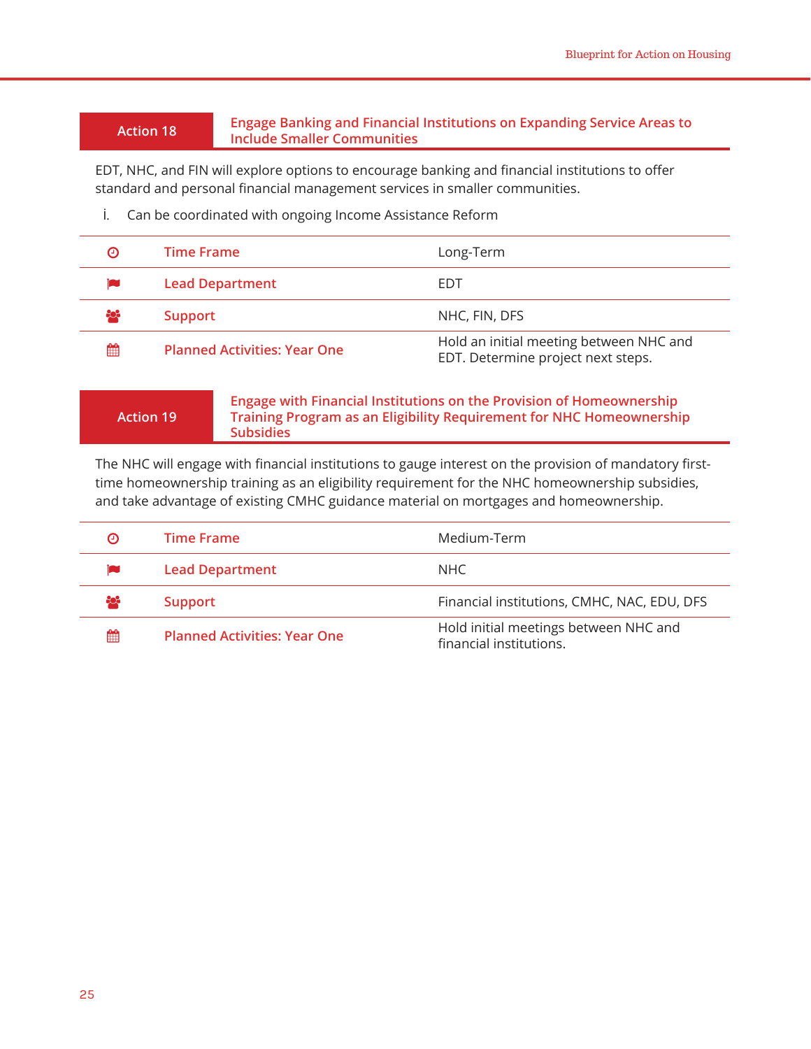## Action 18 — Engage Banking and Financial Institutions on Expanding Service Areas to Include Smaller Communities

EDT, NHC, and FIN will explore options to encourage banking and financial institutions to offer standard and personal financial management services in smaller communities.

i. Can be coordinated with ongoing Income Assistance Reform

| | | |
|---|---|---|
| | Time Frame | Long-Term |
| | Lead Department | EDT |
| | Support | NHC, FIN, DFS |
| | Planned Activities: Year One | Hold an initial meeting between NHC and EDT. Determine project next steps. |

## Action 19 — Engage with Financial Institutions on the Provision of Homeownership Training Program as an Eligibility Requirement for NHC Homeownership Subsidies

The NHC will engage with financial institutions to gauge interest on the provision of mandatory first-time homeownership training as an eligibility requirement for the NHC homeownership subsidies, and take advantage of existing CMHC guidance material on mortgages and homeownership.

| | | |
|---|---|---|
| | Time Frame | Medium-Term |
| | Lead Department | NHC |
| | Support | Financial institutions, CMHC, NAC, EDU, DFS |
| | Planned Activities: Year One | Hold initial meetings between NHC and financial institutions. |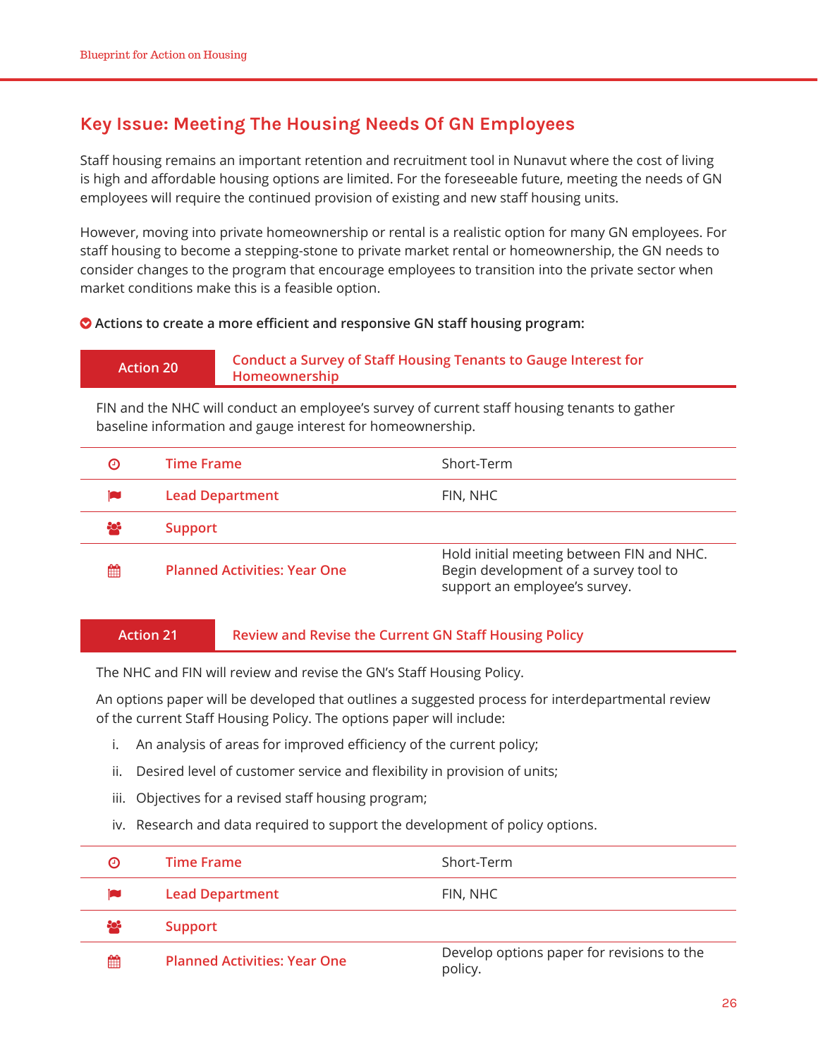## Key Issue: Meeting The Housing Needs Of GN Employees

Staff housing remains an important retention and recruitment tool in Nunavut where the cost of living is high and affordable housing options are limited. For the foreseeable future, meeting the needs of GN employees will require the continued provision of existing and new staff housing units.

However, moving into private homeownership or rental is a realistic option for many GN employees. For staff housing to become a stepping-stone to private market rental or homeownership, the GN needs to consider changes to the program that encourage employees to transition into the private sector when market conditions make this is a feasible option.

**Actions to create a more efficient and responsive GN staff housing program:**

### Action 20 — Conduct a Survey of Staff Housing Tenants to Gauge Interest for Homeownership

FIN and the NHC will conduct an employee's survey of current staff housing tenants to gather baseline information and gauge interest for homeownership.

| | |
|---|---|
| Time Frame | Short-Term |
| Lead Department | FIN, NHC |
| Support | |
| Planned Activities: Year One | Hold initial meeting between FIN and NHC. Begin development of a survey tool to support an employee's survey. |

### Action 21 — Review and Revise the Current GN Staff Housing Policy

The NHC and FIN will review and revise the GN's Staff Housing Policy.

An options paper will be developed that outlines a suggested process for interdepartmental review of the current Staff Housing Policy. The options paper will include:

i. An analysis of areas for improved efficiency of the current policy;

ii. Desired level of customer service and flexibility in provision of units;

iii. Objectives for a revised staff housing program;

iv. Research and data required to support the development of policy options.

| | |
|---|---|
| Time Frame | Short-Term |
| Lead Department | FIN, NHC |
| Support | |
| Planned Activities: Year One | Develop options paper for revisions to the policy. |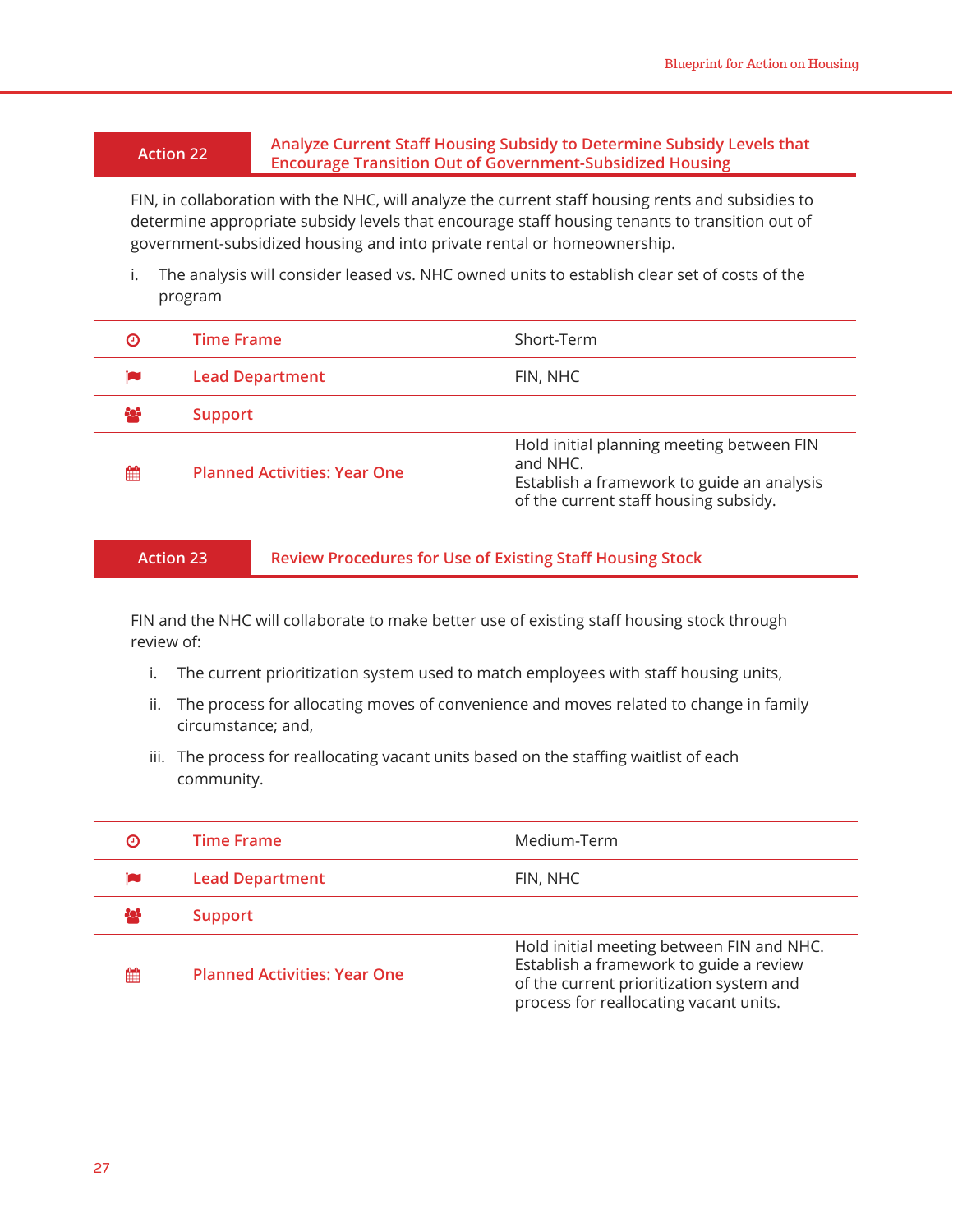## Action 22 — Analyze Current Staff Housing Subsidy to Determine Subsidy Levels that Encourage Transition Out of Government-Subsidized Housing

FIN, in collaboration with the NHC, will analyze the current staff housing rents and subsidies to determine appropriate subsidy levels that encourage staff housing tenants to transition out of government-subsidized housing and into private rental or homeownership.

i. The analysis will consider leased vs. NHC owned units to establish clear set of costs of the program

| | |
|---|---|
| Time Frame | Short-Term |
| Lead Department | FIN, NHC |
| Support | |
| Planned Activities: Year One | Hold initial planning meeting between FIN and NHC.<br>Establish a framework to guide an analysis of the current staff housing subsidy. |

## Action 23 — Review Procedures for Use of Existing Staff Housing Stock

FIN and the NHC will collaborate to make better use of existing staff housing stock through review of:

i. The current prioritization system used to match employees with staff housing units,

ii. The process for allocating moves of convenience and moves related to change in family circumstance; and,

iii. The process for reallocating vacant units based on the staffing waitlist of each community.

| | |
|---|---|
| Time Frame | Medium-Term |
| Lead Department | FIN, NHC |
| Support | |
| Planned Activities: Year One | Hold initial meeting between FIN and NHC.<br>Establish a framework to guide a review of the current prioritization system and process for reallocating vacant units. |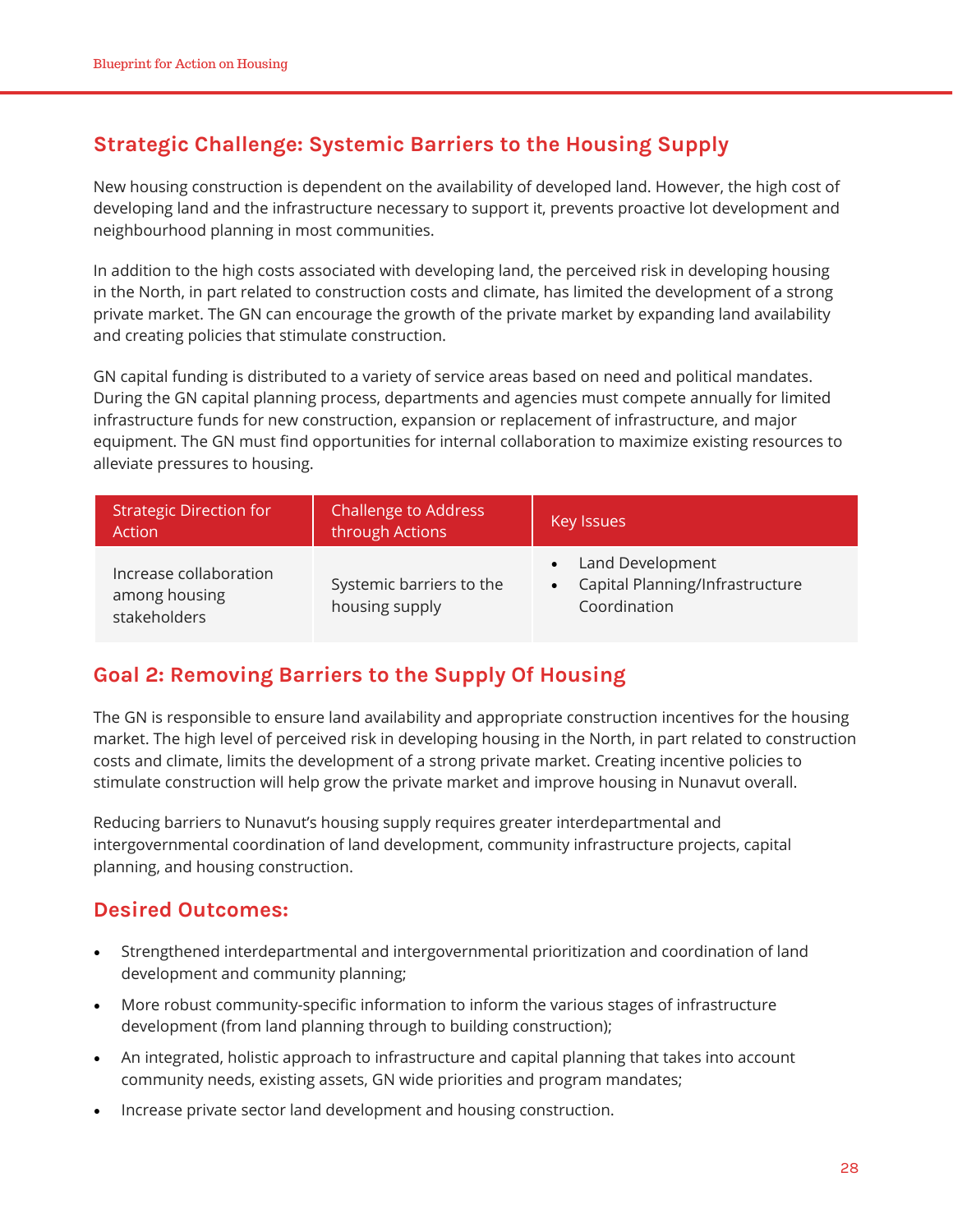## Strategic Challenge: Systemic Barriers to the Housing Supply

New housing construction is dependent on the availability of developed land. However, the high cost of developing land and the infrastructure necessary to support it, prevents proactive lot development and neighbourhood planning in most communities.

In addition to the high costs associated with developing land, the perceived risk in developing housing in the North, in part related to construction costs and climate, has limited the development of a strong private market. The GN can encourage the growth of the private market by expanding land availability and creating policies that stimulate construction.

GN capital funding is distributed to a variety of service areas based on need and political mandates. During the GN capital planning process, departments and agencies must compete annually for limited infrastructure funds for new construction, expansion or replacement of infrastructure, and major equipment. The GN must find opportunities for internal collaboration to maximize existing resources to alleviate pressures to housing.

| Strategic Direction for Action | Challenge to Address through Actions | Key Issues |
| --- | --- | --- |
| Increase collaboration among housing stakeholders | Systemic barriers to the housing supply | • Land Development<br>• Capital Planning/Infrastructure Coordination |

## Goal 2: Removing Barriers to the Supply Of Housing

The GN is responsible to ensure land availability and appropriate construction incentives for the housing market. The high level of perceived risk in developing housing in the North, in part related to construction costs and climate, limits the development of a strong private market. Creating incentive policies to stimulate construction will help grow the private market and improve housing in Nunavut overall.

Reducing barriers to Nunavut's housing supply requires greater interdepartmental and intergovernmental coordination of land development, community infrastructure projects, capital planning, and housing construction.

## Desired Outcomes:

- Strengthened interdepartmental and intergovernmental prioritization and coordination of land development and community planning;
- More robust community-specific information to inform the various stages of infrastructure development (from land planning through to building construction);
- An integrated, holistic approach to infrastructure and capital planning that takes into account community needs, existing assets, GN wide priorities and program mandates;
- Increase private sector land development and housing construction.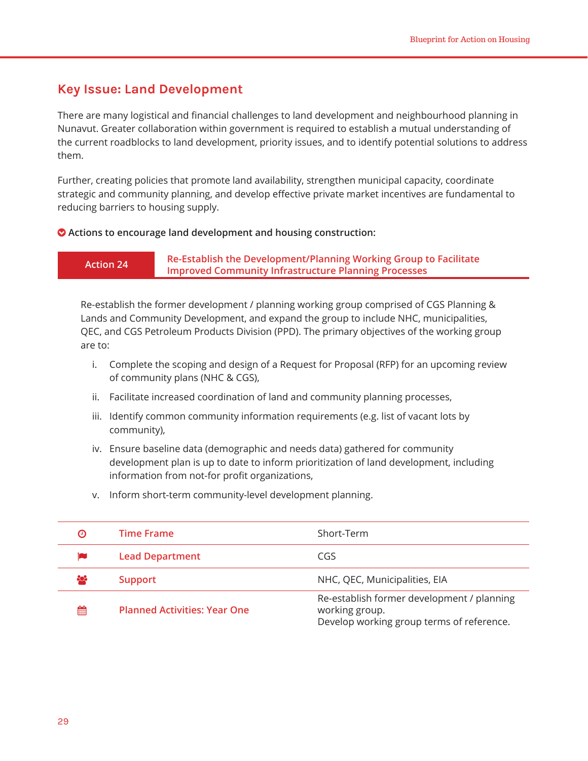## Key Issue: Land Development

There are many logistical and financial challenges to land development and neighbourhood planning in Nunavut. Greater collaboration within government is required to establish a mutual understanding of the current roadblocks to land development, priority issues, and to identify potential solutions to address them.

Further, creating policies that promote land availability, strengthen municipal capacity, coordinate strategic and community planning, and develop effective private market incentives are fundamental to reducing barriers to housing supply.

**Actions to encourage land development and housing construction:**

### Action 24 — Re-Establish the Development/Planning Working Group to Facilitate Improved Community Infrastructure Planning Processes

Re-establish the former development / planning working group comprised of CGS Planning & Lands and Community Development, and expand the group to include NHC, municipalities, QEC, and CGS Petroleum Products Division (PPD). The primary objectives of the working group are to:

i. Complete the scoping and design of a Request for Proposal (RFP) for an upcoming review of community plans (NHC & CGS),

ii. Facilitate increased coordination of land and community planning processes,

iii. Identify common community information requirements (e.g. list of vacant lots by community),

iv. Ensure baseline data (demographic and needs data) gathered for community development plan is up to date to inform prioritization of land development, including information from not-for profit organizations,

v. Inform short-term community-level development planning.

| | |
|---|---|
| Time Frame | Short-Term |
| Lead Department | CGS |
| Support | NHC, QEC, Municipalities, EIA |
| Planned Activities: Year One | Re-establish former development / planning working group.<br>Develop working group terms of reference. |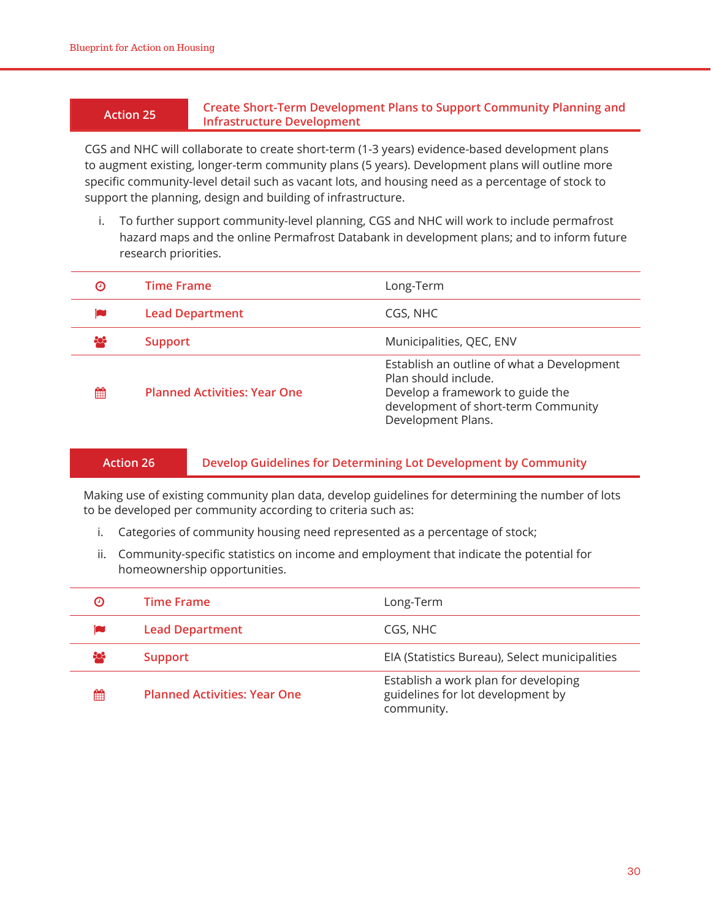## Action 25 — Create Short-Term Development Plans to Support Community Planning and Infrastructure Development

CGS and NHC will collaborate to create short-term (1-3 years) evidence-based development plans to augment existing, longer-term community plans (5 years). Development plans will outline more specific community-level detail such as vacant lots, and housing need as a percentage of stock to support the planning, design and building of infrastructure.

i. To further support community-level planning, CGS and NHC will work to include permafrost hazard maps and the online Permafrost Databank in development plans; and to inform future research priorities.

| | |
|---|---|
| Time Frame | Long-Term |
| Lead Department | CGS, NHC |
| Support | Municipalities, QEC, ENV |
| Planned Activities: Year One | Establish an outline of what a Development Plan should include.<br>Develop a framework to guide the development of short-term Community Development Plans. |

## Action 26 — Develop Guidelines for Determining Lot Development by Community

Making use of existing community plan data, develop guidelines for determining the number of lots to be developed per community according to criteria such as:

i. Categories of community housing need represented as a percentage of stock;

ii. Community-specific statistics on income and employment that indicate the potential for homeownership opportunities.

| | |
|---|---|
| Time Frame | Long-Term |
| Lead Department | CGS, NHC |
| Support | EIA (Statistics Bureau), Select municipalities |
| Planned Activities: Year One | Establish a work plan for developing guidelines for lot development by community. |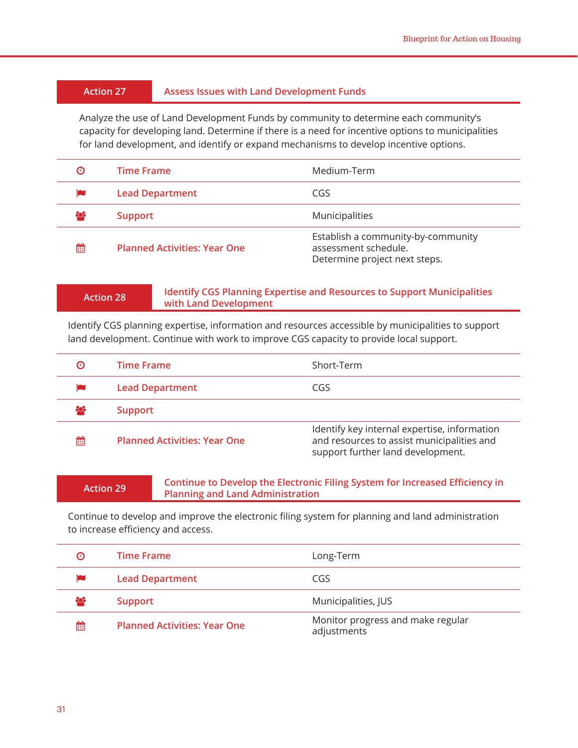## Action 27 Assess Issues with Land Development Funds

Analyze the use of Land Development Funds by community to determine each community's capacity for developing land. Determine if there is a need for incentive options to municipalities for land development, and identify or expand mechanisms to develop incentive options.

| | |
|---|---|
| Time Frame | Medium-Term |
| Lead Department | CGS |
| Support | Municipalities |
| Planned Activities: Year One | Establish a community-by-community assessment schedule.<br>Determine project next steps. |

## Action 28 Identify CGS Planning Expertise and Resources to Support Municipalities with Land Development

Identify CGS planning expertise, information and resources accessible by municipalities to support land development. Continue with work to improve CGS capacity to provide local support.

| | |
|---|---|
| Time Frame | Short-Term |
| Lead Department | CGS |
| Support | |
| Planned Activities: Year One | Identify key internal expertise, information and resources to assist municipalities and support further land development. |

## Action 29 Continue to Develop the Electronic Filing System for Increased Efficiency in Planning and Land Administration

Continue to develop and improve the electronic filing system for planning and land administration to increase efficiency and access.

| | |
|---|---|
| Time Frame | Long-Term |
| Lead Department | CGS |
| Support | Municipalities, JUS |
| Planned Activities: Year One | Monitor progress and make regular adjustments |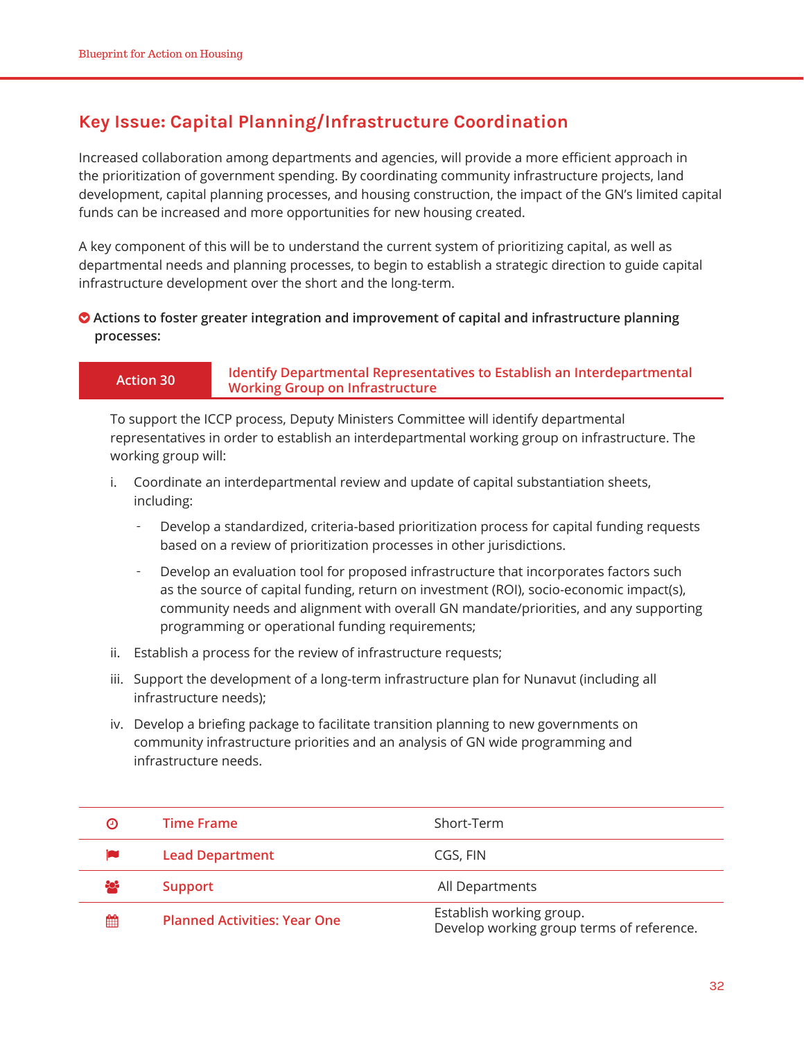## Key Issue: Capital Planning/Infrastructure Coordination

Increased collaboration among departments and agencies, will provide a more efficient approach in the prioritization of government spending. By coordinating community infrastructure projects, land development, capital planning processes, and housing construction, the impact of the GN's limited capital funds can be increased and more opportunities for new housing created.

A key component of this will be to understand the current system of prioritizing capital, as well as departmental needs and planning processes, to begin to establish a strategic direction to guide capital infrastructure development over the short and the long-term.

**Actions to foster greater integration and improvement of capital and infrastructure planning processes:**

### Action 30 — Identify Departmental Representatives to Establish an Interdepartmental Working Group on Infrastructure

To support the ICCP process, Deputy Ministers Committee will identify departmental representatives in order to establish an interdepartmental working group on infrastructure. The working group will:

i. Coordinate an interdepartmental review and update of capital substantiation sheets, including:
   - Develop a standardized, criteria-based prioritization process for capital funding requests based on a review of prioritization processes in other jurisdictions.
   - Develop an evaluation tool for proposed infrastructure that incorporates factors such as the source of capital funding, return on investment (ROI), socio-economic impact(s), community needs and alignment with overall GN mandate/priorities, and any supporting programming or operational funding requirements;

ii. Establish a process for the review of infrastructure requests;

iii. Support the development of a long-term infrastructure plan for Nunavut (including all infrastructure needs);

iv. Develop a briefing package to facilitate transition planning to new governments on community infrastructure priorities and an analysis of GN wide programming and infrastructure needs.

| | |
|---|---|
| Time Frame | Short-Term |
| Lead Department | CGS, FIN |
| Support | All Departments |
| Planned Activities: Year One | Establish working group.<br>Develop working group terms of reference. |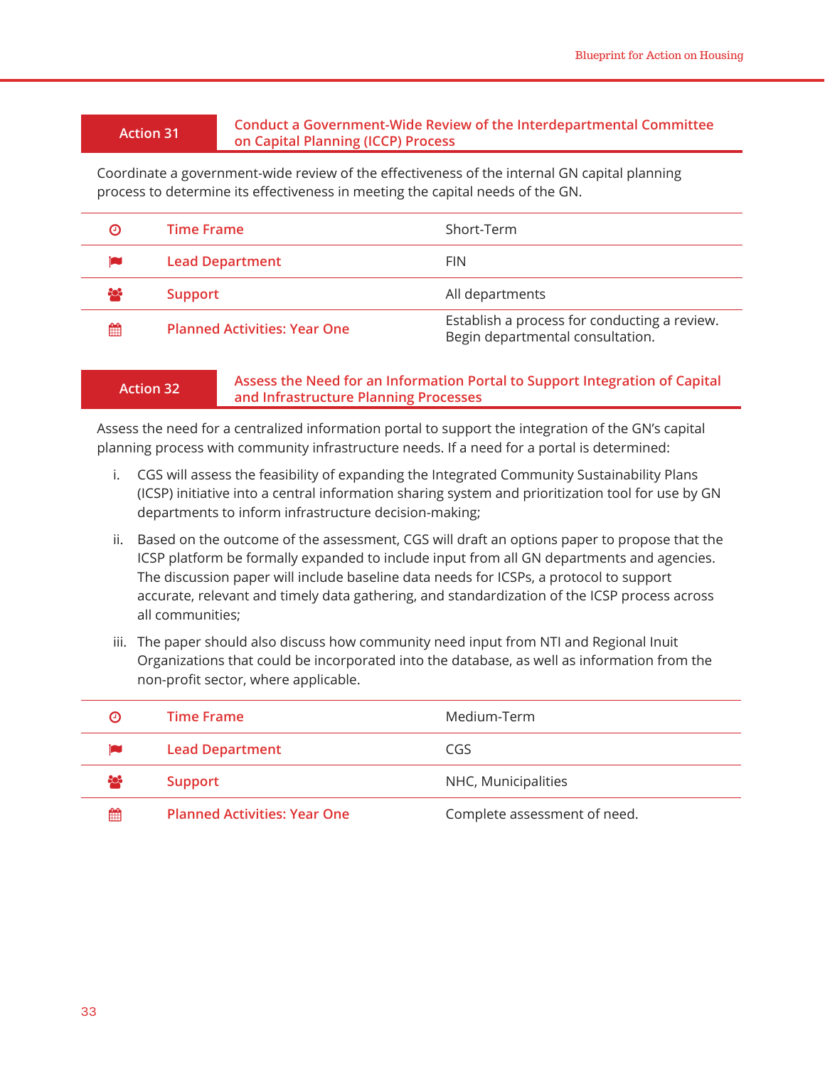## Action 31 — Conduct a Government-Wide Review of the Interdepartmental Committee on Capital Planning (ICCP) Process

Coordinate a government-wide review of the effectiveness of the internal GN capital planning process to determine its effectiveness in meeting the capital needs of the GN.

| | |
|---|---|
| **Time Frame** | Short-Term |
| **Lead Department** | FIN |
| **Support** | All departments |
| **Planned Activities: Year One** | Establish a process for conducting a review. Begin departmental consultation. |

## Action 32 — Assess the Need for an Information Portal to Support Integration of Capital and Infrastructure Planning Processes

Assess the need for a centralized information portal to support the integration of the GN's capital planning process with community infrastructure needs. If a need for a portal is determined:

i. CGS will assess the feasibility of expanding the Integrated Community Sustainability Plans (ICSP) initiative into a central information sharing system and prioritization tool for use by GN departments to inform infrastructure decision-making;

ii. Based on the outcome of the assessment, CGS will draft an options paper to propose that the ICSP platform be formally expanded to include input from all GN departments and agencies. The discussion paper will include baseline data needs for ICSPs, a protocol to support accurate, relevant and timely data gathering, and standardization of the ICSP process across all communities;

iii. The paper should also discuss how community need input from NTI and Regional Inuit Organizations that could be incorporated into the database, as well as information from the non-profit sector, where applicable.

| | |
|---|---|
| **Time Frame** | Medium-Term |
| **Lead Department** | CGS |
| **Support** | NHC, Municipalities |
| **Planned Activities: Year One** | Complete assessment of need. |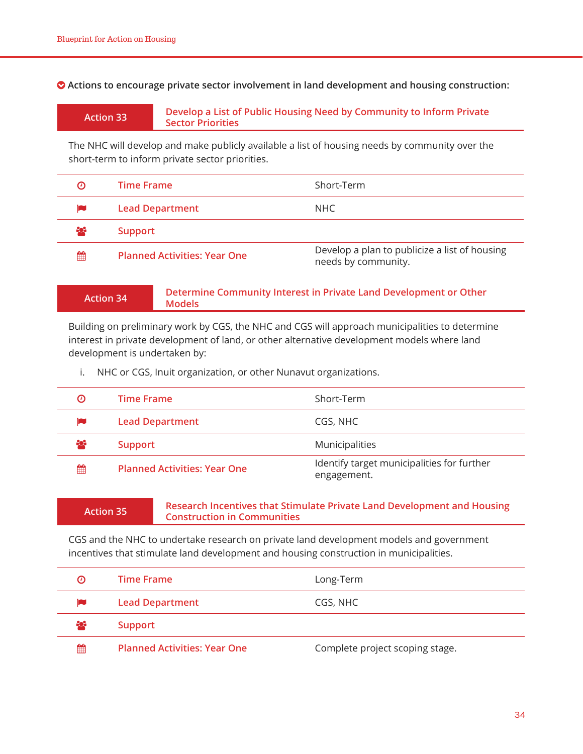**Actions to encourage private sector involvement in land development and housing construction:**

### Action 33 — Develop a List of Public Housing Need by Community to Inform Private Sector Priorities

The NHC will develop and make publicly available a list of housing needs by community over the short-term to inform private sector priorities.

| | |
|---|---|
| Time Frame | Short-Term |
| Lead Department | NHC |
| Support | |
| Planned Activities: Year One | Develop a plan to publicize a list of housing needs by community. |

### Action 34 — Determine Community Interest in Private Land Development or Other Models

Building on preliminary work by CGS, the NHC and CGS will approach municipalities to determine interest in private development of land, or other alternative development models where land development is undertaken by:

i. NHC or CGS, Inuit organization, or other Nunavut organizations.

| | |
|---|---|
| Time Frame | Short-Term |
| Lead Department | CGS, NHC |
| Support | Municipalities |
| Planned Activities: Year One | Identify target municipalities for further engagement. |

### Action 35 — Research Incentives that Stimulate Private Land Development and Housing Construction in Communities

CGS and the NHC to undertake research on private land development models and government incentives that stimulate land development and housing construction in municipalities.

| | |
|---|---|
| Time Frame | Long-Term |
| Lead Department | CGS, NHC |
| Support | |
| Planned Activities: Year One | Complete project scoping stage. |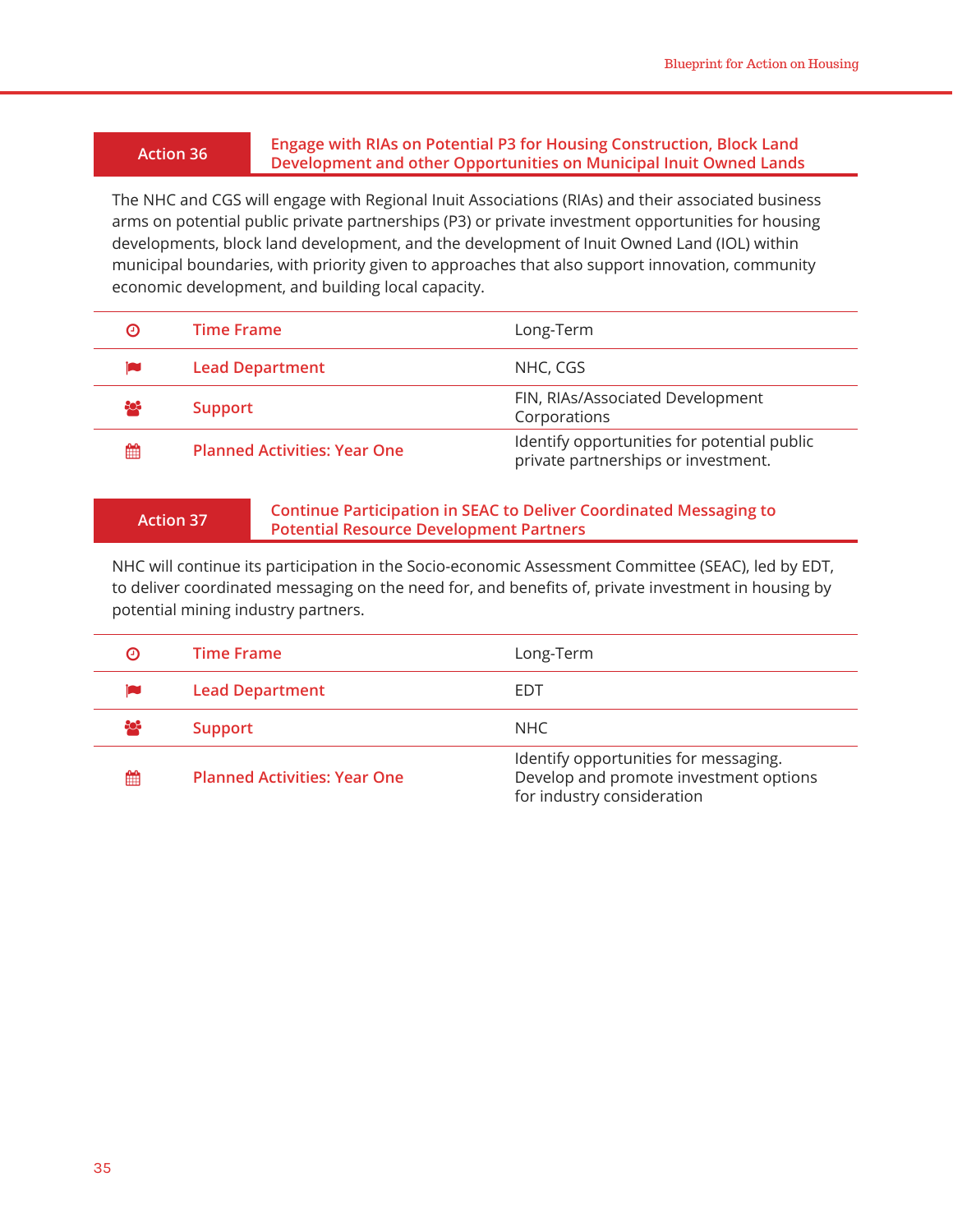## Action 36 — Engage with RIAs on Potential P3 for Housing Construction, Block Land Development and other Opportunities on Municipal Inuit Owned Lands

The NHC and CGS will engage with Regional Inuit Associations (RIAs) and their associated business arms on potential public private partnerships (P3) or private investment opportunities for housing developments, block land development, and the development of Inuit Owned Land (IOL) within municipal boundaries, with priority given to approaches that also support innovation, community economic development, and building local capacity.

| | |
|---|---|
| Time Frame | Long-Term |
| Lead Department | NHC, CGS |
| Support | FIN, RIAs/Associated Development Corporations |
| Planned Activities: Year One | Identify opportunities for potential public private partnerships or investment. |

## Action 37 — Continue Participation in SEAC to Deliver Coordinated Messaging to Potential Resource Development Partners

NHC will continue its participation in the Socio-economic Assessment Committee (SEAC), led by EDT, to deliver coordinated messaging on the need for, and benefits of, private investment in housing by potential mining industry partners.

| | |
|---|---|
| Time Frame | Long-Term |
| Lead Department | EDT |
| Support | NHC |
| Planned Activities: Year One | Identify opportunities for messaging. Develop and promote investment options for industry consideration |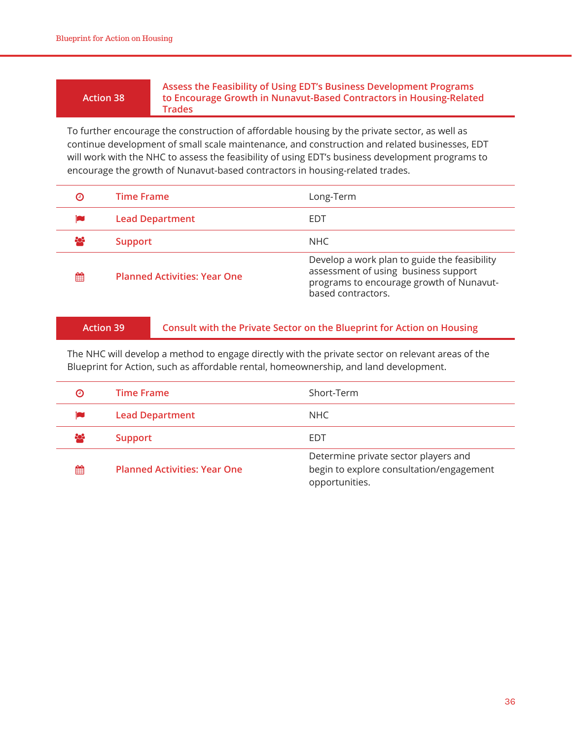## Action 38 — Assess the Feasibility of Using EDT's Business Development Programs to Encourage Growth in Nunavut-Based Contractors in Housing-Related Trades

To further encourage the construction of affordable housing by the private sector, as well as continue development of small scale maintenance, and construction and related businesses, EDT will work with the NHC to assess the feasibility of using EDT's business development programs to encourage the growth of Nunavut-based contractors in housing-related trades.

| | |
|---|---|
| Time Frame | Long-Term |
| Lead Department | EDT |
| Support | NHC |
| Planned Activities: Year One | Develop a work plan to guide the feasibility assessment of using business support programs to encourage growth of Nunavut-based contractors. |

## Action 39 — Consult with the Private Sector on the Blueprint for Action on Housing

The NHC will develop a method to engage directly with the private sector on relevant areas of the Blueprint for Action, such as affordable rental, homeownership, and land development.

| | |
|---|---|
| Time Frame | Short-Term |
| Lead Department | NHC |
| Support | EDT |
| Planned Activities: Year One | Determine private sector players and begin to explore consultation/engagement opportunities. |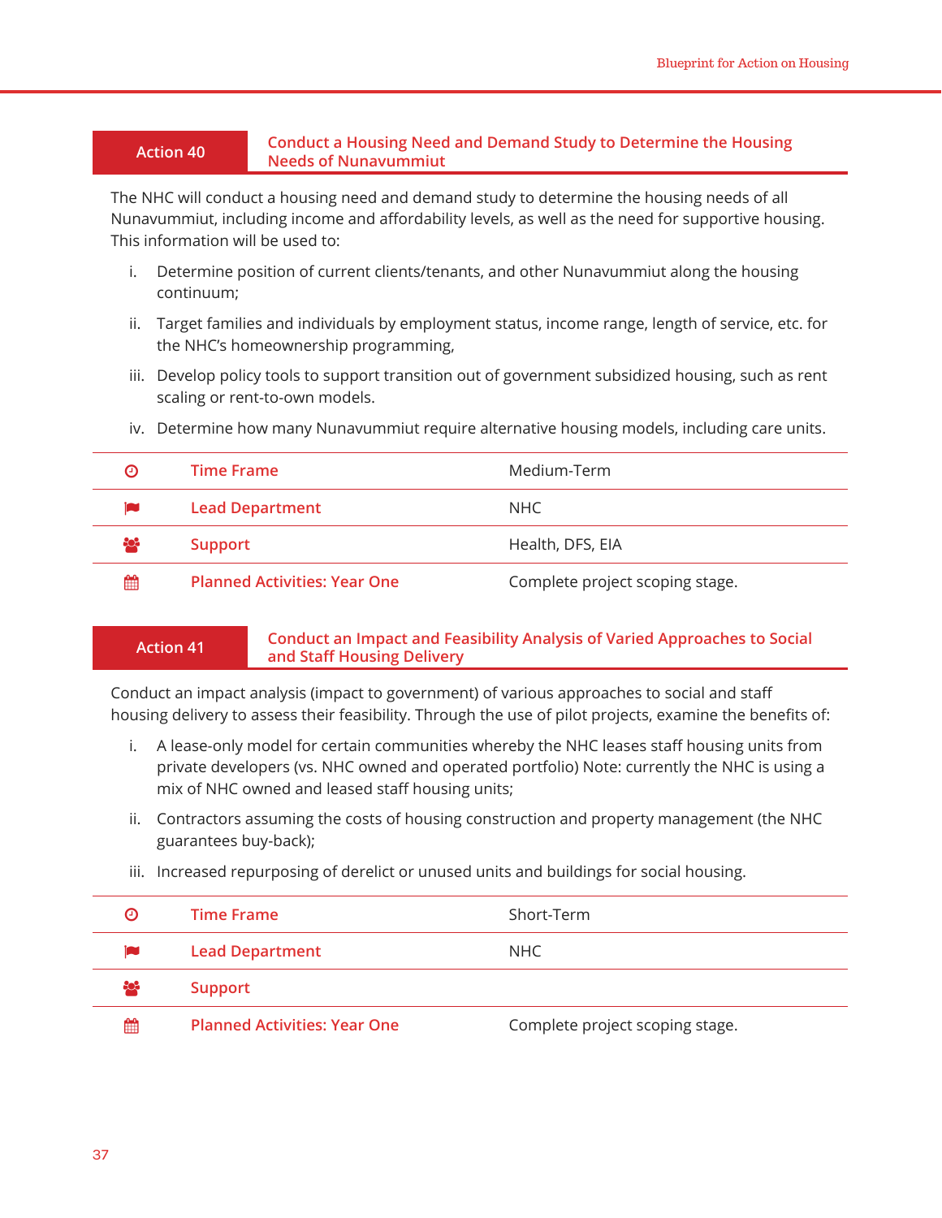## Action 40 — Conduct a Housing Need and Demand Study to Determine the Housing Needs of Nunavummiut

The NHC will conduct a housing need and demand study to determine the housing needs of all Nunavummiut, including income and affordability levels, as well as the need for supportive housing. This information will be used to:

i. Determine position of current clients/tenants, and other Nunavummiut along the housing continuum;

ii. Target families and individuals by employment status, income range, length of service, etc. for the NHC's homeownership programming,

iii. Develop policy tools to support transition out of government subsidized housing, such as rent scaling or rent-to-own models.

iv. Determine how many Nunavummiut require alternative housing models, including care units.

| | |
|---|---|
| Time Frame | Medium-Term |
| Lead Department | NHC |
| Support | Health, DFS, EIA |
| Planned Activities: Year One | Complete project scoping stage. |

## Action 41 — Conduct an Impact and Feasibility Analysis of Varied Approaches to Social and Staff Housing Delivery

Conduct an impact analysis (impact to government) of various approaches to social and staff housing delivery to assess their feasibility. Through the use of pilot projects, examine the benefits of:

i. A lease-only model for certain communities whereby the NHC leases staff housing units from private developers (vs. NHC owned and operated portfolio) Note: currently the NHC is using a mix of NHC owned and leased staff housing units;

ii. Contractors assuming the costs of housing construction and property management (the NHC guarantees buy-back);

iii. Increased repurposing of derelict or unused units and buildings for social housing.

| | |
|---|---|
| Time Frame | Short-Term |
| Lead Department | NHC |
| Support | |
| Planned Activities: Year One | Complete project scoping stage. |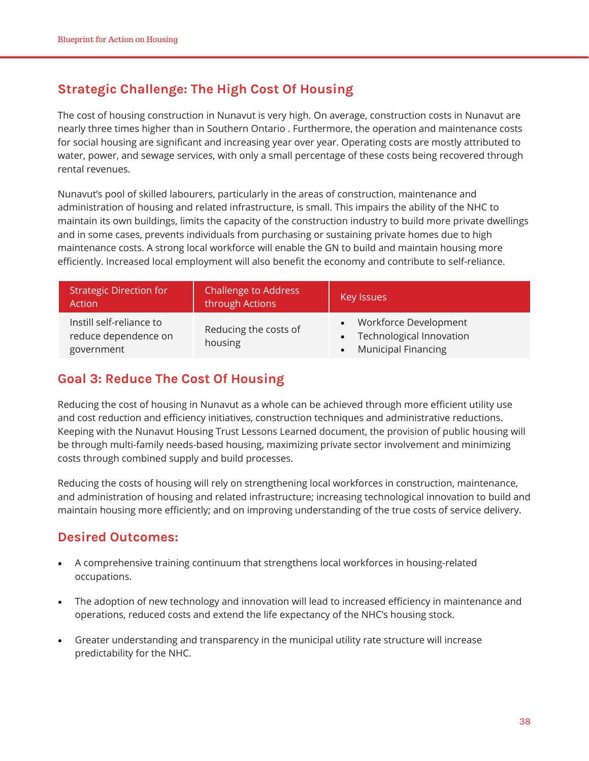## Strategic Challenge: The High Cost Of Housing

The cost of housing construction in Nunavut is very high. On average, construction costs in Nunavut are nearly three times higher than in Southern Ontario . Furthermore, the operation and maintenance costs for social housing are significant and increasing year over year. Operating costs are mostly attributed to water, power, and sewage services, with only a small percentage of these costs being recovered through rental revenues.

Nunavut's pool of skilled labourers, particularly in the areas of construction, maintenance and administration of housing and related infrastructure, is small. This impairs the ability of the NHC to maintain its own buildings, limits the capacity of the construction industry to build more private dwellings and in some cases, prevents individuals from purchasing or sustaining private homes due to high maintenance costs. A strong local workforce will enable the GN to build and maintain housing more efficiently. Increased local employment will also benefit the economy and contribute to self-reliance.

| Strategic Direction for Action | Challenge to Address through Actions | Key Issues |
| --- | --- | --- |
| Instill self-reliance to reduce dependence on government | Reducing the costs of housing | • Workforce Development<br>• Technological Innovation<br>• Municipal Financing |

## Goal 3: Reduce The Cost Of Housing

Reducing the cost of housing in Nunavut as a whole can be achieved through more efficient utility use and cost reduction and efficiency initiatives, construction techniques and administrative reductions. Keeping with the Nunavut Housing Trust Lessons Learned document, the provision of public housing will be through multi-family needs-based housing, maximizing private sector involvement and minimizing costs through combined supply and build processes.

Reducing the costs of housing will rely on strengthening local workforces in construction, maintenance, and administration of housing and related infrastructure; increasing technological innovation to build and maintain housing more efficiently; and on improving understanding of the true costs of service delivery.

## Desired Outcomes:

- A comprehensive training continuum that strengthens local workforces in housing-related occupations.
- The adoption of new technology and innovation will lead to increased efficiency in maintenance and operations, reduced costs and extend the life expectancy of the NHC's housing stock.
- Greater understanding and transparency in the municipal utility rate structure will increase predictability for the NHC.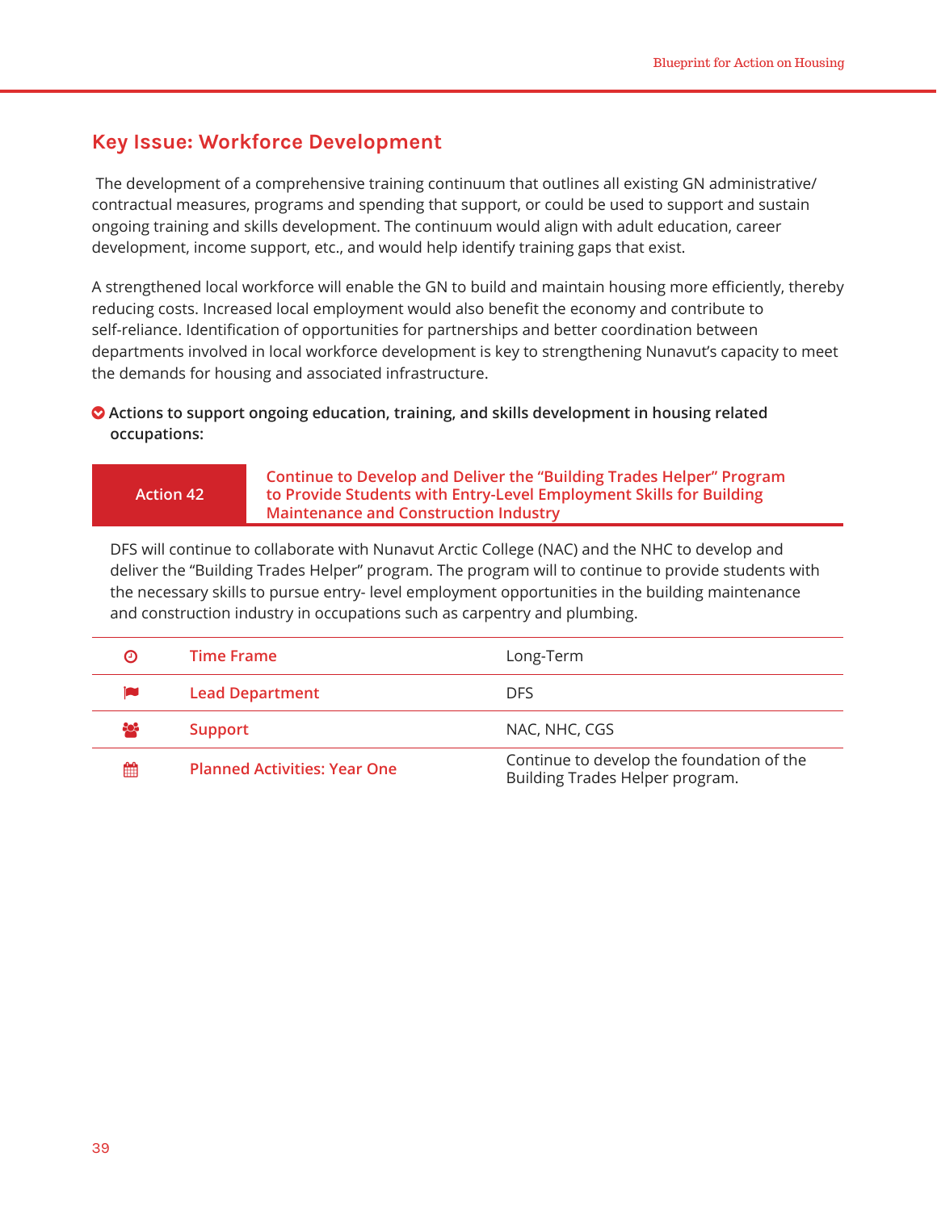## Key Issue: Workforce Development

The development of a comprehensive training continuum that outlines all existing GN administrative/contractual measures, programs and spending that support, or could be used to support and sustain ongoing training and skills development. The continuum would align with adult education, career development, income support, etc., and would help identify training gaps that exist.

A strengthened local workforce will enable the GN to build and maintain housing more efficiently, thereby reducing costs. Increased local employment would also benefit the economy and contribute to self-reliance. Identification of opportunities for partnerships and better coordination between departments involved in local workforce development is key to strengthening Nunavut's capacity to meet the demands for housing and associated infrastructure.

**Actions to support ongoing education, training, and skills development in housing related occupations:**

### Action 42 — Continue to Develop and Deliver the "Building Trades Helper" Program to Provide Students with Entry-Level Employment Skills for Building Maintenance and Construction Industry

DFS will continue to collaborate with Nunavut Arctic College (NAC) and the NHC to develop and deliver the "Building Trades Helper" program. The program will to continue to provide students with the necessary skills to pursue entry- level employment opportunities in the building maintenance and construction industry in occupations such as carpentry and plumbing.

| | |
|---|---|
| Time Frame | Long-Term |
| Lead Department | DFS |
| Support | NAC, NHC, CGS |
| Planned Activities: Year One | Continue to develop the foundation of the Building Trades Helper program. |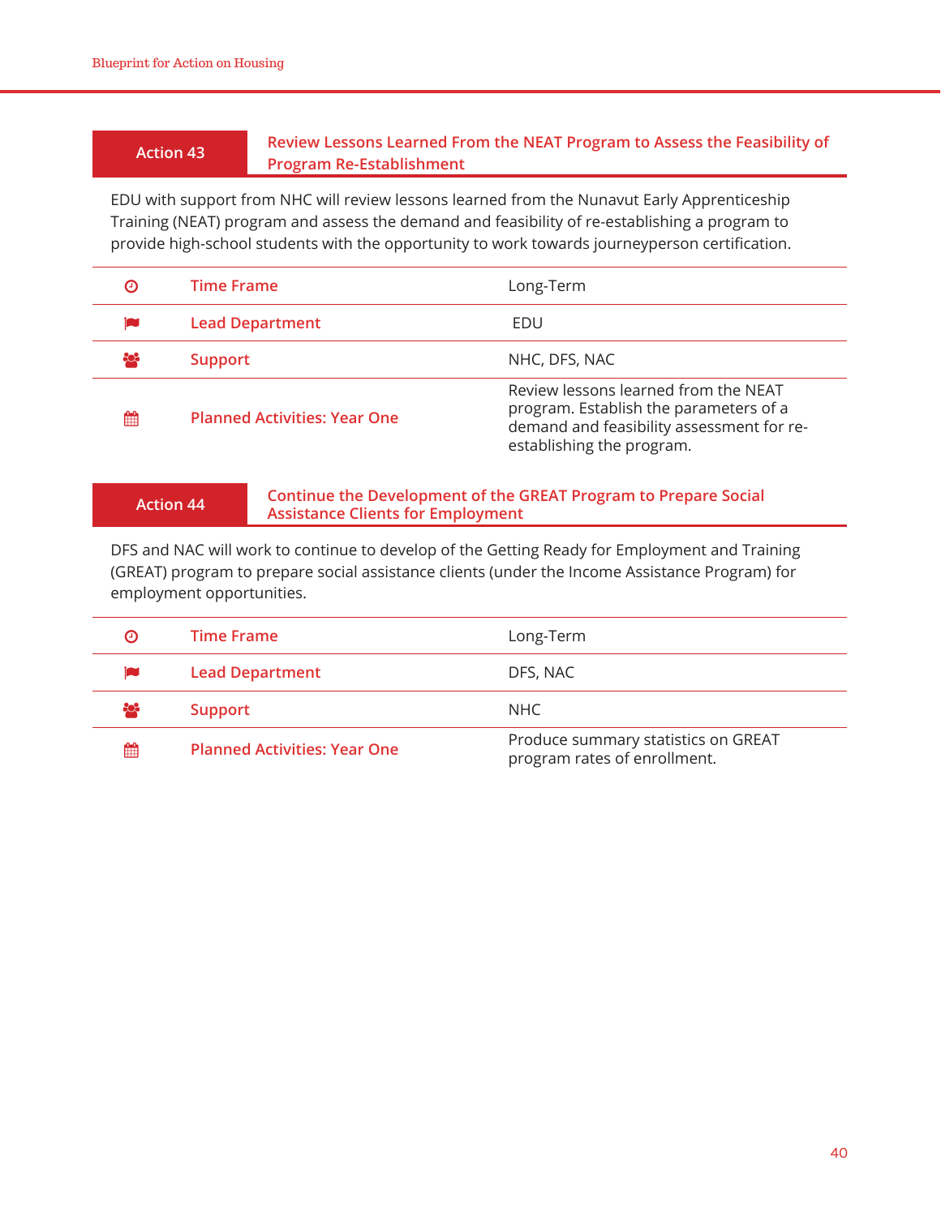## Action 43 — Review Lessons Learned From the NEAT Program to Assess the Feasibility of Program Re-Establishment

EDU with support from NHC will review lessons learned from the Nunavut Early Apprenticeship Training (NEAT) program and assess the demand and feasibility of re-establishing a program to provide high-school students with the opportunity to work towards journeyperson certification.

| | |
|---|---|
| Time Frame | Long-Term |
| Lead Department | EDU |
| Support | NHC, DFS, NAC |
| Planned Activities: Year One | Review lessons learned from the NEAT program. Establish the parameters of a demand and feasibility assessment for re-establishing the program. |

## Action 44 — Continue the Development of the GREAT Program to Prepare Social Assistance Clients for Employment

DFS and NAC will work to continue to develop of the Getting Ready for Employment and Training (GREAT) program to prepare social assistance clients (under the Income Assistance Program) for employment opportunities.

| | |
|---|---|
| Time Frame | Long-Term |
| Lead Department | DFS, NAC |
| Support | NHC |
| Planned Activities: Year One | Produce summary statistics on GREAT program rates of enrollment. |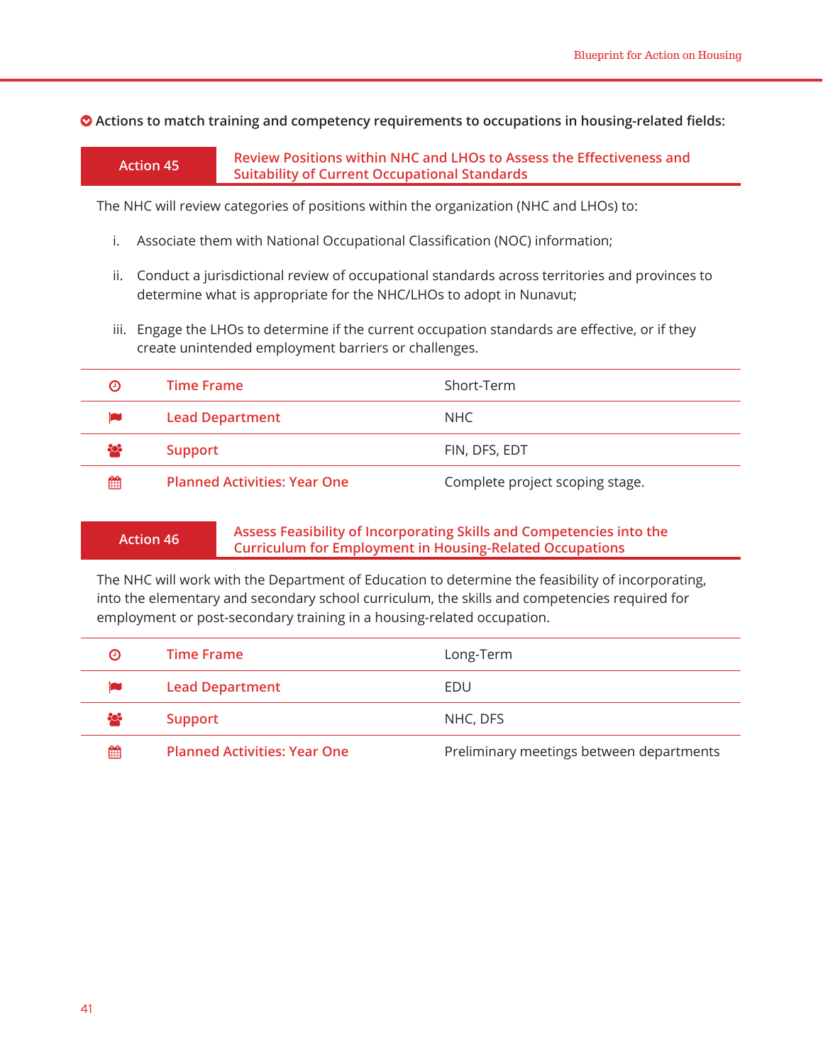**Actions to match training and competency requirements to occupations in housing-related fields:**

## Action 45 — Review Positions within NHC and LHOs to Assess the Effectiveness and Suitability of Current Occupational Standards

The NHC will review categories of positions within the organization (NHC and LHOs) to:

i. Associate them with National Occupational Classification (NOC) information;

ii. Conduct a jurisdictional review of occupational standards across territories and provinces to determine what is appropriate for the NHC/LHOs to adopt in Nunavut;

iii. Engage the LHOs to determine if the current occupation standards are effective, or if they create unintended employment barriers or challenges.

| | |
|---|---|
| Time Frame | Short-Term |
| Lead Department | NHC |
| Support | FIN, DFS, EDT |
| Planned Activities: Year One | Complete project scoping stage. |

## Action 46 — Assess Feasibility of Incorporating Skills and Competencies into the Curriculum for Employment in Housing-Related Occupations

The NHC will work with the Department of Education to determine the feasibility of incorporating, into the elementary and secondary school curriculum, the skills and competencies required for employment or post-secondary training in a housing-related occupation.

| | |
|---|---|
| Time Frame | Long-Term |
| Lead Department | EDU |
| Support | NHC, DFS |
| Planned Activities: Year One | Preliminary meetings between departments |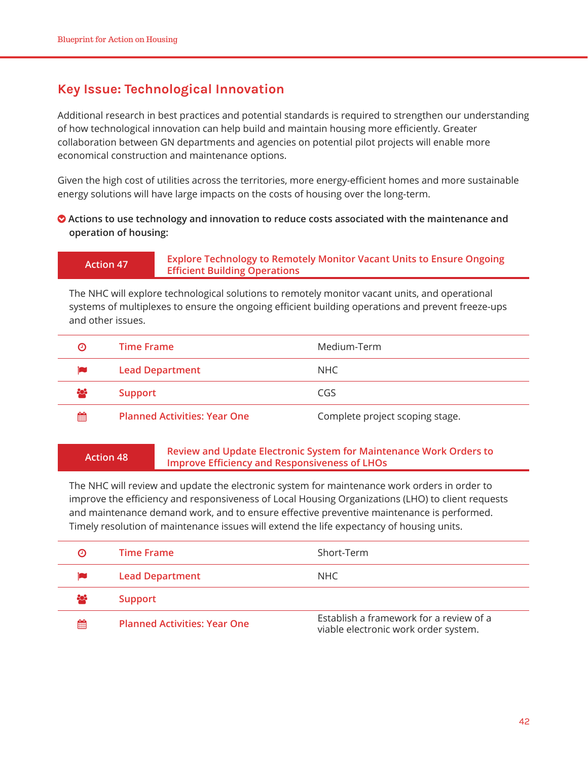## Key Issue: Technological Innovation

Additional research in best practices and potential standards is required to strengthen our understanding of how technological innovation can help build and maintain housing more efficiently. Greater collaboration between GN departments and agencies on potential pilot projects will enable more economical construction and maintenance options.

Given the high cost of utilities across the territories, more energy-efficient homes and more sustainable energy solutions will have large impacts on the costs of housing over the long-term.

**Actions to use technology and innovation to reduce costs associated with the maintenance and operation of housing:**

### Action 47 — Explore Technology to Remotely Monitor Vacant Units to Ensure Ongoing Efficient Building Operations

The NHC will explore technological solutions to remotely monitor vacant units, and operational systems of multiplexes to ensure the ongoing efficient building operations and prevent freeze-ups and other issues.

| | |
|---|---|
| Time Frame | Medium-Term |
| Lead Department | NHC |
| Support | CGS |
| Planned Activities: Year One | Complete project scoping stage. |

### Action 48 — Review and Update Electronic System for Maintenance Work Orders to Improve Efficiency and Responsiveness of LHOs

The NHC will review and update the electronic system for maintenance work orders in order to improve the efficiency and responsiveness of Local Housing Organizations (LHO) to client requests and maintenance demand work, and to ensure effective preventive maintenance is performed. Timely resolution of maintenance issues will extend the life expectancy of housing units.

| | |
|---|---|
| Time Frame | Short-Term |
| Lead Department | NHC |
| Support | |
| Planned Activities: Year One | Establish a framework for a review of a viable electronic work order system. |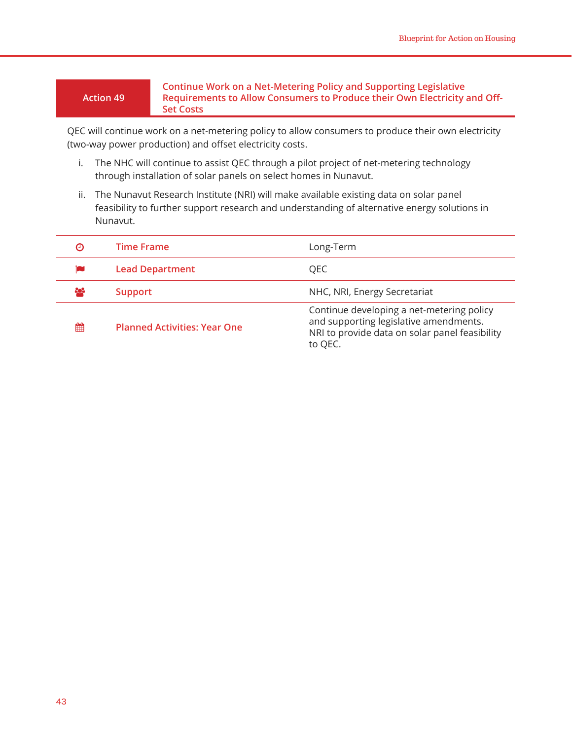## Action 49 — Continue Work on a Net-Metering Policy and Supporting Legislative Requirements to Allow Consumers to Produce their Own Electricity and Off-Set Costs

QEC will continue work on a net-metering policy to allow consumers to produce their own electricity (two-way power production) and offset electricity costs.

i. The NHC will continue to assist QEC through a pilot project of net-metering technology through installation of solar panels on select homes in Nunavut.

ii. The Nunavut Research Institute (NRI) will make available existing data on solar panel feasibility to further support research and understanding of alternative energy solutions in Nunavut.

| | |
|---|---|
| Time Frame | Long-Term |
| Lead Department | QEC |
| Support | NHC, NRI, Energy Secretariat |
| Planned Activities: Year One | Continue developing a net-metering policy and supporting legislative amendments. NRI to provide data on solar panel feasibility to QEC. |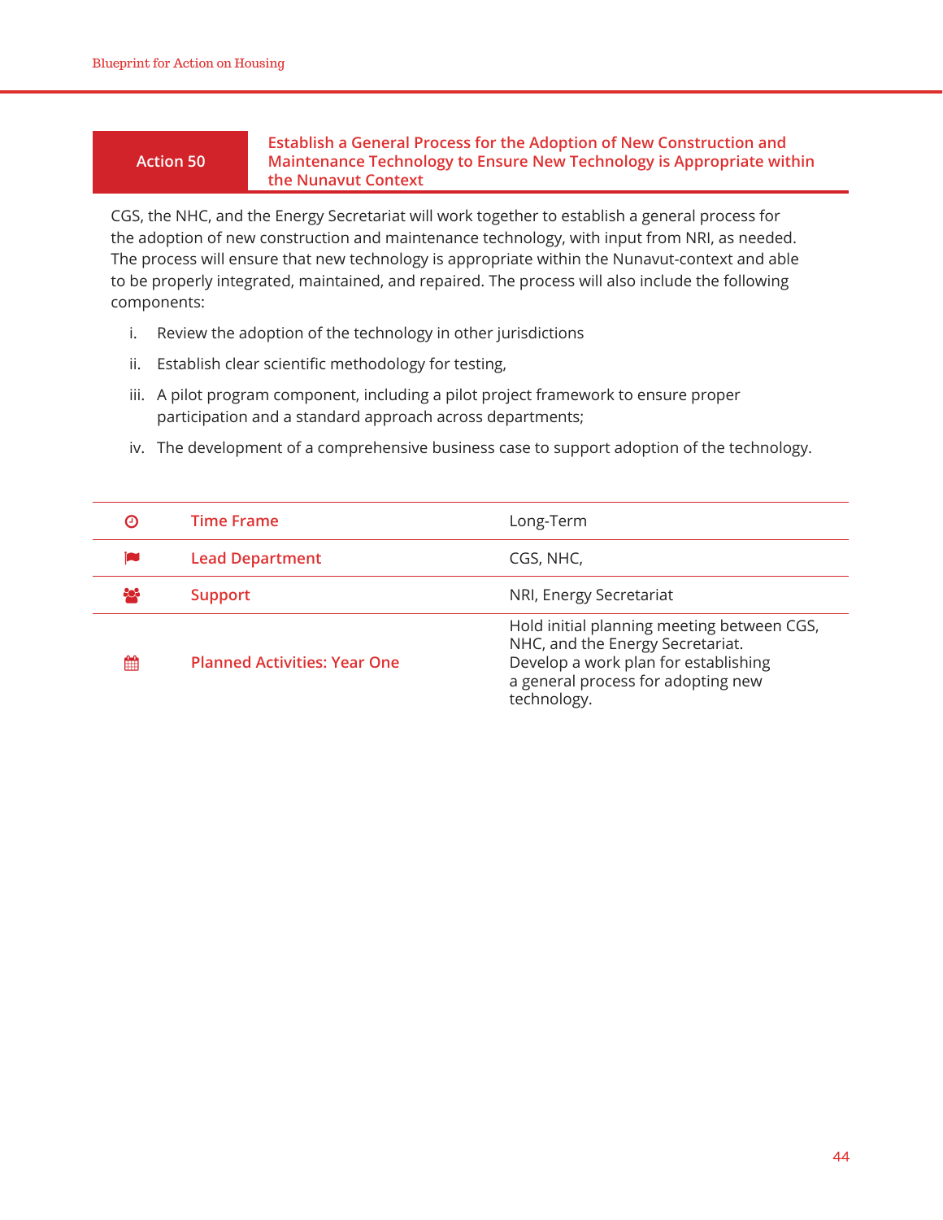## Action 50 — Establish a General Process for the Adoption of New Construction and Maintenance Technology to Ensure New Technology is Appropriate within the Nunavut Context

CGS, the NHC, and the Energy Secretariat will work together to establish a general process for the adoption of new construction and maintenance technology, with input from NRI, as needed. The process will ensure that new technology is appropriate within the Nunavut-context and able to be properly integrated, maintained, and repaired. The process will also include the following components:

i. Review the adoption of the technology in other jurisdictions

ii. Establish clear scientific methodology for testing,

iii. A pilot program component, including a pilot project framework to ensure proper participation and a standard approach across departments;

iv. The development of a comprehensive business case to support adoption of the technology.

| | |
|---|---|
| Time Frame | Long-Term |
| Lead Department | CGS, NHC, |
| Support | NRI, Energy Secretariat |
| Planned Activities: Year One | Hold initial planning meeting between CGS, NHC, and the Energy Secretariat. Develop a work plan for establishing a general process for adopting new technology. |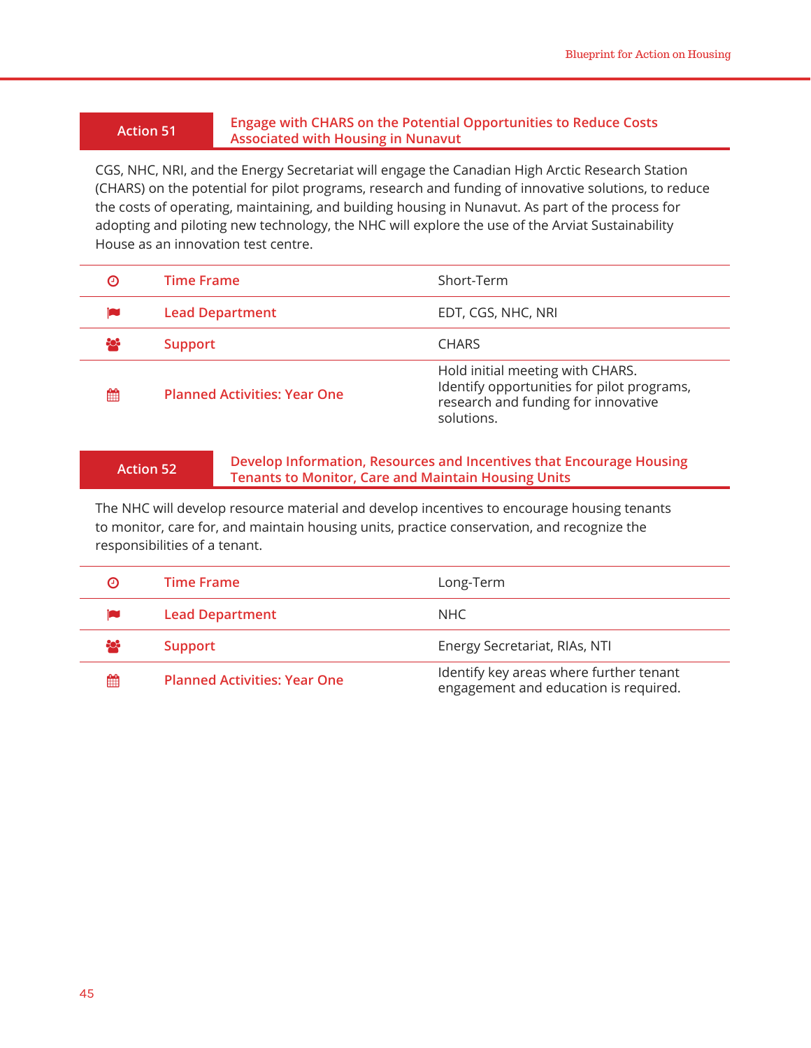## Action 51 — Engage with CHARS on the Potential Opportunities to Reduce Costs Associated with Housing in Nunavut

CGS, NHC, NRI, and the Energy Secretariat will engage the Canadian High Arctic Research Station (CHARS) on the potential for pilot programs, research and funding of innovative solutions, to reduce the costs of operating, maintaining, and building housing in Nunavut. As part of the process for adopting and piloting new technology, the NHC will explore the use of the Arviat Sustainability House as an innovation test centre.

| | |
|---|---|
| Time Frame | Short-Term |
| Lead Department | EDT, CGS, NHC, NRI |
| Support | CHARS |
| Planned Activities: Year One | Hold initial meeting with CHARS. Identify opportunities for pilot programs, research and funding for innovative solutions. |

## Action 52 — Develop Information, Resources and Incentives that Encourage Housing Tenants to Monitor, Care and Maintain Housing Units

The NHC will develop resource material and develop incentives to encourage housing tenants to monitor, care for, and maintain housing units, practice conservation, and recognize the responsibilities of a tenant.

| | |
|---|---|
| Time Frame | Long-Term |
| Lead Department | NHC |
| Support | Energy Secretariat, RIAs, NTI |
| Planned Activities: Year One | Identify key areas where further tenant engagement and education is required. |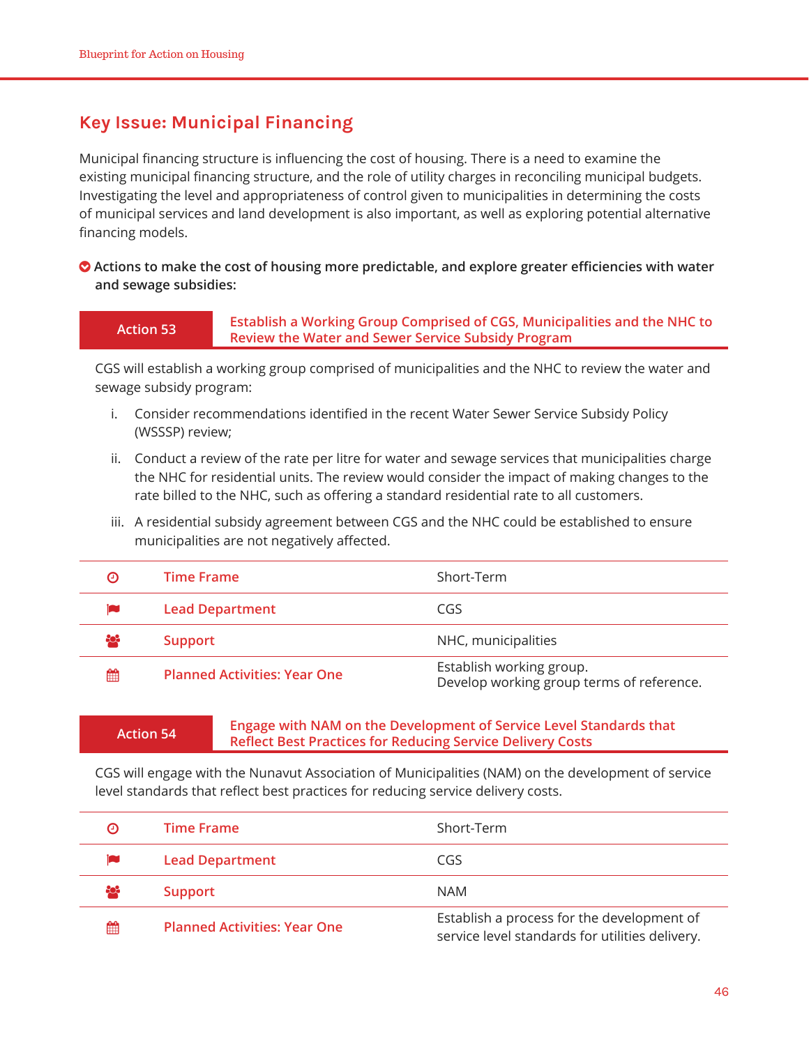## Key Issue: Municipal Financing

Municipal financing structure is influencing the cost of housing. There is a need to examine the existing municipal financing structure, and the role of utility charges in reconciling municipal budgets. Investigating the level and appropriateness of control given to municipalities in determining the costs of municipal services and land development is also important, as well as exploring potential alternative financing models.

**Actions to make the cost of housing more predictable, and explore greater efficiencies with water and sewage subsidies:**

### Action 53 — Establish a Working Group Comprised of CGS, Municipalities and the NHC to Review the Water and Sewer Service Subsidy Program

CGS will establish a working group comprised of municipalities and the NHC to review the water and sewage subsidy program:

i. Consider recommendations identified in the recent Water Sewer Service Subsidy Policy (WSSSP) review;

ii. Conduct a review of the rate per litre for water and sewage services that municipalities charge the NHC for residential units. The review would consider the impact of making changes to the rate billed to the NHC, such as offering a standard residential rate to all customers.

iii. A residential subsidy agreement between CGS and the NHC could be established to ensure municipalities are not negatively affected.

| | |
|---|---|
| Time Frame | Short-Term |
| Lead Department | CGS |
| Support | NHC, municipalities |
| Planned Activities: Year One | Establish working group.<br>Develop working group terms of reference. |

### Action 54 — Engage with NAM on the Development of Service Level Standards that Reflect Best Practices for Reducing Service Delivery Costs

CGS will engage with the Nunavut Association of Municipalities (NAM) on the development of service level standards that reflect best practices for reducing service delivery costs.

| | |
|---|---|
| Time Frame | Short-Term |
| Lead Department | CGS |
| Support | NAM |
| Planned Activities: Year One | Establish a process for the development of service level standards for utilities delivery. |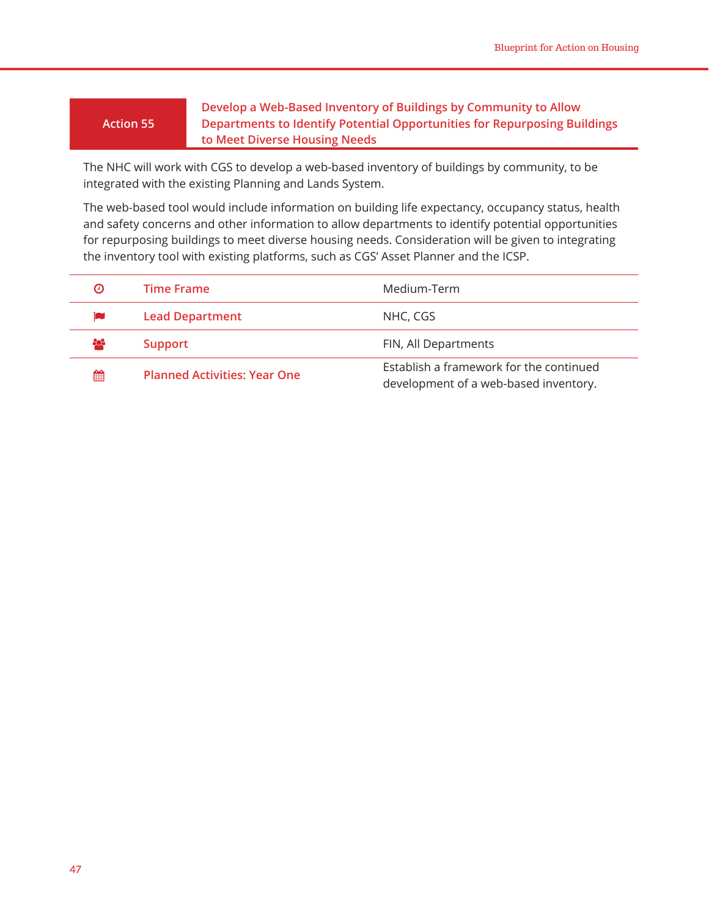## Action 55 – Develop a Web-Based Inventory of Buildings by Community to Allow Departments to Identify Potential Opportunities for Repurposing Buildings to Meet Diverse Housing Needs

The NHC will work with CGS to develop a web-based inventory of buildings by community, to be integrated with the existing Planning and Lands System.

The web-based tool would include information on building life expectancy, occupancy status, health and safety concerns and other information to allow departments to identify potential opportunities for repurposing buildings to meet diverse housing needs. Consideration will be given to integrating the inventory tool with existing platforms, such as CGS' Asset Planner and the ICSP.

| | |
|---|---|
| **Time Frame** | Medium-Term |
| **Lead Department** | NHC, CGS |
| **Support** | FIN, All Departments |
| **Planned Activities: Year One** | Establish a framework for the continued development of a web-based inventory. |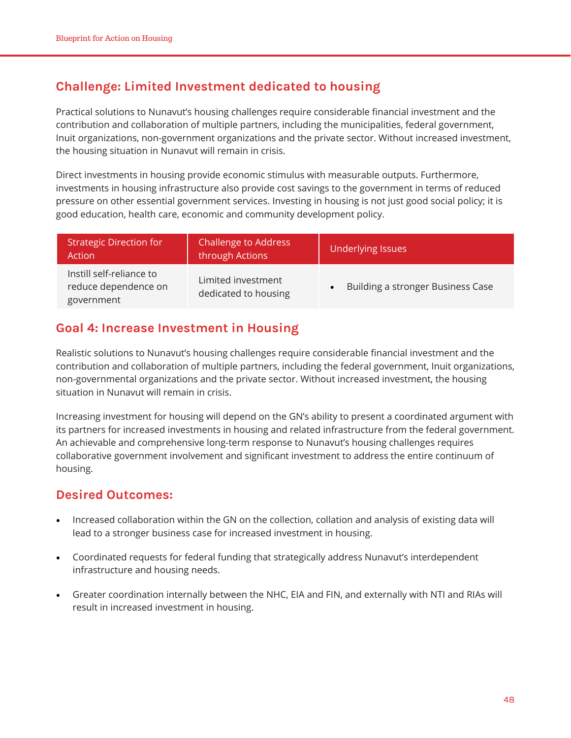## Challenge: Limited Investment dedicated to housing

Practical solutions to Nunavut's housing challenges require considerable financial investment and the contribution and collaboration of multiple partners, including the municipalities, federal government, Inuit organizations, non-government organizations and the private sector. Without increased investment, the housing situation in Nunavut will remain in crisis.

Direct investments in housing provide economic stimulus with measurable outputs. Furthermore, investments in housing infrastructure also provide cost savings to the government in terms of reduced pressure on other essential government services. Investing in housing is not just good social policy; it is good education, health care, economic and community development policy.

| Strategic Direction for Action | Challenge to Address through Actions | Underlying Issues |
|---|---|---|
| Instill self-reliance to reduce dependence on government | Limited investment dedicated to housing | • Building a stronger Business Case |

## Goal 4: Increase Investment in Housing

Realistic solutions to Nunavut's housing challenges require considerable financial investment and the contribution and collaboration of multiple partners, including the federal government, Inuit organizations, non-governmental organizations and the private sector. Without increased investment, the housing situation in Nunavut will remain in crisis.

Increasing investment for housing will depend on the GN's ability to present a coordinated argument with its partners for increased investments in housing and related infrastructure from the federal government. An achievable and comprehensive long-term response to Nunavut's housing challenges requires collaborative government involvement and significant investment to address the entire continuum of housing.

## Desired Outcomes:

- Increased collaboration within the GN on the collection, collation and analysis of existing data will lead to a stronger business case for increased investment in housing.
- Coordinated requests for federal funding that strategically address Nunavut's interdependent infrastructure and housing needs.
- Greater coordination internally between the NHC, EIA and FIN, and externally with NTI and RIAs will result in increased investment in housing.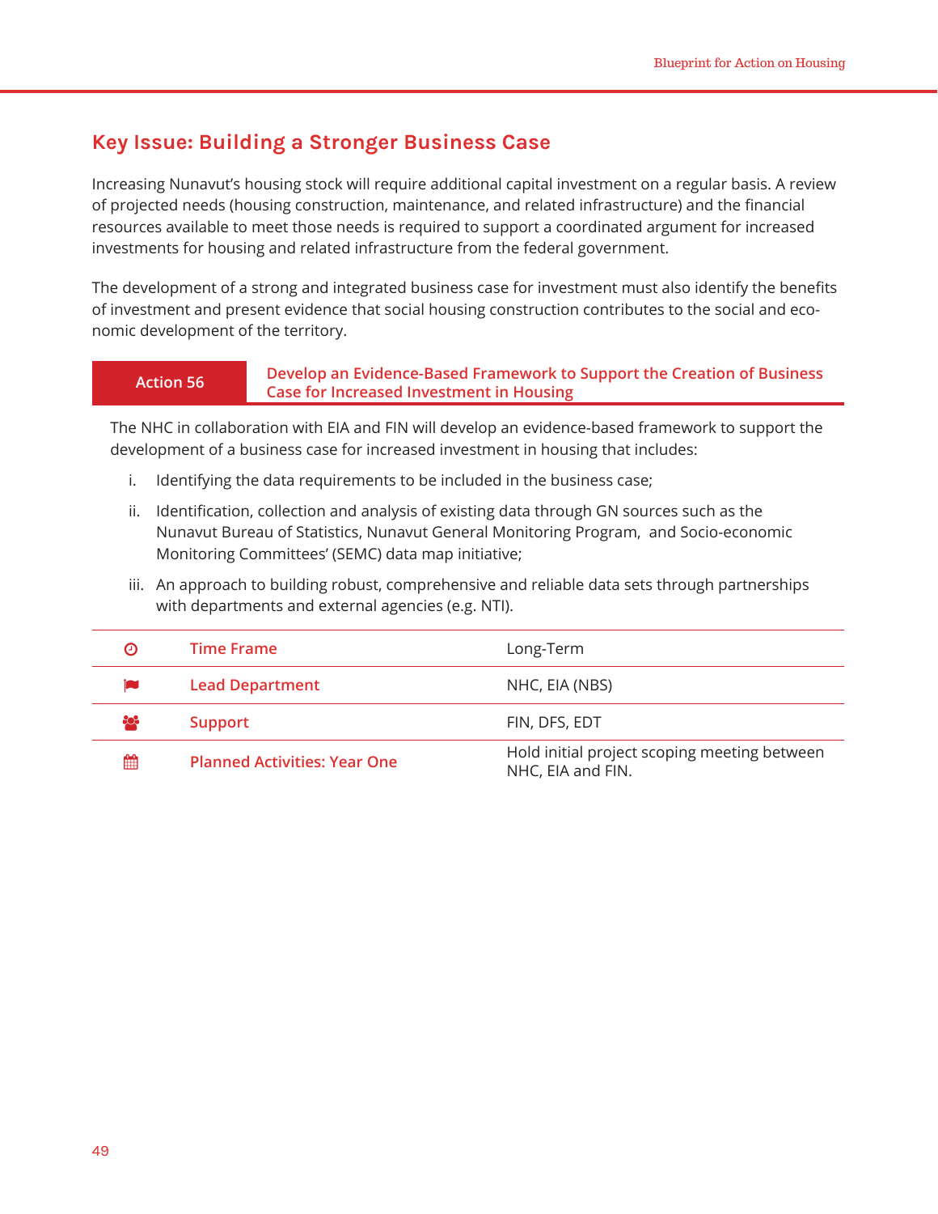## Key Issue: Building a Stronger Business Case

Increasing Nunavut's housing stock will require additional capital investment on a regular basis. A review of projected needs (housing construction, maintenance, and related infrastructure) and the financial resources available to meet those needs is required to support a coordinated argument for increased investments for housing and related infrastructure from the federal government.

The development of a strong and integrated business case for investment must also identify the benefits of investment and present evidence that social housing construction contributes to the social and economic development of the territory.

### Action 56 — Develop an Evidence-Based Framework to Support the Creation of Business Case for Increased Investment in Housing

The NHC in collaboration with EIA and FIN will develop an evidence-based framework to support the development of a business case for increased investment in housing that includes:

i. Identifying the data requirements to be included in the business case;

ii. Identification, collection and analysis of existing data through GN sources such as the Nunavut Bureau of Statistics, Nunavut General Monitoring Program, and Socio-economic Monitoring Committees' (SEMC) data map initiative;

iii. An approach to building robust, comprehensive and reliable data sets through partnerships with departments and external agencies (e.g. NTI).

| | |
|---|---|
| Time Frame | Long-Term |
| Lead Department | NHC, EIA (NBS) |
| Support | FIN, DFS, EDT |
| Planned Activities: Year One | Hold initial project scoping meeting between NHC, EIA and FIN. |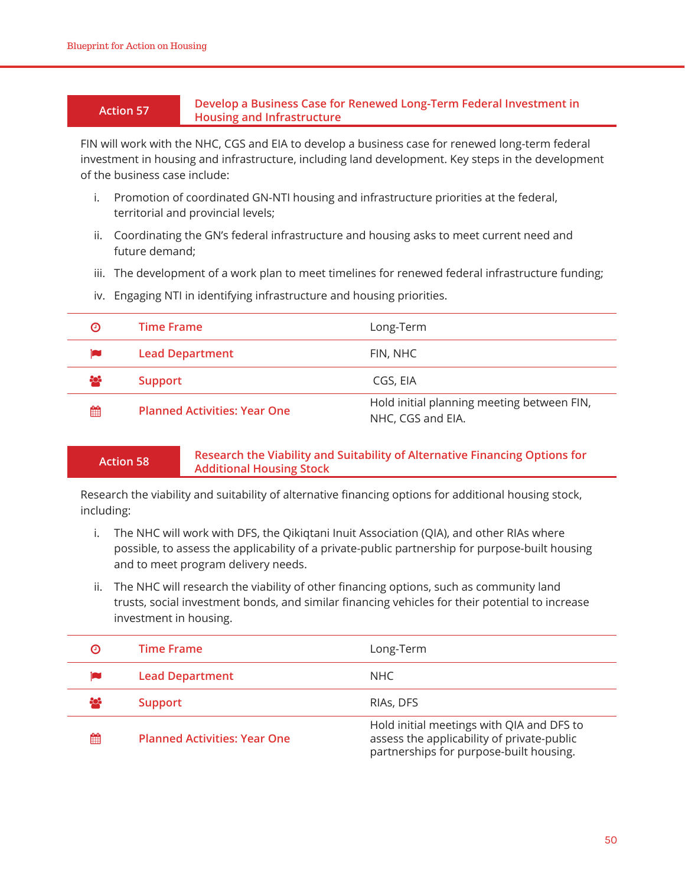## Action 57 — Develop a Business Case for Renewed Long-Term Federal Investment in Housing and Infrastructure

FIN will work with the NHC, CGS and EIA to develop a business case for renewed long-term federal investment in housing and infrastructure, including land development. Key steps in the development of the business case include:

i. Promotion of coordinated GN-NTI housing and infrastructure priorities at the federal, territorial and provincial levels;

ii. Coordinating the GN's federal infrastructure and housing asks to meet current need and future demand;

iii. The development of a work plan to meet timelines for renewed federal infrastructure funding;

iv. Engaging NTI in identifying infrastructure and housing priorities.

| | |
|---|---|
| Time Frame | Long-Term |
| Lead Department | FIN, NHC |
| Support | CGS, EIA |
| Planned Activities: Year One | Hold initial planning meeting between FIN, NHC, CGS and EIA. |

## Action 58 — Research the Viability and Suitability of Alternative Financing Options for Additional Housing Stock

Research the viability and suitability of alternative financing options for additional housing stock, including:

i. The NHC will work with DFS, the Qikiqtani Inuit Association (QIA), and other RIAs where possible, to assess the applicability of a private-public partnership for purpose-built housing and to meet program delivery needs.

ii. The NHC will research the viability of other financing options, such as community land trusts, social investment bonds, and similar financing vehicles for their potential to increase investment in housing.

| | |
|---|---|
| Time Frame | Long-Term |
| Lead Department | NHC |
| Support | RIAs, DFS |
| Planned Activities: Year One | Hold initial meetings with QIA and DFS to assess the applicability of private-public partnerships for purpose-built housing. |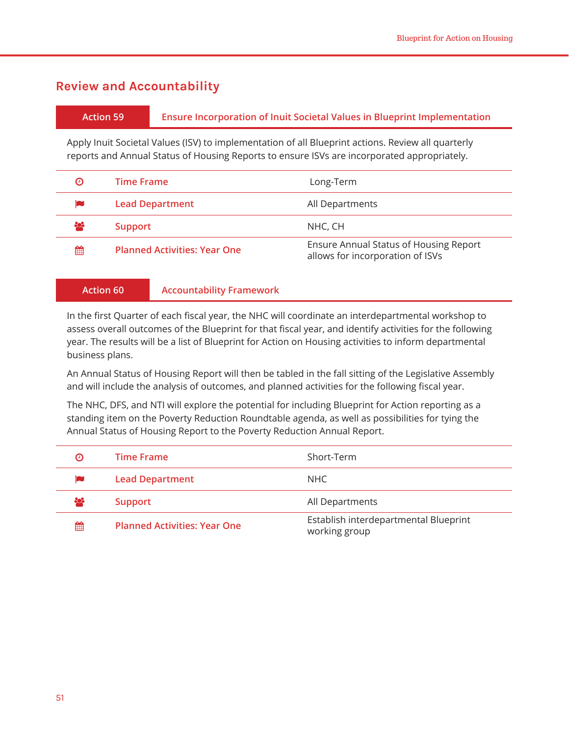## Review and Accountability

### Action 59 — Ensure Incorporation of Inuit Societal Values in Blueprint Implementation

Apply Inuit Societal Values (ISV) to implementation of all Blueprint actions. Review all quarterly reports and Annual Status of Housing Reports to ensure ISVs are incorporated appropriately.

| | |
|---|---|
| Time Frame | Long-Term |
| Lead Department | All Departments |
| Support | NHC, CH |
| Planned Activities: Year One | Ensure Annual Status of Housing Report allows for incorporation of ISVs |

### Action 60 — Accountability Framework

In the first Quarter of each fiscal year, the NHC will coordinate an interdepartmental workshop to assess overall outcomes of the Blueprint for that fiscal year, and identify activities for the following year. The results will be a list of Blueprint for Action on Housing activities to inform departmental business plans.

An Annual Status of Housing Report will then be tabled in the fall sitting of the Legislative Assembly and will include the analysis of outcomes, and planned activities for the following fiscal year.

The NHC, DFS, and NTI will explore the potential for including Blueprint for Action reporting as a standing item on the Poverty Reduction Roundtable agenda, as well as possibilities for tying the Annual Status of Housing Report to the Poverty Reduction Annual Report.

| | |
|---|---|
| Time Frame | Short-Term |
| Lead Department | NHC |
| Support | All Departments |
| Planned Activities: Year One | Establish interdepartmental Blueprint working group |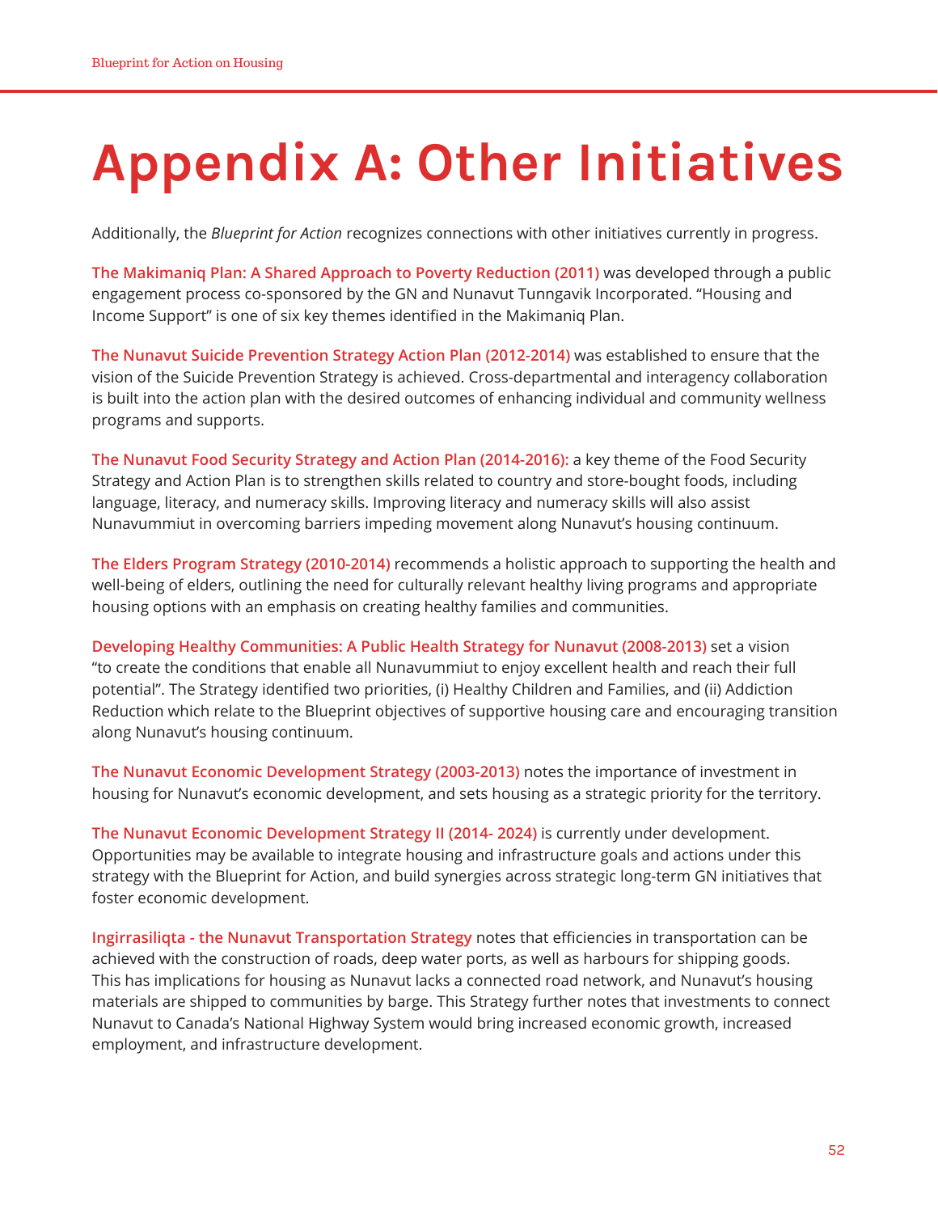# Appendix A: Other Initiatives

Additionally, the *Blueprint for Action* recognizes connections with other initiatives currently in progress.

**The Makimaniq Plan: A Shared Approach to Poverty Reduction (2011)** was developed through a public engagement process co-sponsored by the GN and Nunavut Tunngavik Incorporated. "Housing and Income Support" is one of six key themes identified in the Makimaniq Plan.

**The Nunavut Suicide Prevention Strategy Action Plan (2012-2014)** was established to ensure that the vision of the Suicide Prevention Strategy is achieved. Cross-departmental and interagency collaboration is built into the action plan with the desired outcomes of enhancing individual and community wellness programs and supports.

**The Nunavut Food Security Strategy and Action Plan (2014-2016):** a key theme of the Food Security Strategy and Action Plan is to strengthen skills related to country and store-bought foods, including language, literacy, and numeracy skills. Improving literacy and numeracy skills will also assist Nunavummiut in overcoming barriers impeding movement along Nunavut's housing continuum.

**The Elders Program Strategy (2010-2014)** recommends a holistic approach to supporting the health and well-being of elders, outlining the need for culturally relevant healthy living programs and appropriate housing options with an emphasis on creating healthy families and communities.

**Developing Healthy Communities: A Public Health Strategy for Nunavut (2008-2013)** set a vision "to create the conditions that enable all Nunavummiut to enjoy excellent health and reach their full potential". The Strategy identified two priorities, (i) Healthy Children and Families, and (ii) Addiction Reduction which relate to the Blueprint objectives of supportive housing care and encouraging transition along Nunavut's housing continuum.

**The Nunavut Economic Development Strategy (2003-2013)** notes the importance of investment in housing for Nunavut's economic development, and sets housing as a strategic priority for the territory.

**The Nunavut Economic Development Strategy II (2014- 2024)** is currently under development. Opportunities may be available to integrate housing and infrastructure goals and actions under this strategy with the Blueprint for Action, and build synergies across strategic long-term GN initiatives that foster economic development.

**Ingirrasiliqta - the Nunavut Transportation Strategy** notes that efficiencies in transportation can be achieved with the construction of roads, deep water ports, as well as harbours for shipping goods. This has implications for housing as Nunavut lacks a connected road network, and Nunavut's housing materials are shipped to communities by barge. This Strategy further notes that investments to connect Nunavut to Canada's National Highway System would bring increased economic growth, increased employment, and infrastructure development.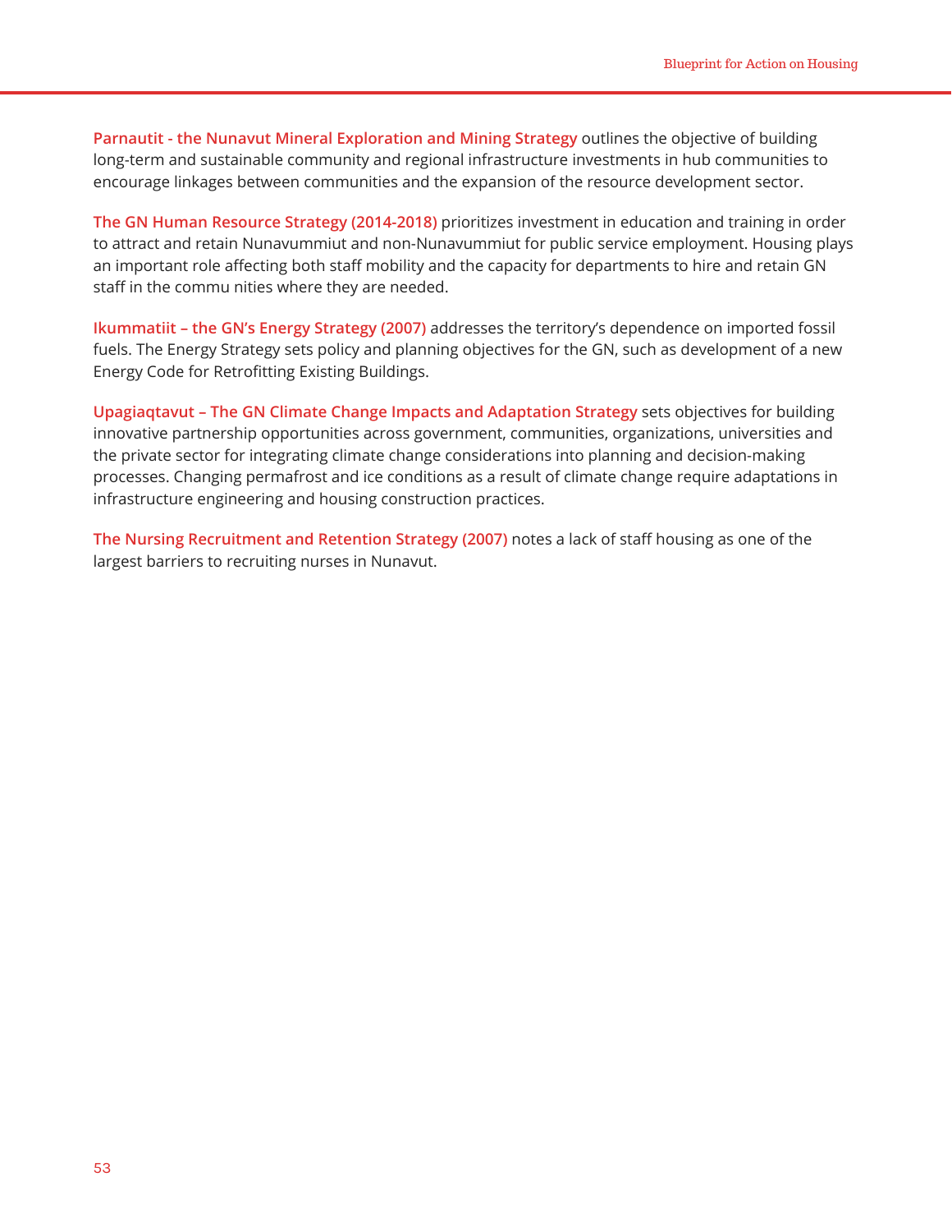**Parnautit - the Nunavut Mineral Exploration and Mining Strategy** outlines the objective of building long-term and sustainable community and regional infrastructure investments in hub communities to encourage linkages between communities and the expansion of the resource development sector.

**The GN Human Resource Strategy (2014-2018)** prioritizes investment in education and training in order to attract and retain Nunavummiut and non-Nunavummiut for public service employment. Housing plays an important role affecting both staff mobility and the capacity for departments to hire and retain GN staff in the commu nities where they are needed.

**Ikummatiit – the GN's Energy Strategy (2007)** addresses the territory's dependence on imported fossil fuels. The Energy Strategy sets policy and planning objectives for the GN, such as development of a new Energy Code for Retrofitting Existing Buildings.

**Upagiaqtavut – The GN Climate Change Impacts and Adaptation Strategy** sets objectives for building innovative partnership opportunities across government, communities, organizations, universities and the private sector for integrating climate change considerations into planning and decision-making processes. Changing permafrost and ice conditions as a result of climate change require adaptations in infrastructure engineering and housing construction practices.

**The Nursing Recruitment and Retention Strategy (2007)** notes a lack of staff housing as one of the largest barriers to recruiting nurses in Nunavut.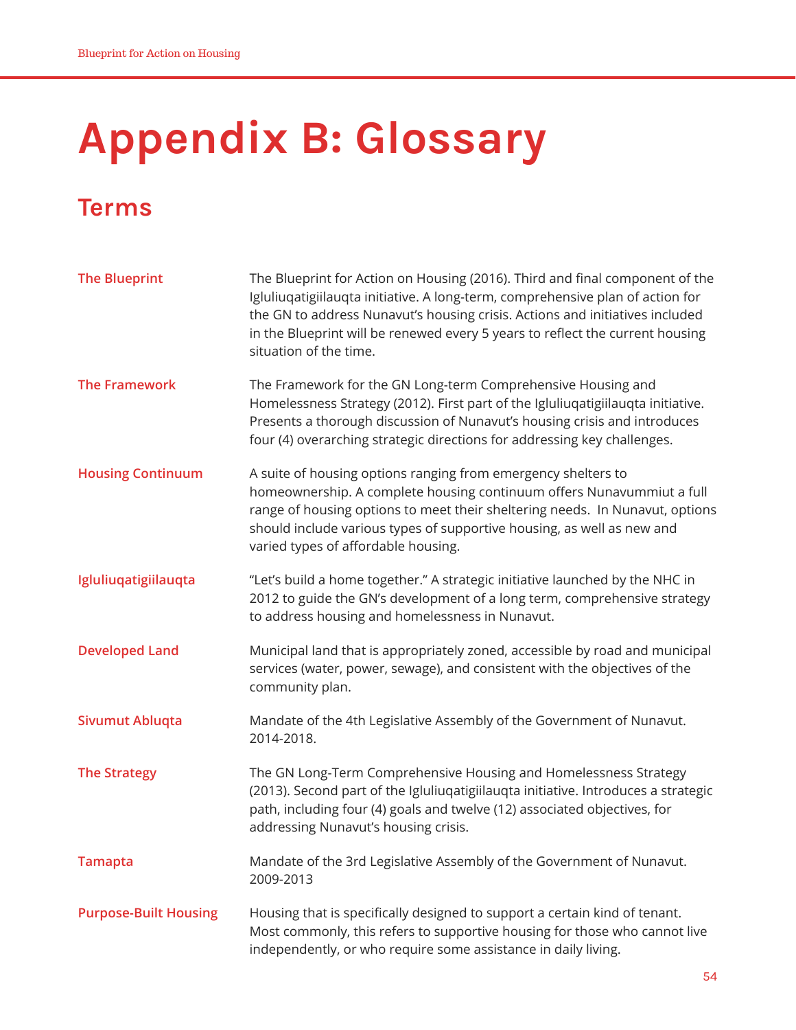# Appendix B: Glossary

## Terms

**The Blueprint**

The Blueprint for Action on Housing (2016). Third and final component of the Igluliuqatigiilauqta initiative. A long-term, comprehensive plan of action for the GN to address Nunavut's housing crisis. Actions and initiatives included in the Blueprint will be renewed every 5 years to reflect the current housing situation of the time.

**The Framework**

The Framework for the GN Long-term Comprehensive Housing and Homelessness Strategy (2012). First part of the Igluliuqatigiilauqta initiative. Presents a thorough discussion of Nunavut's housing crisis and introduces four (4) overarching strategic directions for addressing key challenges.

**Housing Continuum**

A suite of housing options ranging from emergency shelters to homeownership. A complete housing continuum offers Nunavummiut a full range of housing options to meet their sheltering needs. In Nunavut, options should include various types of supportive housing, as well as new and varied types of affordable housing.

**Igluliuqatigiilauqta**

"Let's build a home together." A strategic initiative launched by the NHC in 2012 to guide the GN's development of a long term, comprehensive strategy to address housing and homelessness in Nunavut.

**Developed Land**

Municipal land that is appropriately zoned, accessible by road and municipal services (water, power, sewage), and consistent with the objectives of the community plan.

**Sivumut Abluqta**

Mandate of the 4th Legislative Assembly of the Government of Nunavut. 2014-2018.

**The Strategy**

The GN Long-Term Comprehensive Housing and Homelessness Strategy (2013). Second part of the Igluliuqatigiilauqta initiative. Introduces a strategic path, including four (4) goals and twelve (12) associated objectives, for addressing Nunavut's housing crisis.

**Tamapta**

Mandate of the 3rd Legislative Assembly of the Government of Nunavut. 2009-2013

**Purpose-Built Housing**

Housing that is specifically designed to support a certain kind of tenant. Most commonly, this refers to supportive housing for those who cannot live independently, or who require some assistance in daily living.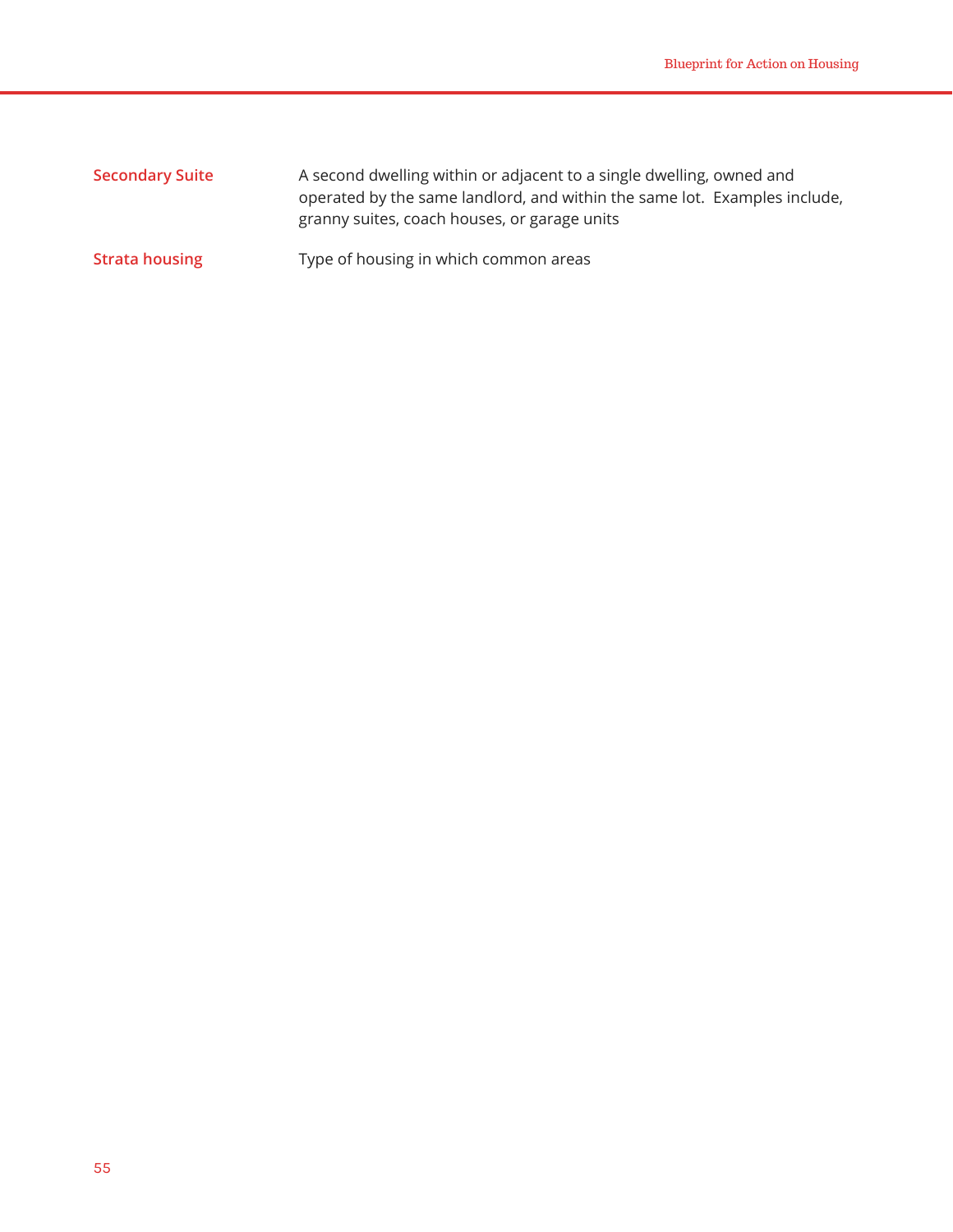| | |
|---|---|
| **Secondary Suite** | A second dwelling within or adjacent to a single dwelling, owned and operated by the same landlord, and within the same lot. Examples include, granny suites, coach houses, or garage units |
| **Strata housing** | Type of housing in which common areas |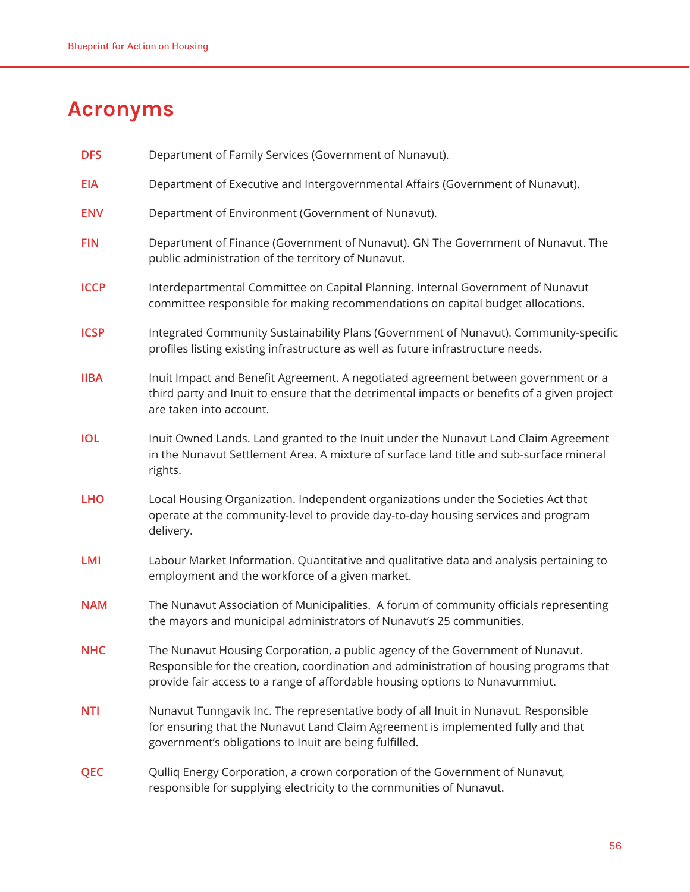# Acronyms

**DFS** Department of Family Services (Government of Nunavut).

**EIA** Department of Executive and Intergovernmental Affairs (Government of Nunavut).

**ENV** Department of Environment (Government of Nunavut).

**FIN** Department of Finance (Government of Nunavut). GN The Government of Nunavut. The public administration of the territory of Nunavut.

**ICCP** Interdepartmental Committee on Capital Planning. Internal Government of Nunavut committee responsible for making recommendations on capital budget allocations.

**ICSP** Integrated Community Sustainability Plans (Government of Nunavut). Community-specific profiles listing existing infrastructure as well as future infrastructure needs.

**IIBA** Inuit Impact and Benefit Agreement. A negotiated agreement between government or a third party and Inuit to ensure that the detrimental impacts or benefits of a given project are taken into account.

**IOL** Inuit Owned Lands. Land granted to the Inuit under the Nunavut Land Claim Agreement in the Nunavut Settlement Area. A mixture of surface land title and sub-surface mineral rights.

**LHO** Local Housing Organization. Independent organizations under the Societies Act that operate at the community-level to provide day-to-day housing services and program delivery.

**LMI** Labour Market Information. Quantitative and qualitative data and analysis pertaining to employment and the workforce of a given market.

**NAM** The Nunavut Association of Municipalities. A forum of community officials representing the mayors and municipal administrators of Nunavut's 25 communities.

**NHC** The Nunavut Housing Corporation, a public agency of the Government of Nunavut. Responsible for the creation, coordination and administration of housing programs that provide fair access to a range of affordable housing options to Nunavummiut.

**NTI** Nunavut Tunngavik Inc. The representative body of all Inuit in Nunavut. Responsible for ensuring that the Nunavut Land Claim Agreement is implemented fully and that government's obligations to Inuit are being fulfilled.

**QEC** Qulliq Energy Corporation, a crown corporation of the Government of Nunavut, responsible for supplying electricity to the communities of Nunavut.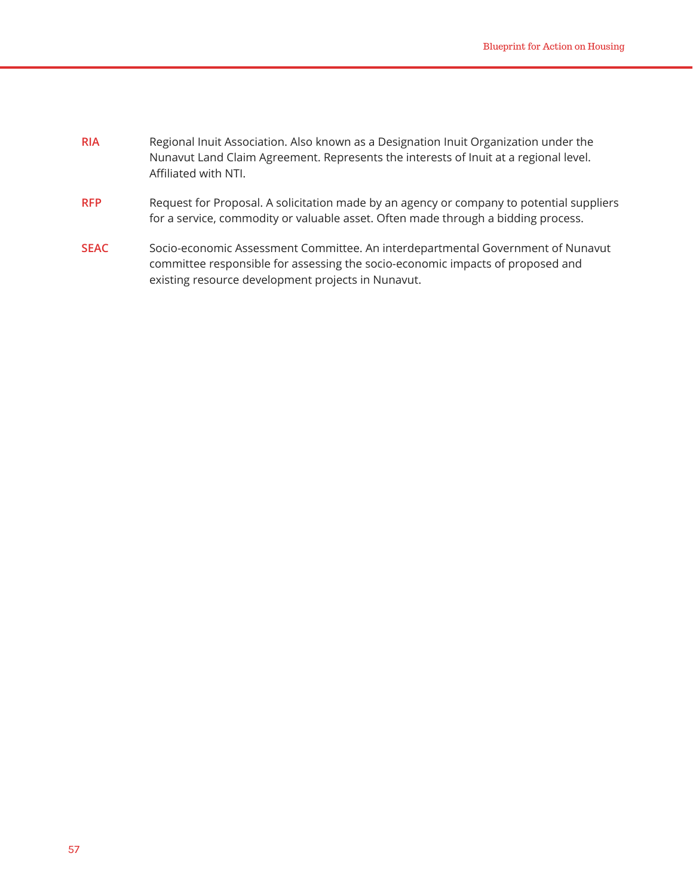**RIA** Regional Inuit Association. Also known as a Designation Inuit Organization under the Nunavut Land Claim Agreement. Represents the interests of Inuit at a regional level. Affiliated with NTI.

**RFP** Request for Proposal. A solicitation made by an agency or company to potential suppliers for a service, commodity or valuable asset. Often made through a bidding process.

**SEAC** Socio-economic Assessment Committee. An interdepartmental Government of Nunavut committee responsible for assessing the socio-economic impacts of proposed and existing resource development projects in Nunavut.